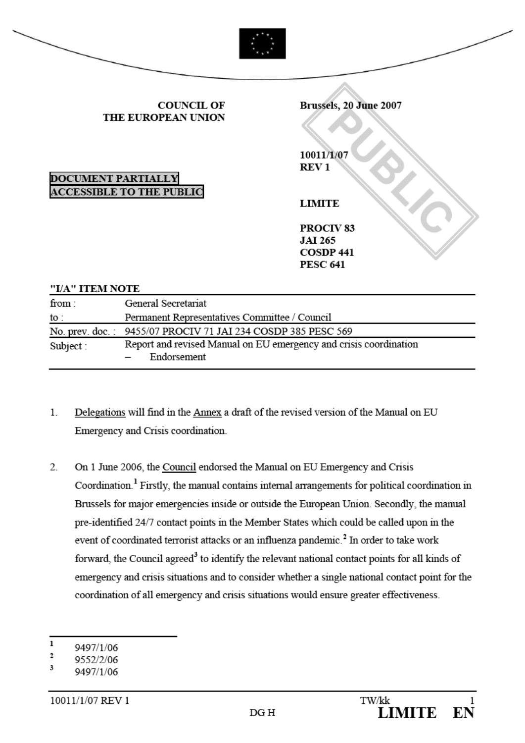COUNCIL OF
THE EUROPEAN UNION

Brussels, 20 June 2007

10011/1/07
REV 1

**DOCUMENT PARTIALLY ACCESSIBLE TO THE PUBLIC**

LIMITE

PROCIV 83
JAI 265
COSDP 441
PESC 641

**"I/A" ITEM NOTE**

| | |
|---|---|
| from : | General Secretariat |
| to : | Permanent Representatives Committee / Council |
| No. prev. doc. : | 9455/07 PROCIV 71 JAI 234 COSDP 385 PESC 569 |
| Subject : | Report and revised Manual on EU emergency and crisis coordination – Endorsement |

1. Delegations will find in the Annex a draft of the revised version of the Manual on EU Emergency and Crisis coordination.

2. On 1 June 2006, the Council endorsed the Manual on EU Emergency and Crisis Coordination.[1] Firstly, the manual contains internal arrangements for political coordination in Brussels for major emergencies inside or outside the European Union. Secondly, the manual pre-identified 24/7 contact points in the Member States which could be called upon in the event of coordinated terrorist attacks or an influenza pandemic.[2] In order to take work forward, the Council agreed[3] to identify the relevant national contact points for all kinds of emergency and crisis situations and to consider whether a single national contact point for the coordination of all emergency and crisis situations would ensure greater effectiveness.

---

[1] 9497/1/06
[2] 9552/2/06
[3] 9497/1/06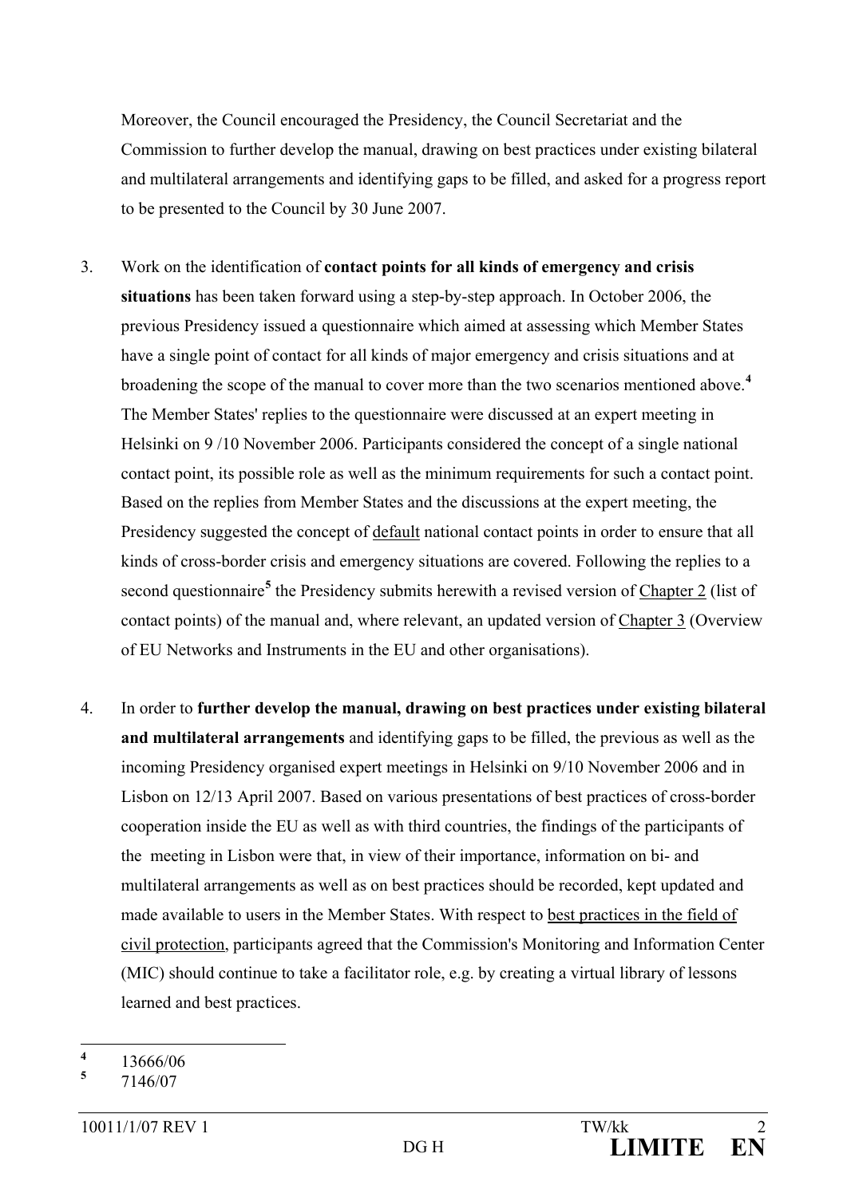Moreover, the Council encouraged the Presidency, the Council Secretariat and the Commission to further develop the manual, drawing on best practices under existing bilateral and multilateral arrangements and identifying gaps to be filled, and asked for a progress report to be presented to the Council by 30 June 2007.

3. Work on the identification of **contact points for all kinds of emergency and crisis situations** has been taken forward using a step-by-step approach. In October 2006, the previous Presidency issued a questionnaire which aimed at assessing which Member States have a single point of contact for all kinds of major emergency and crisis situations and at broadening the scope of the manual to cover more than the two scenarios mentioned above.[4] The Member States' replies to the questionnaire were discussed at an expert meeting in Helsinki on 9 /10 November 2006. Participants considered the concept of a single national contact point, its possible role as well as the minimum requirements for such a contact point. Based on the replies from Member States and the discussions at the expert meeting, the Presidency suggested the concept of default national contact points in order to ensure that all kinds of cross-border crisis and emergency situations are covered. Following the replies to a second questionnaire[5] the Presidency submits herewith a revised version of Chapter 2 (list of contact points) of the manual and, where relevant, an updated version of Chapter 3 (Overview of EU Networks and Instruments in the EU and other organisations).

4. In order to **further develop the manual, drawing on best practices under existing bilateral and multilateral arrangements** and identifying gaps to be filled, the previous as well as the incoming Presidency organised expert meetings in Helsinki on 9/10 November 2006 and in Lisbon on 12/13 April 2007. Based on various presentations of best practices of cross-border cooperation inside the EU as well as with third countries, the findings of the participants of the meeting in Lisbon were that, in view of their importance, information on bi- and multilateral arrangements as well as on best practices should be recorded, kept updated and made available to users in the Member States. With respect to best practices in the field of civil protection, participants agreed that the Commission's Monitoring and Information Center (MIC) should continue to take a facilitator role, e.g. by creating a virtual library of lessons learned and best practices.

[4] 13666/06

[5] 7146/07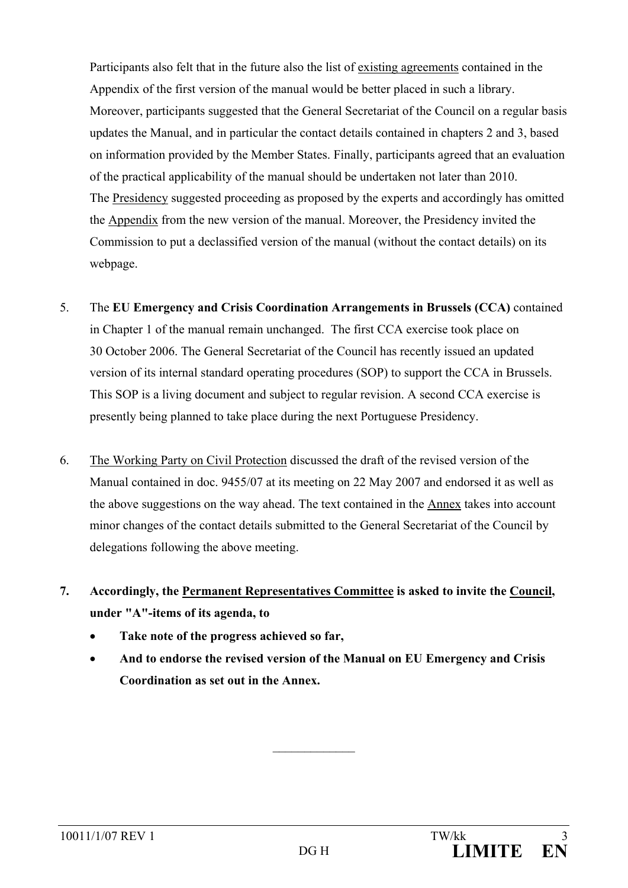Participants also felt that in the future also the list of existing agreements contained in the Appendix of the first version of the manual would be better placed in such a library. Moreover, participants suggested that the General Secretariat of the Council on a regular basis updates the Manual, and in particular the contact details contained in chapters 2 and 3, based on information provided by the Member States. Finally, participants agreed that an evaluation of the practical applicability of the manual should be undertaken not later than 2010.
The Presidency suggested proceeding as proposed by the experts and accordingly has omitted the Appendix from the new version of the manual. Moreover, the Presidency invited the Commission to put a declassified version of the manual (without the contact details) on its webpage.

5. The **EU Emergency and Crisis Coordination Arrangements in Brussels (CCA)** contained in Chapter 1 of the manual remain unchanged. The first CCA exercise took place on 30 October 2006. The General Secretariat of the Council has recently issued an updated version of its internal standard operating procedures (SOP) to support the CCA in Brussels. This SOP is a living document and subject to regular revision. A second CCA exercise is presently being planned to take place during the next Portuguese Presidency.

6. The Working Party on Civil Protection discussed the draft of the revised version of the Manual contained in doc. 9455/07 at its meeting on 22 May 2007 and endorsed it as well as the above suggestions on the way ahead. The text contained in the Annex takes into account minor changes of the contact details submitted to the General Secretariat of the Council by delegations following the above meeting.

7. **Accordingly, the Permanent Representatives Committee is asked to invite the Council, under "A"-items of its agenda, to**
   - **Take note of the progress achieved so far,**
   - **And to endorse the revised version of the Manual on EU Emergency and Crisis Coordination as set out in the Annex.**

\_\_\_\_\_\_\_\_\_\_\_\_\_\_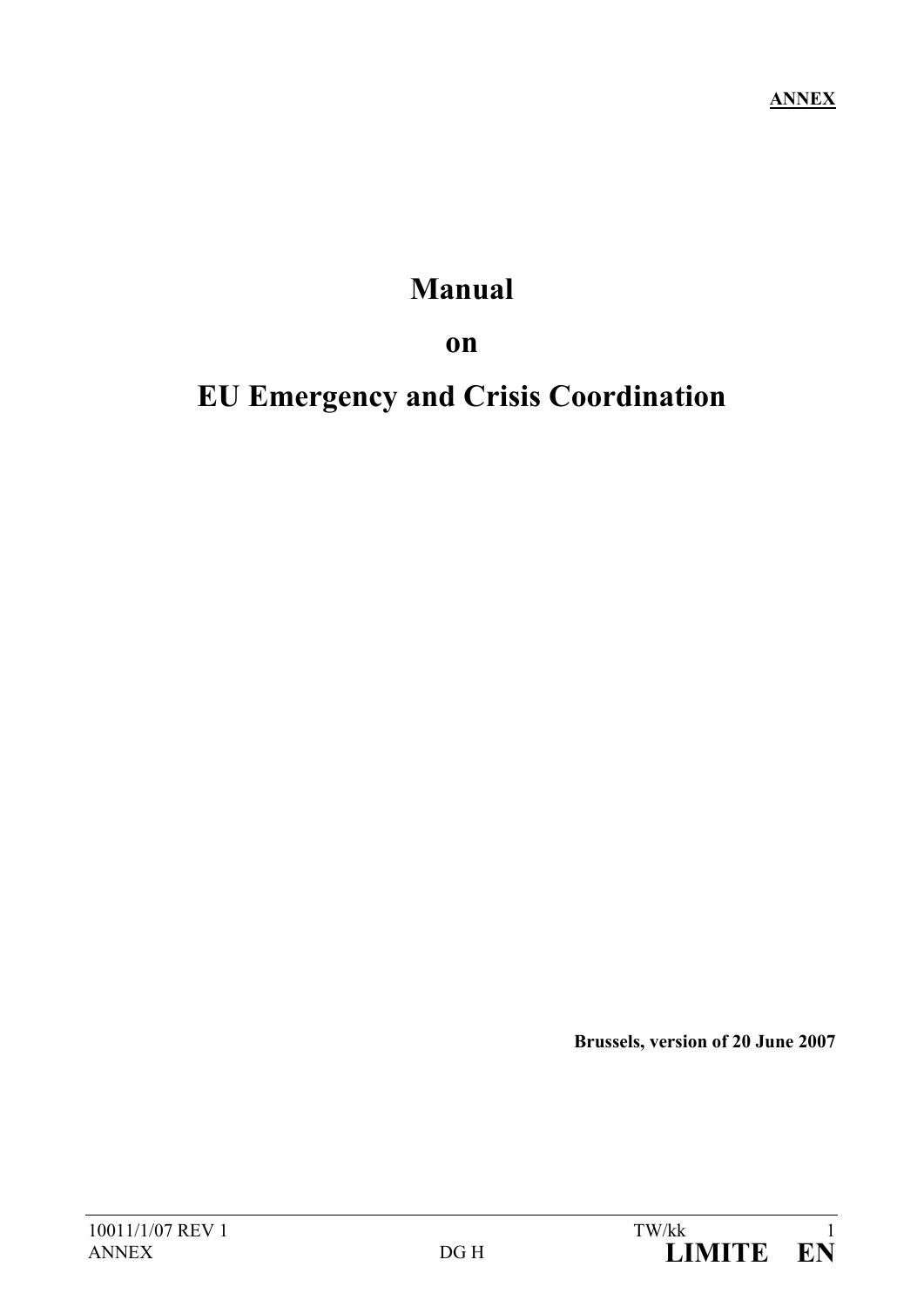**ANNEX**

# Manual

# on

# EU Emergency and Crisis Coordination

**Brussels, version of 20 June 2007**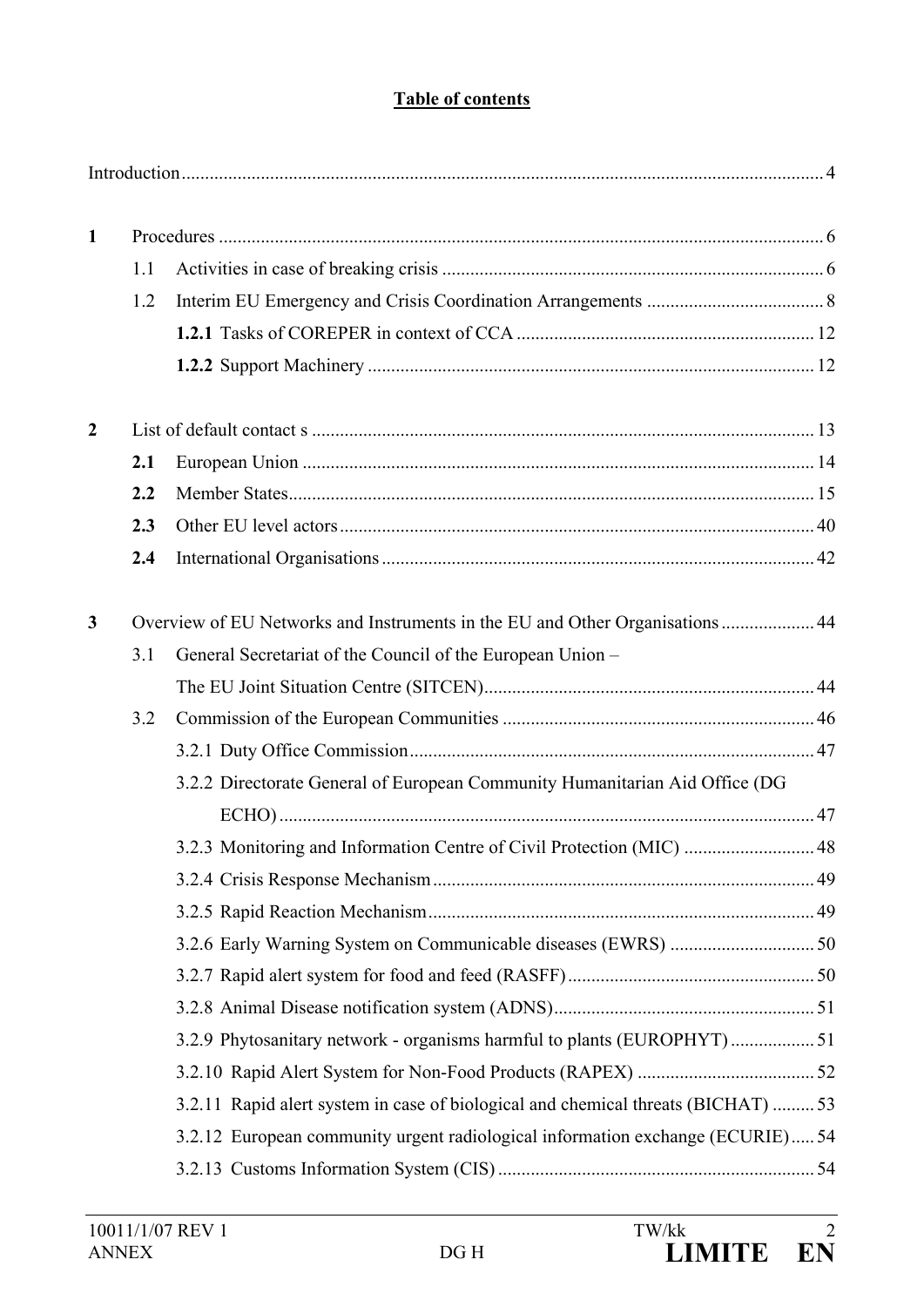# Table of contents

Introduction ........................................................................................................................ 4

**1** Procedures ................................................................................................................. 6

1.1 Activities in case of breaking crisis ................................................................................. 6

1.2 Interim EU Emergency and Crisis Coordination Arrangements ...................................... 8

**1.2.1** Tasks of COREPER in context of CCA ................................................................ 12

**1.2.2** Support Machinery ................................................................................................ 12

**2** List of default contact s ........................................................................................... 13

**2.1** European Union ............................................................................................................. 14

**2.2** Member States................................................................................................................ 15

**2.3** Other EU level actors..................................................................................................... 40

**2.4** International Organisations ............................................................................................ 42

**3** Overview of EU Networks and Instruments in the EU and Other Organisations .................... 44

3.1 General Secretariat of the Council of the European Union – The EU Joint Situation Centre (SITCEN)....................................................................... 44

3.2 Commission of the European Communities .................................................................. 46

3.2.1 Duty Office Commission....................................................................................... 47

3.2.2 Directorate General of European Community Humanitarian Aid Office (DG ECHO) ................................................................................................................. 47

3.2.3 Monitoring and Information Centre of Civil Protection (MIC) ............................ 48

3.2.4 Crisis Response Mechanism .................................................................................. 49

3.2.5 Rapid Reaction Mechanism................................................................................... 49

3.2.6 Early Warning System on Communicable diseases (EWRS) ............................... 50

3.2.7 Rapid alert system for food and feed (RASFF)..................................................... 50

3.2.8 Animal Disease notification system (ADNS)........................................................ 51

3.2.9 Phytosanitary network - organisms harmful to plants (EUROPHYT) .................. 51

3.2.10 Rapid Alert System for Non-Food Products (RAPEX) ...................................... 52

3.2.11 Rapid alert system in case of biological and chemical threats (BICHAT) ......... 53

3.2.12 European community urgent radiological information exchange (ECURIE)..... 54

3.2.13 Customs Information System (CIS) .................................................................... 54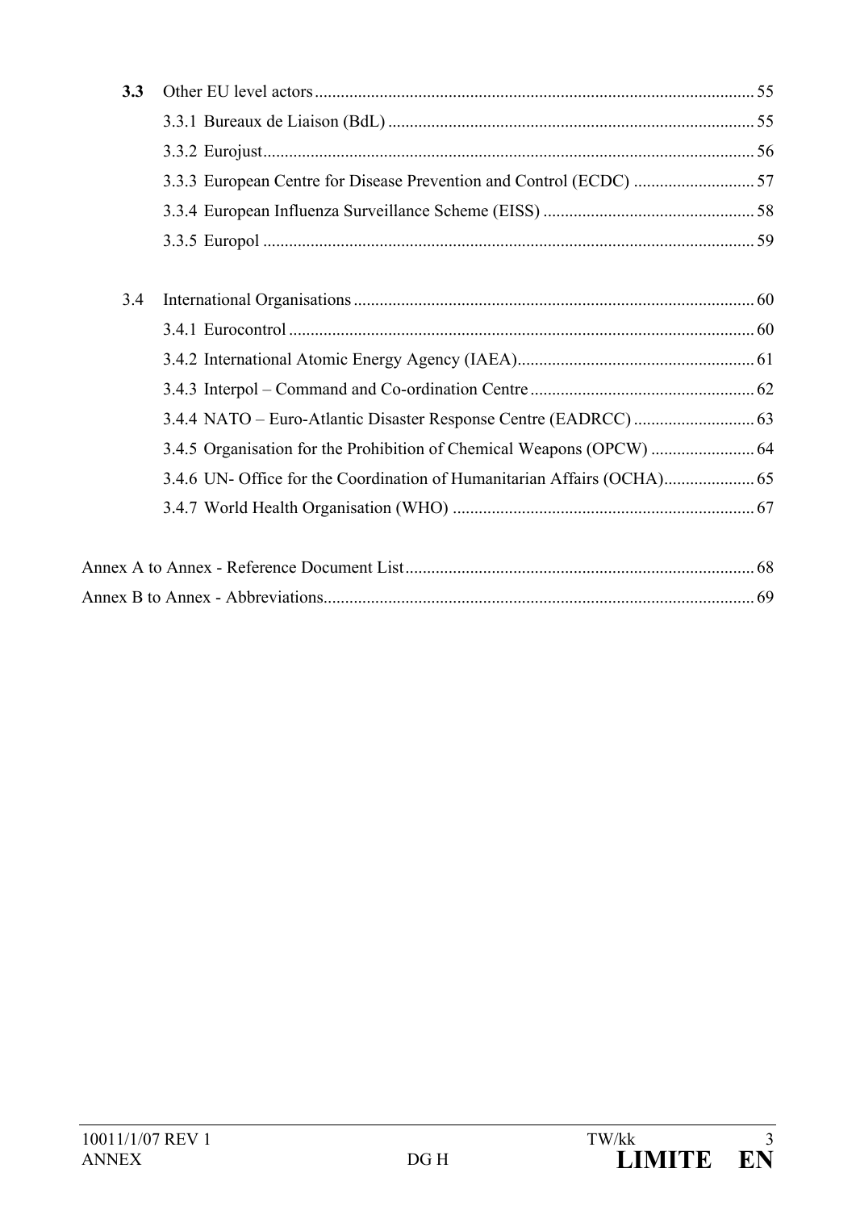**3.3** Other EU level actors ..... 55

3.3.1 Bureaux de Liaison (BdL) ..... 55

3.3.2 Eurojust ..... 56

3.3.3 European Centre for Disease Prevention and Control (ECDC) ..... 57

3.3.4 European Influenza Surveillance Scheme (EISS) ..... 58

3.3.5 Europol ..... 59

3.4 International Organisations ..... 60

3.4.1 Eurocontrol ..... 60

3.4.2 International Atomic Energy Agency (IAEA) ..... 61

3.4.3 Interpol – Command and Co-ordination Centre ..... 62

3.4.4 NATO – Euro-Atlantic Disaster Response Centre (EADRCC) ..... 63

3.4.5 Organisation for the Prohibition of Chemical Weapons (OPCW) ..... 64

3.4.6 UN- Office for the Coordination of Humanitarian Affairs (OCHA) ..... 65

3.4.7 World Health Organisation (WHO) ..... 67

Annex A to Annex - Reference Document List ..... 68

Annex B to Annex - Abbreviations ..... 69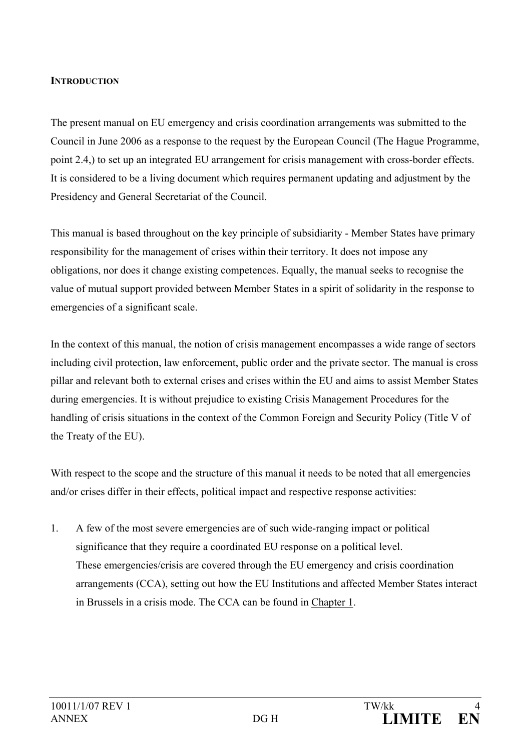## INTRODUCTION

The present manual on EU emergency and crisis coordination arrangements was submitted to the Council in June 2006 as a response to the request by the European Council (The Hague Programme, point 2.4,) to set up an integrated EU arrangement for crisis management with cross-border effects. It is considered to be a living document which requires permanent updating and adjustment by the Presidency and General Secretariat of the Council.

This manual is based throughout on the key principle of subsidiarity - Member States have primary responsibility for the management of crises within their territory. It does not impose any obligations, nor does it change existing competences. Equally, the manual seeks to recognise the value of mutual support provided between Member States in a spirit of solidarity in the response to emergencies of a significant scale.

In the context of this manual, the notion of crisis management encompasses a wide range of sectors including civil protection, law enforcement, public order and the private sector. The manual is cross pillar and relevant both to external crises and crises within the EU and aims to assist Member States during emergencies. It is without prejudice to existing Crisis Management Procedures for the handling of crisis situations in the context of the Common Foreign and Security Policy (Title V of the Treaty of the EU).

With respect to the scope and the structure of this manual it needs to be noted that all emergencies and/or crises differ in their effects, political impact and respective response activities:

1. A few of the most severe emergencies are of such wide-ranging impact or political significance that they require a coordinated EU response on a political level. These emergencies/crisis are covered through the EU emergency and crisis coordination arrangements (CCA), setting out how the EU Institutions and affected Member States interact in Brussels in a crisis mode. The CCA can be found in Chapter 1.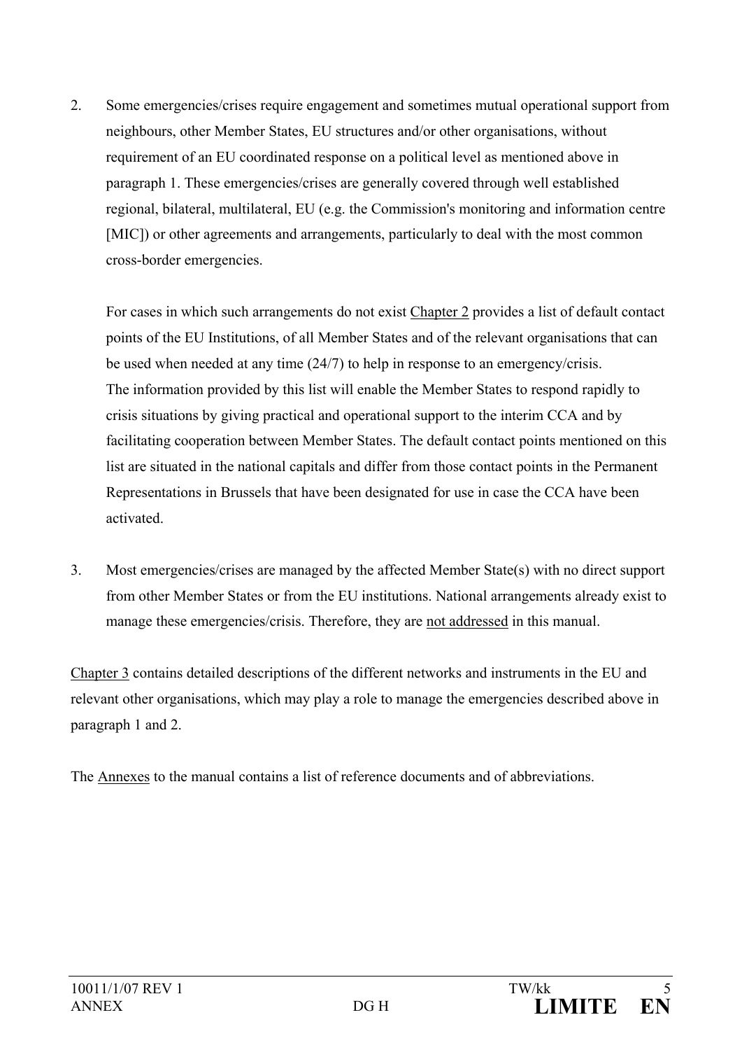2. Some emergencies/crises require engagement and sometimes mutual operational support from neighbours, other Member States, EU structures and/or other organisations, without requirement of an EU coordinated response on a political level as mentioned above in paragraph 1. These emergencies/crises are generally covered through well established regional, bilateral, multilateral, EU (e.g. the Commission's monitoring and information centre [MIC]) or other agreements and arrangements, particularly to deal with the most common cross-border emergencies.

   For cases in which such arrangements do not exist Chapter 2 provides a list of default contact points of the EU Institutions, of all Member States and of the relevant organisations that can be used when needed at any time (24/7) to help in response to an emergency/crisis. The information provided by this list will enable the Member States to respond rapidly to crisis situations by giving practical and operational support to the interim CCA and by facilitating cooperation between Member States. The default contact points mentioned on this list are situated in the national capitals and differ from those contact points in the Permanent Representations in Brussels that have been designated for use in case the CCA have been activated.

3. Most emergencies/crises are managed by the affected Member State(s) with no direct support from other Member States or from the EU institutions. National arrangements already exist to manage these emergencies/crisis. Therefore, they are not addressed in this manual.

Chapter 3 contains detailed descriptions of the different networks and instruments in the EU and relevant other organisations, which may play a role to manage the emergencies described above in paragraph 1 and 2.

The Annexes to the manual contains a list of reference documents and of abbreviations.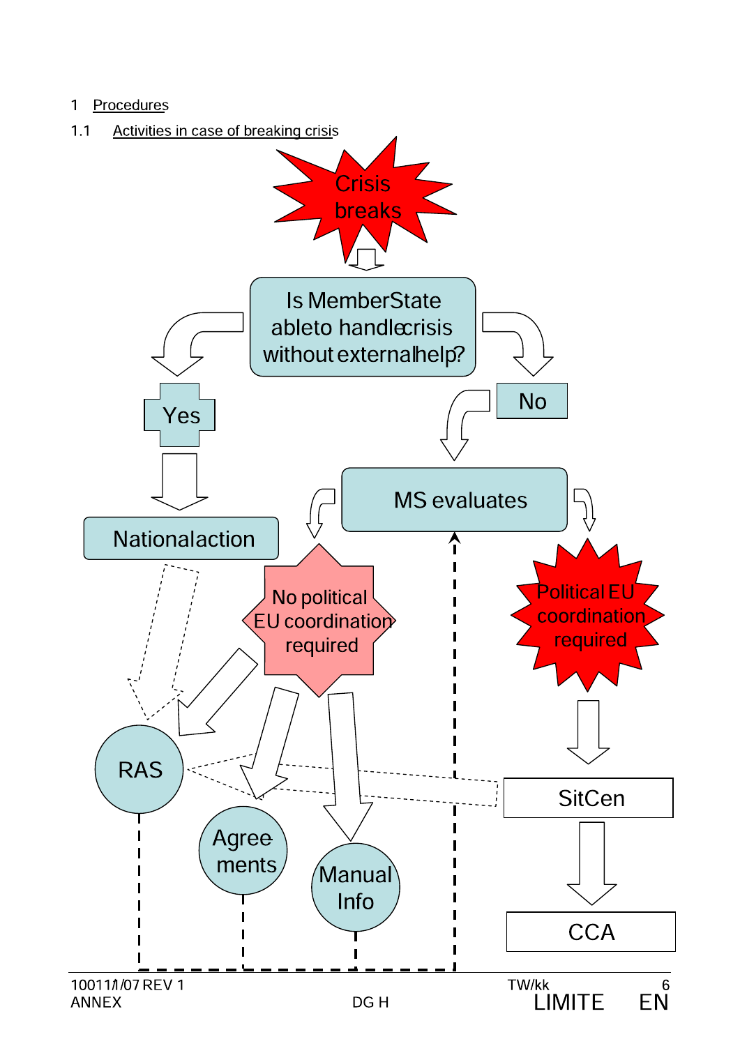# 1 Procedures

## 1.1 Activities in case of breaking crisis

Crisis breaks

Is MemberState ableto handlecrisis without externalhelp?

Yes

No

Nationalaction

MS evaluates

No political EU coordination required

Political EU coordination required

RAS

Agree ments

Manual Info

SitCen

CCA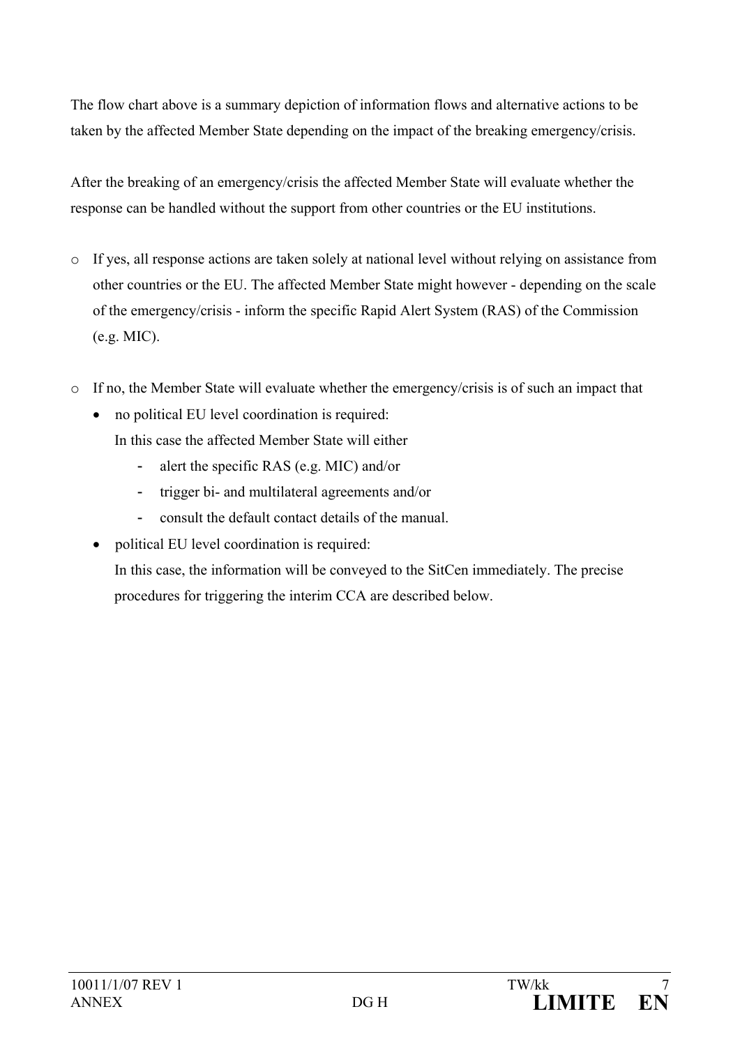The flow chart above is a summary depiction of information flows and alternative actions to be taken by the affected Member State depending on the impact of the breaking emergency/crisis.

After the breaking of an emergency/crisis the affected Member State will evaluate whether the response can be handled without the support from other countries or the EU institutions.

- If yes, all response actions are taken solely at national level without relying on assistance from other countries or the EU. The affected Member State might however - depending on the scale of the emergency/crisis - inform the specific Rapid Alert System (RAS) of the Commission (e.g. MIC).

- If no, the Member State will evaluate whether the emergency/crisis is of such an impact that
  - no political EU level coordination is required:
    In this case the affected Member State will either
    - alert the specific RAS (e.g. MIC) and/or
    - trigger bi- and multilateral agreements and/or
    - consult the default contact details of the manual.
  - political EU level coordination is required:
    In this case, the information will be conveyed to the SitCen immediately. The precise procedures for triggering the interim CCA are described below.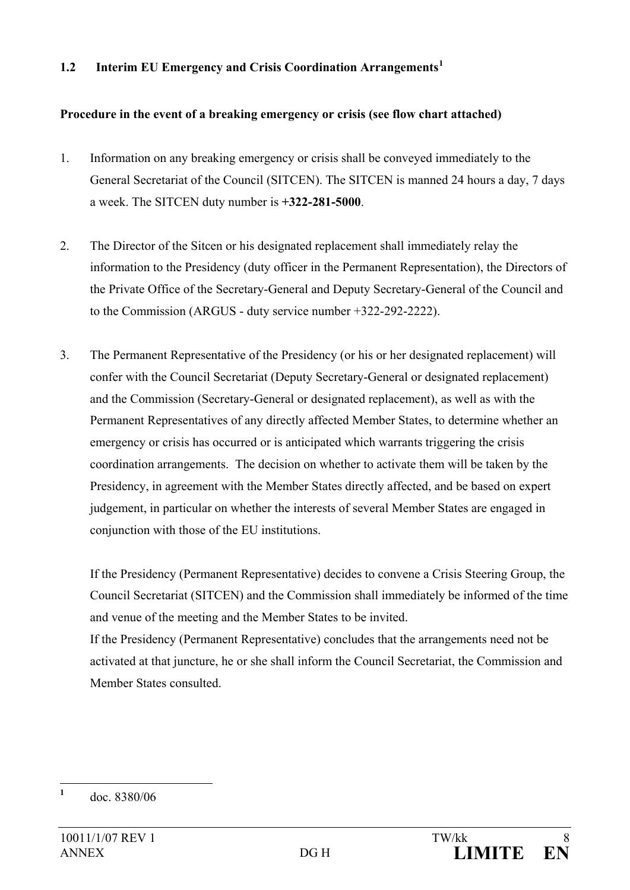## 1.2 Interim EU Emergency and Crisis Coordination Arrangements[1]

**Procedure in the event of a breaking emergency or crisis (see flow chart attached)**

1. Information on any breaking emergency or crisis shall be conveyed immediately to the General Secretariat of the Council (SITCEN). The SITCEN is manned 24 hours a day, 7 days a week. The SITCEN duty number is **+322-281-5000**.

2. The Director of the Sitcen or his designated replacement shall immediately relay the information to the Presidency (duty officer in the Permanent Representation), the Directors of the Private Office of the Secretary-General and Deputy Secretary-General of the Council and to the Commission (ARGUS - duty service number +322-292-2222).

3. The Permanent Representative of the Presidency (or his or her designated replacement) will confer with the Council Secretariat (Deputy Secretary-General or designated replacement) and the Commission (Secretary-General or designated replacement), as well as with the Permanent Representatives of any directly affected Member States, to determine whether an emergency or crisis has occurred or is anticipated which warrants triggering the crisis coordination arrangements. The decision on whether to activate them will be taken by the Presidency, in agreement with the Member States directly affected, and be based on expert judgement, in particular on whether the interests of several Member States are engaged in conjunction with those of the EU institutions.

   If the Presidency (Permanent Representative) decides to convene a Crisis Steering Group, the Council Secretariat (SITCEN) and the Commission shall immediately be informed of the time and venue of the meeting and the Member States to be invited.
   If the Presidency (Permanent Representative) concludes that the arrangements need not be activated at that juncture, he or she shall inform the Council Secretariat, the Commission and Member States consulted.

[1] doc. 8380/06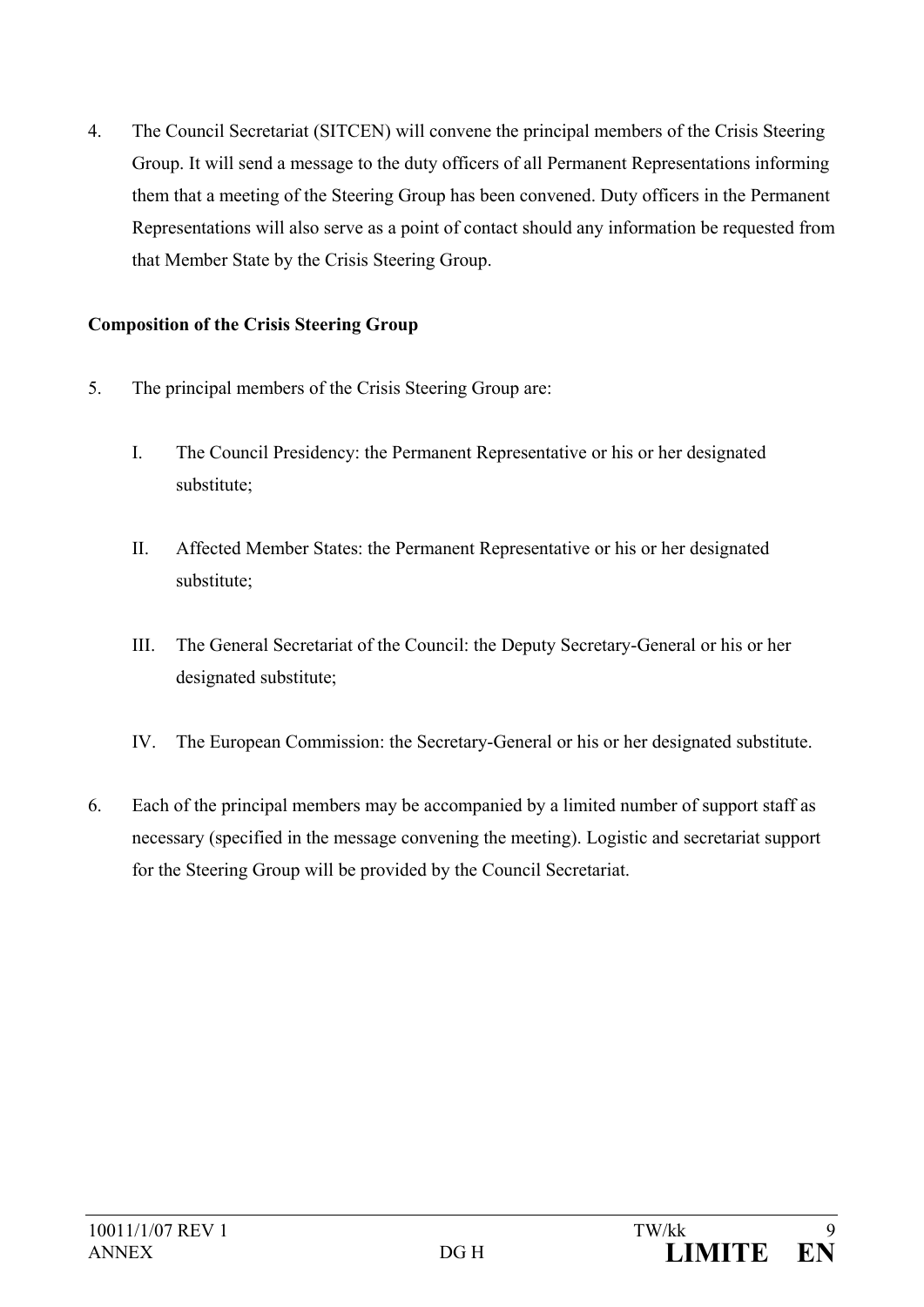4. The Council Secretariat (SITCEN) will convene the principal members of the Crisis Steering Group. It will send a message to the duty officers of all Permanent Representations informing them that a meeting of the Steering Group has been convened. Duty officers in the Permanent Representations will also serve as a point of contact should any information be requested from that Member State by the Crisis Steering Group.

**Composition of the Crisis Steering Group**

5. The principal members of the Crisis Steering Group are:

   I. The Council Presidency: the Permanent Representative or his or her designated substitute;

   II. Affected Member States: the Permanent Representative or his or her designated substitute;

   III. The General Secretariat of the Council: the Deputy Secretary-General or his or her designated substitute;

   IV. The European Commission: the Secretary-General or his or her designated substitute.

6. Each of the principal members may be accompanied by a limited number of support staff as necessary (specified in the message convening the meeting). Logistic and secretariat support for the Steering Group will be provided by the Council Secretariat.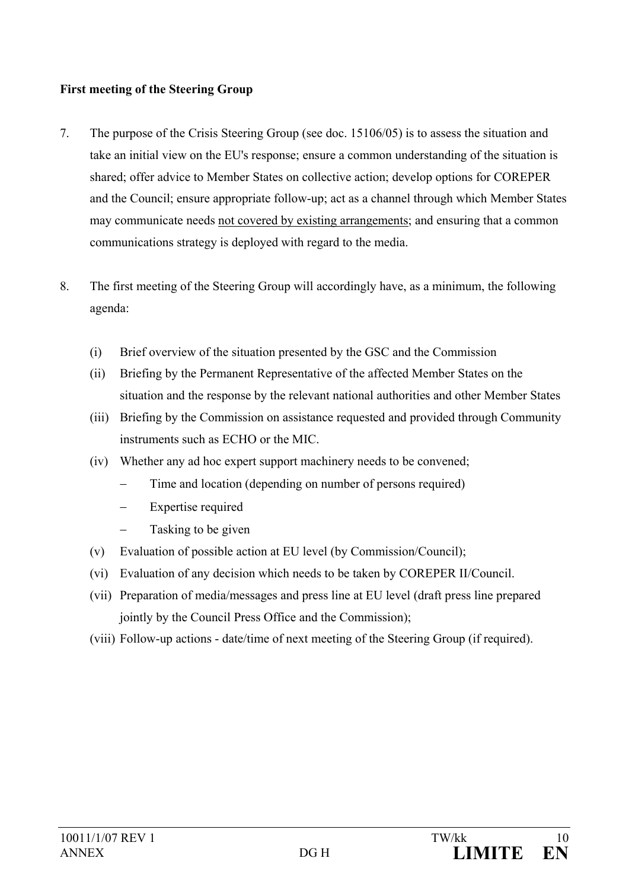**First meeting of the Steering Group**

7. The purpose of the Crisis Steering Group (see doc. 15106/05) is to assess the situation and take an initial view on the EU's response; ensure a common understanding of the situation is shared; offer advice to Member States on collective action; develop options for COREPER and the Council; ensure appropriate follow-up; act as a channel through which Member States may communicate needs <u>not covered by existing arrangements</u>; and ensuring that a common communications strategy is deployed with regard to the media.

8. The first meeting of the Steering Group will accordingly have, as a minimum, the following agenda:

   (i) Brief overview of the situation presented by the GSC and the Commission
   
   (ii) Briefing by the Permanent Representative of the affected Member States on the situation and the response by the relevant national authorities and other Member States
   
   (iii) Briefing by the Commission on assistance requested and provided through Community instruments such as ECHO or the MIC.
   
   (iv) Whether any ad hoc expert support machinery needs to be convened;
   
   – Time and location (depending on number of persons required)
   
   – Expertise required
   
   – Tasking to be given
   
   (v) Evaluation of possible action at EU level (by Commission/Council);
   
   (vi) Evaluation of any decision which needs to be taken by COREPER II/Council.
   
   (vii) Preparation of media/messages and press line at EU level (draft press line prepared jointly by the Council Press Office and the Commission);
   
   (viii) Follow-up actions - date/time of next meeting of the Steering Group (if required).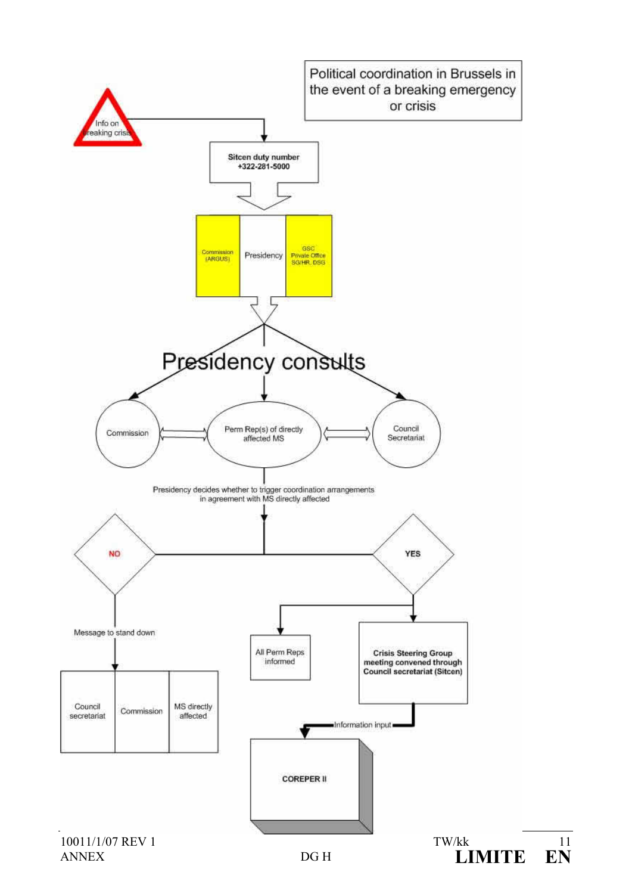# Political coordination in Brussels in the event of a breaking emergency or crisis

Info on breaking crisis

**Sitcen duty number +322-281-5000**

| Commission (ARGUS) | Presidency | GSC Private Office SG/HR, DSG |
|---|---|---|

## Presidency consults

- Commission
- Perm Rep(s) of directly affected MS
- Council Secretariat

Presidency decides whether to trigger coordination arrangements in agreement with MS directly affected

**NO**

Message to stand down

| Council secretariat | Commission | MS directly affected |
|---|---|---|

**YES**

- All Perm Reps informed
- **Crisis Steering Group meeting convened through Council secretariat (Sitcen)**

Information input

**COREPER II**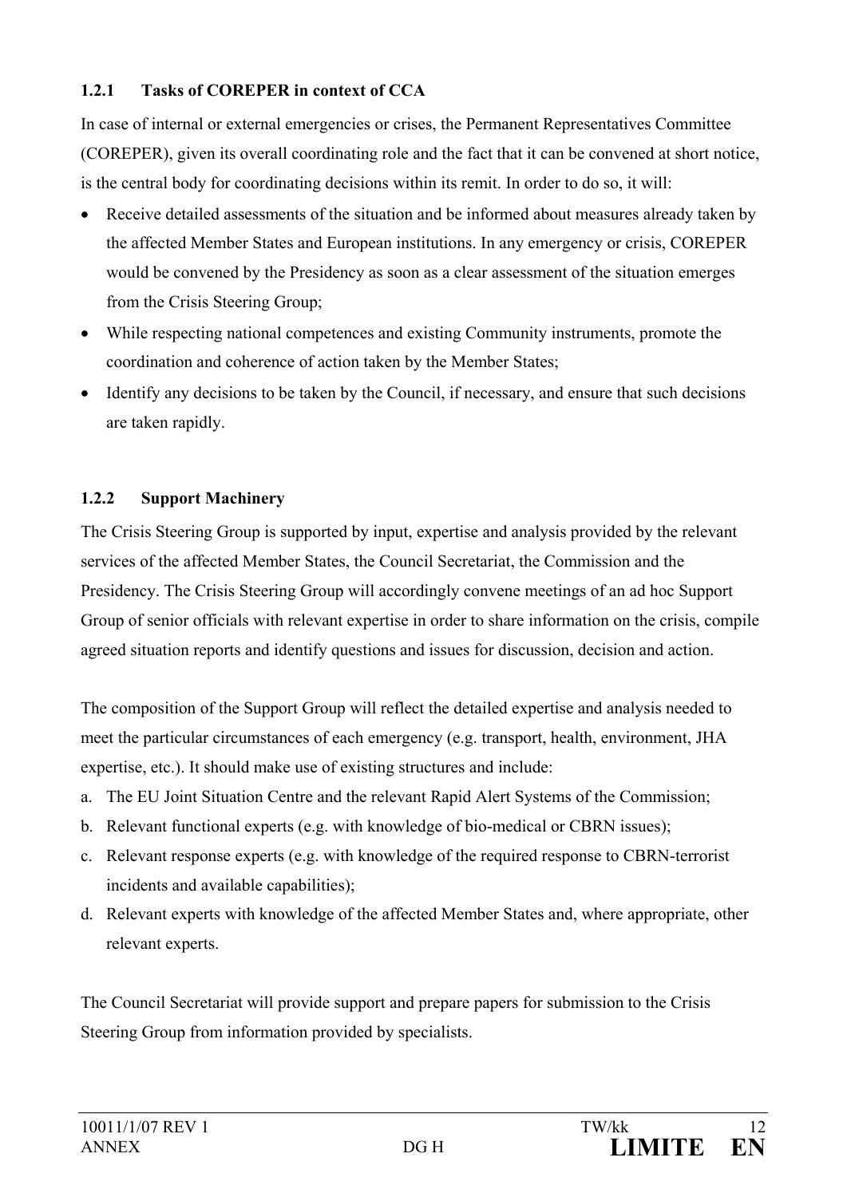### 1.2.1 Tasks of COREPER in context of CCA

In case of internal or external emergencies or crises, the Permanent Representatives Committee (COREPER), given its overall coordinating role and the fact that it can be convened at short notice, is the central body for coordinating decisions within its remit. In order to do so, it will:

- Receive detailed assessments of the situation and be informed about measures already taken by the affected Member States and European institutions. In any emergency or crisis, COREPER would be convened by the Presidency as soon as a clear assessment of the situation emerges from the Crisis Steering Group;
- While respecting national competences and existing Community instruments, promote the coordination and coherence of action taken by the Member States;
- Identify any decisions to be taken by the Council, if necessary, and ensure that such decisions are taken rapidly.

### 1.2.2 Support Machinery

The Crisis Steering Group is supported by input, expertise and analysis provided by the relevant services of the affected Member States, the Council Secretariat, the Commission and the Presidency. The Crisis Steering Group will accordingly convene meetings of an ad hoc Support Group of senior officials with relevant expertise in order to share information on the crisis, compile agreed situation reports and identify questions and issues for discussion, decision and action.

The composition of the Support Group will reflect the detailed expertise and analysis needed to meet the particular circumstances of each emergency (e.g. transport, health, environment, JHA expertise, etc.). It should make use of existing structures and include:

a. The EU Joint Situation Centre and the relevant Rapid Alert Systems of the Commission;
b. Relevant functional experts (e.g. with knowledge of bio-medical or CBRN issues);
c. Relevant response experts (e.g. with knowledge of the required response to CBRN-terrorist incidents and available capabilities);
d. Relevant experts with knowledge of the affected Member States and, where appropriate, other relevant experts.

The Council Secretariat will provide support and prepare papers for submission to the Crisis Steering Group from information provided by specialists.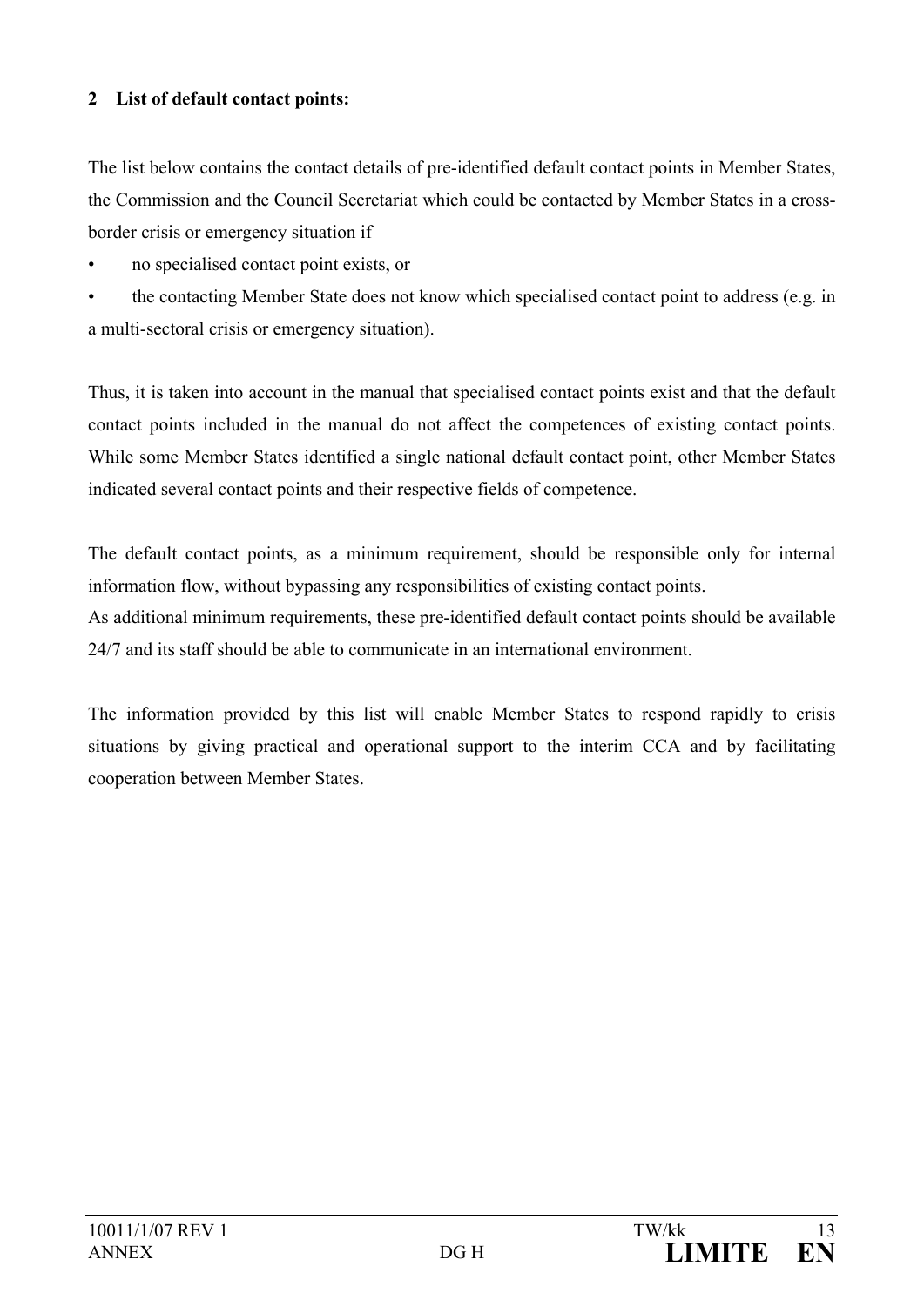## 2 List of default contact points:

The list below contains the contact details of pre-identified default contact points in Member States, the Commission and the Council Secretariat which could be contacted by Member States in a cross-border crisis or emergency situation if

- no specialised contact point exists, or
- the contacting Member State does not know which specialised contact point to address (e.g. in a multi-sectoral crisis or emergency situation).

Thus, it is taken into account in the manual that specialised contact points exist and that the default contact points included in the manual do not affect the competences of existing contact points. While some Member States identified a single national default contact point, other Member States indicated several contact points and their respective fields of competence.

The default contact points, as a minimum requirement, should be responsible only for internal information flow, without bypassing any responsibilities of existing contact points.
As additional minimum requirements, these pre-identified default contact points should be available 24/7 and its staff should be able to communicate in an international environment.

The information provided by this list will enable Member States to respond rapidly to crisis situations by giving practical and operational support to the interim CCA and by facilitating cooperation between Member States.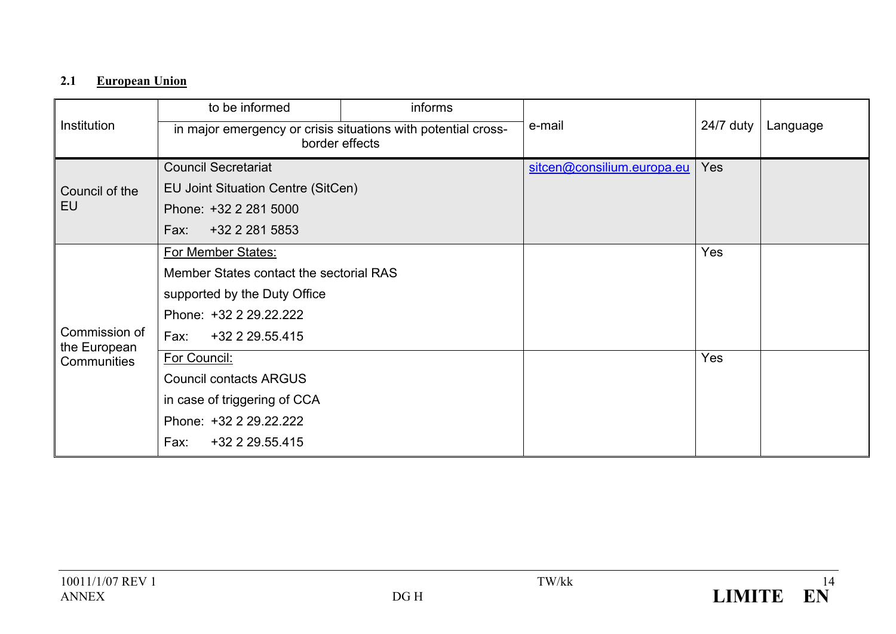## 2.1 European Union

| Institution | to be informed | informs | e-mail | 24/7 duty | Language |
|---|---|---|---|---|---|
| | in major emergency or crisis situations with potential cross-border effects | | | | |
| Council of the EU | Council Secretariat<br>EU Joint Situation Centre (SitCen)<br>Phone: +32 2 281 5000<br>Fax: +32 2 281 5853 | | sitcen@consilium.europa.eu | Yes | |
| Commission of the European Communities | For Member States:<br>Member States contact the sectorial RAS<br>supported by the Duty Office<br>Phone: +32 2 29.22.222<br>Fax: +32 2 29.55.415 | | | Yes | |
| | For Council:<br>Council contacts ARGUS<br>in case of triggering of CCA<br>Phone: +32 2 29.22.222<br>Fax: +32 2 29.55.415 | | | Yes | |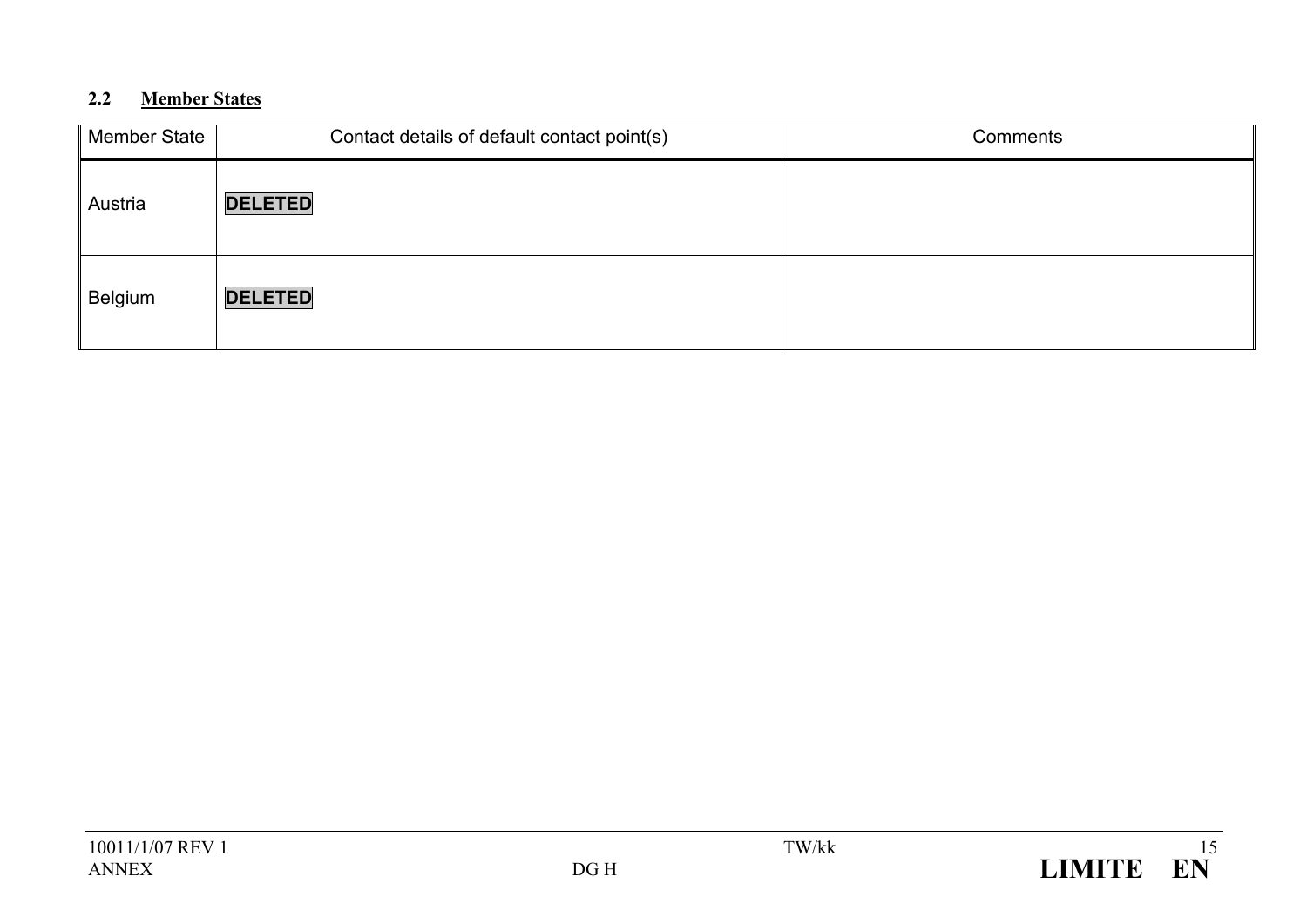## 2.2 Member States

| Member State | Contact details of default contact point(s) | Comments |
|---|---|---|
| Austria | **DELETED** | |
| Belgium | **DELETED** | |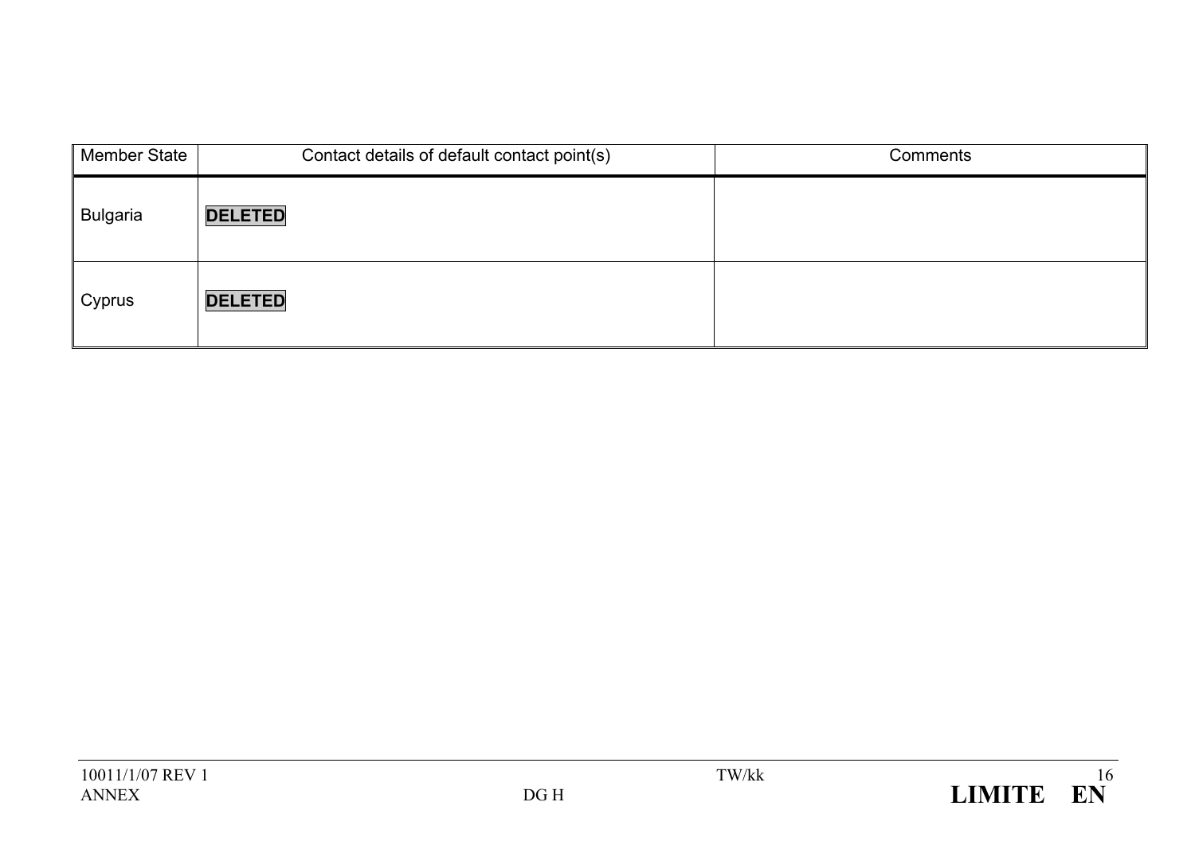| Member State | Contact details of default contact point(s) | Comments |
|---|---|---|
| Bulgaria | **DELETED** | |
| Cyprus | **DELETED** | |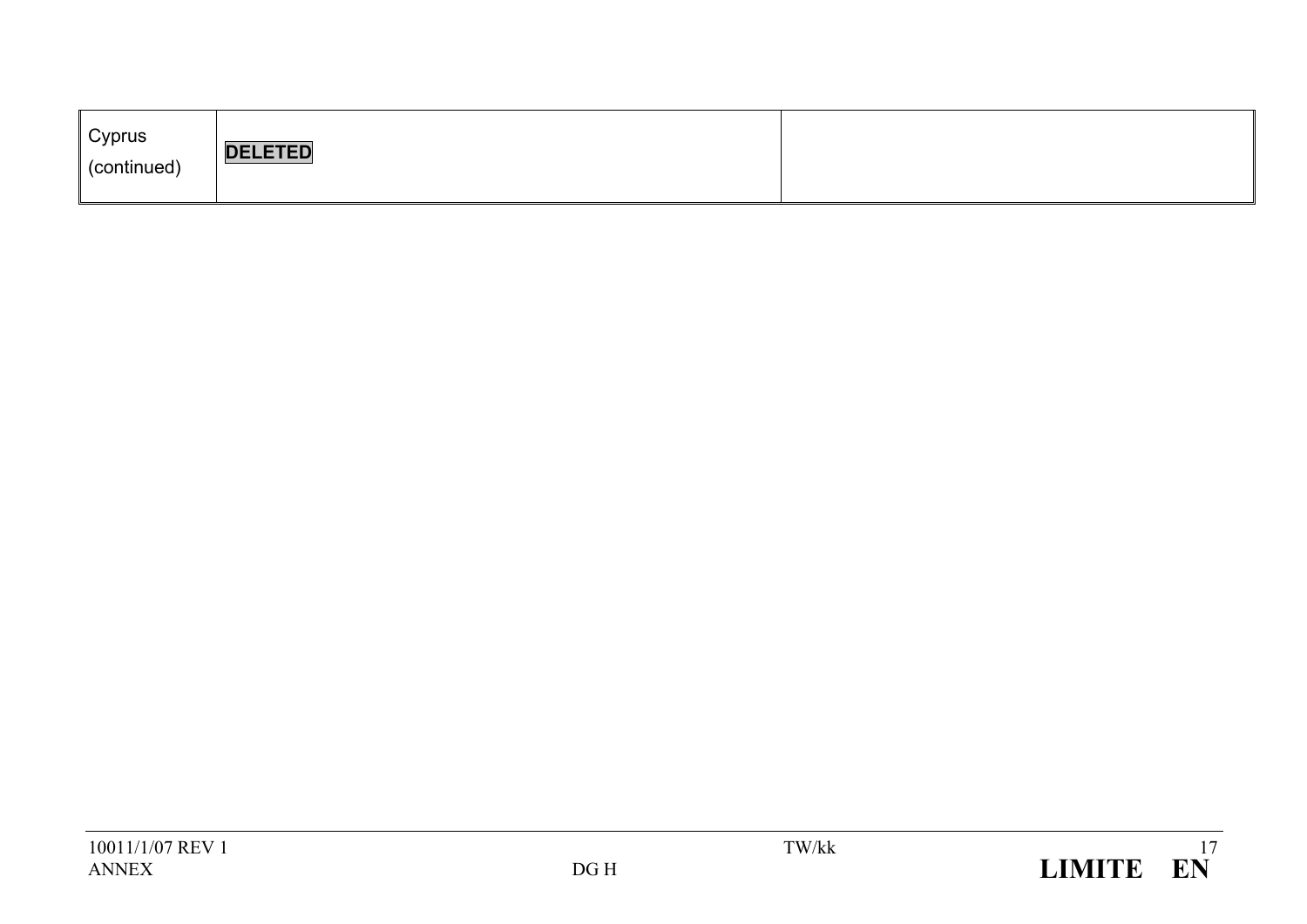| | | |
|---|---|---|
| Cyprus (continued) | **DELETED** | |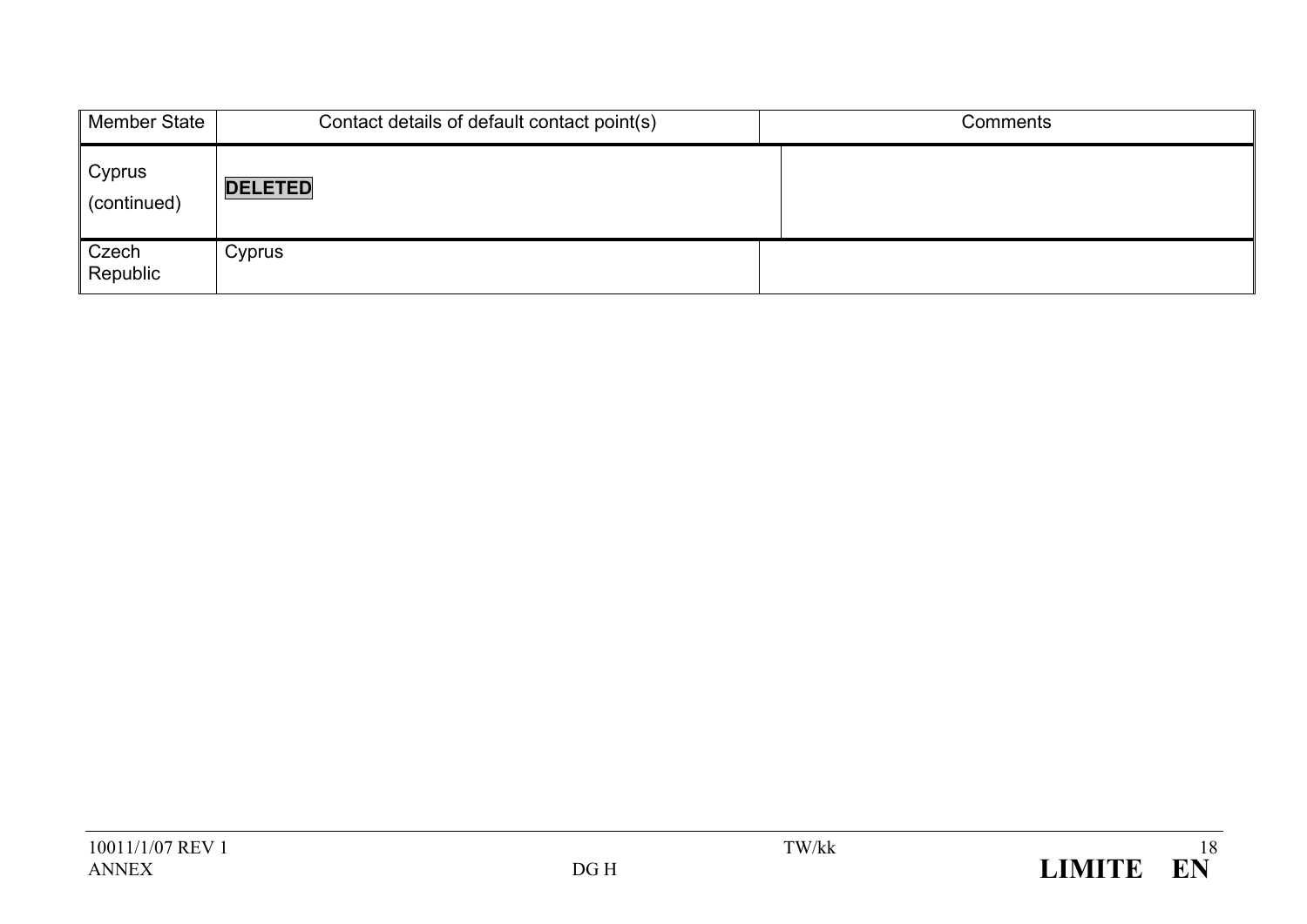| Member State | Contact details of default contact point(s) | Comments |
| --- | --- | --- |
| Cyprus (continued) | **DELETED** | |
| Czech Republic | Cyprus | |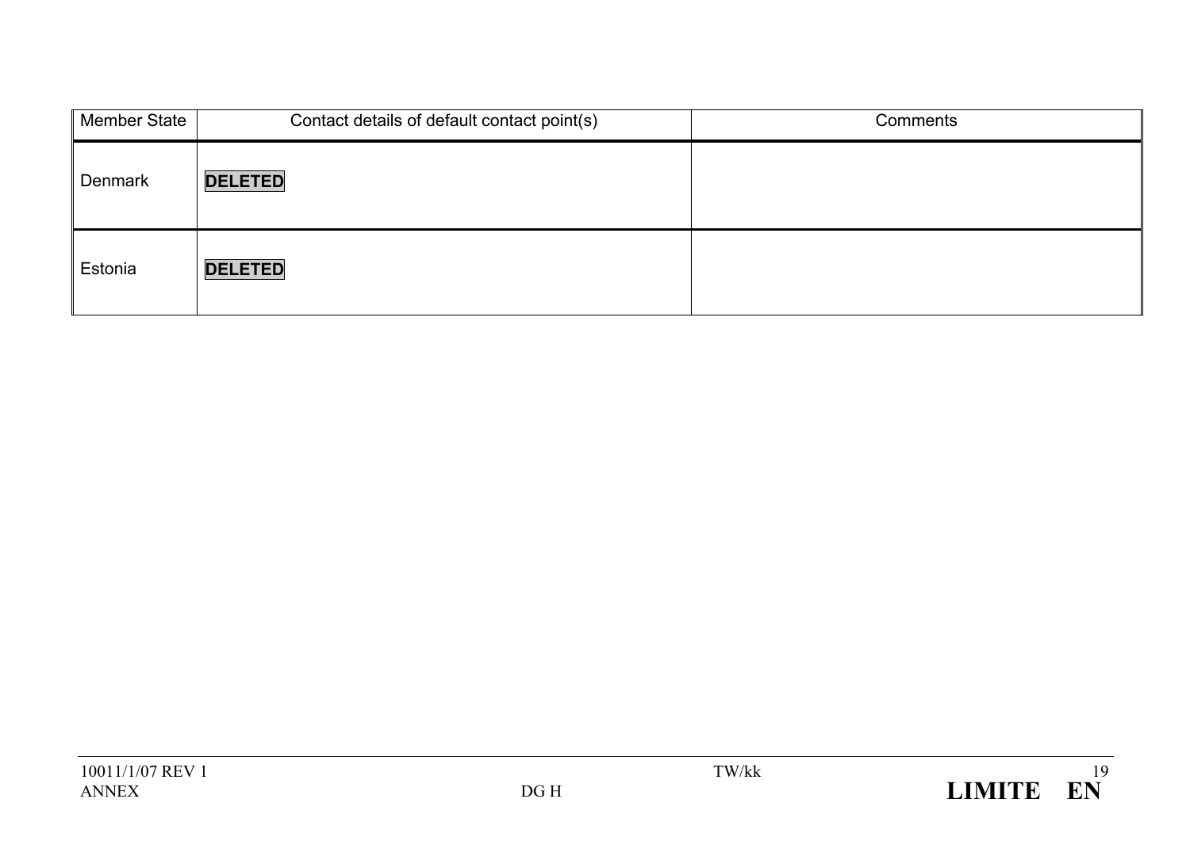| Member State | Contact details of default contact point(s) | Comments |
|---|---|---|
| Denmark | **DELETED** | |
| Estonia | **DELETED** | |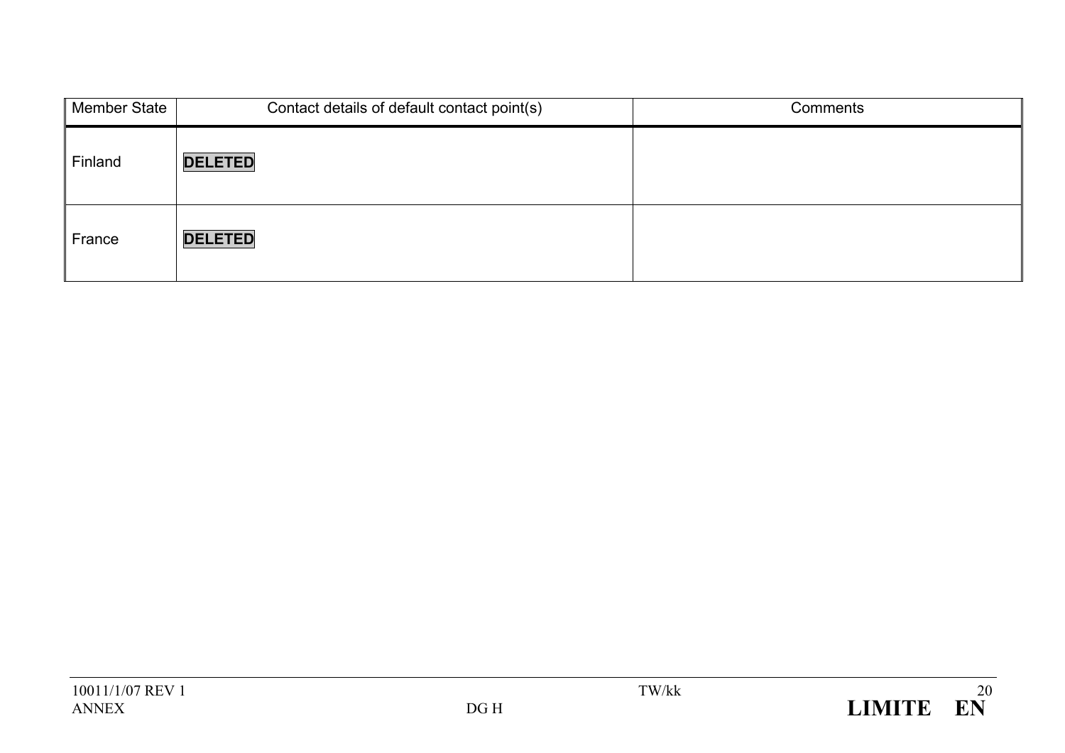| Member State | Contact details of default contact point(s) | Comments |
| --- | --- | --- |
| Finland | **DELETED** | |
| France | **DELETED** | |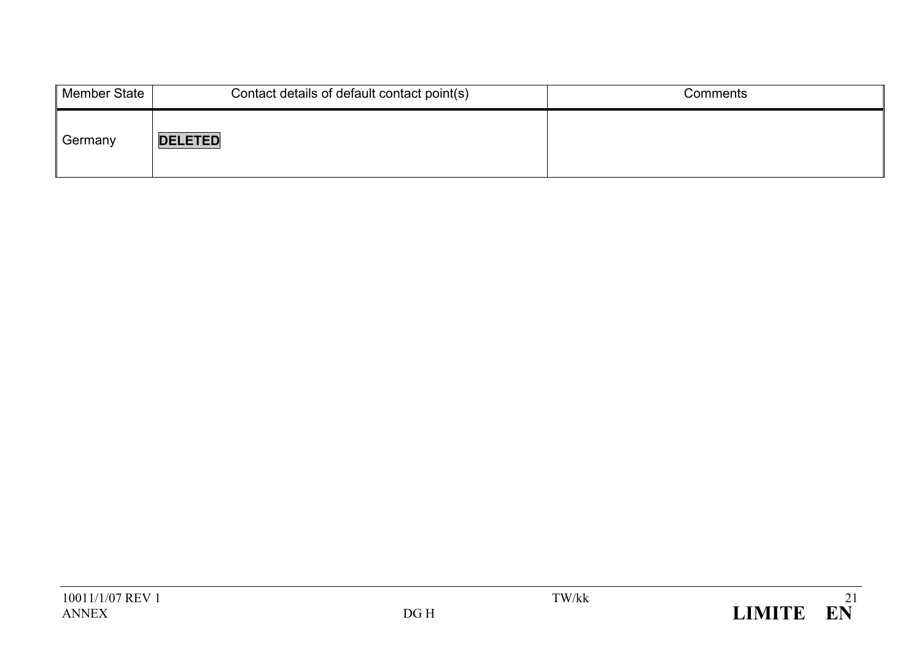| Member State | Contact details of default contact point(s) | Comments |
|---|---|---|
| Germany | **DELETED** | |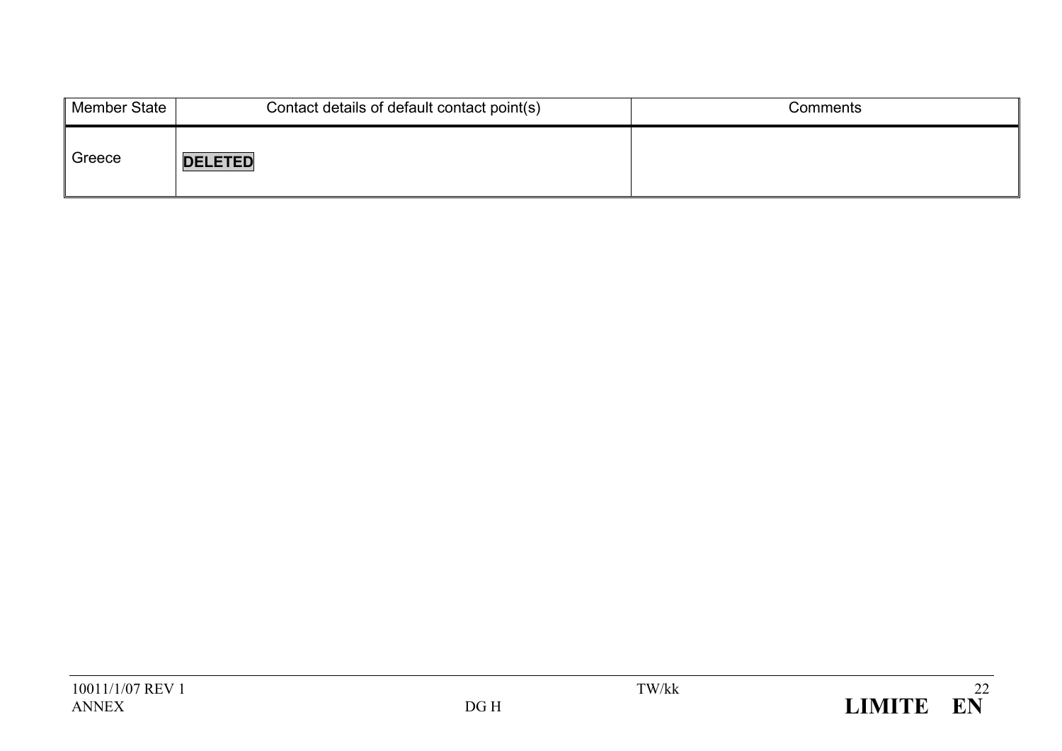| Member State | Contact details of default contact point(s) | Comments |
|---|---|---|
| Greece | **DELETED** | |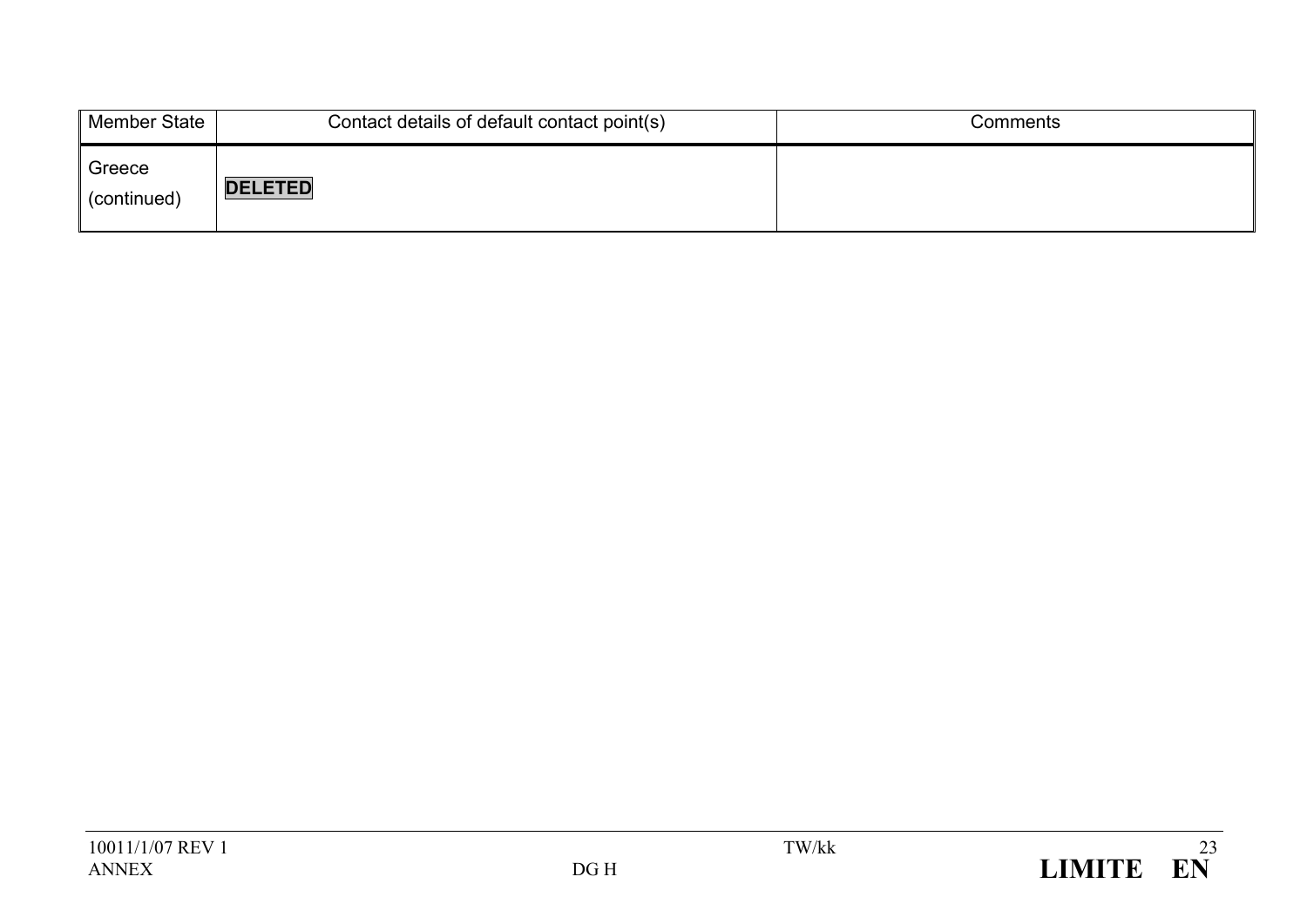| Member State | Contact details of default contact point(s) | Comments |
|---|---|---|
| Greece (continued) | **DELETED** | |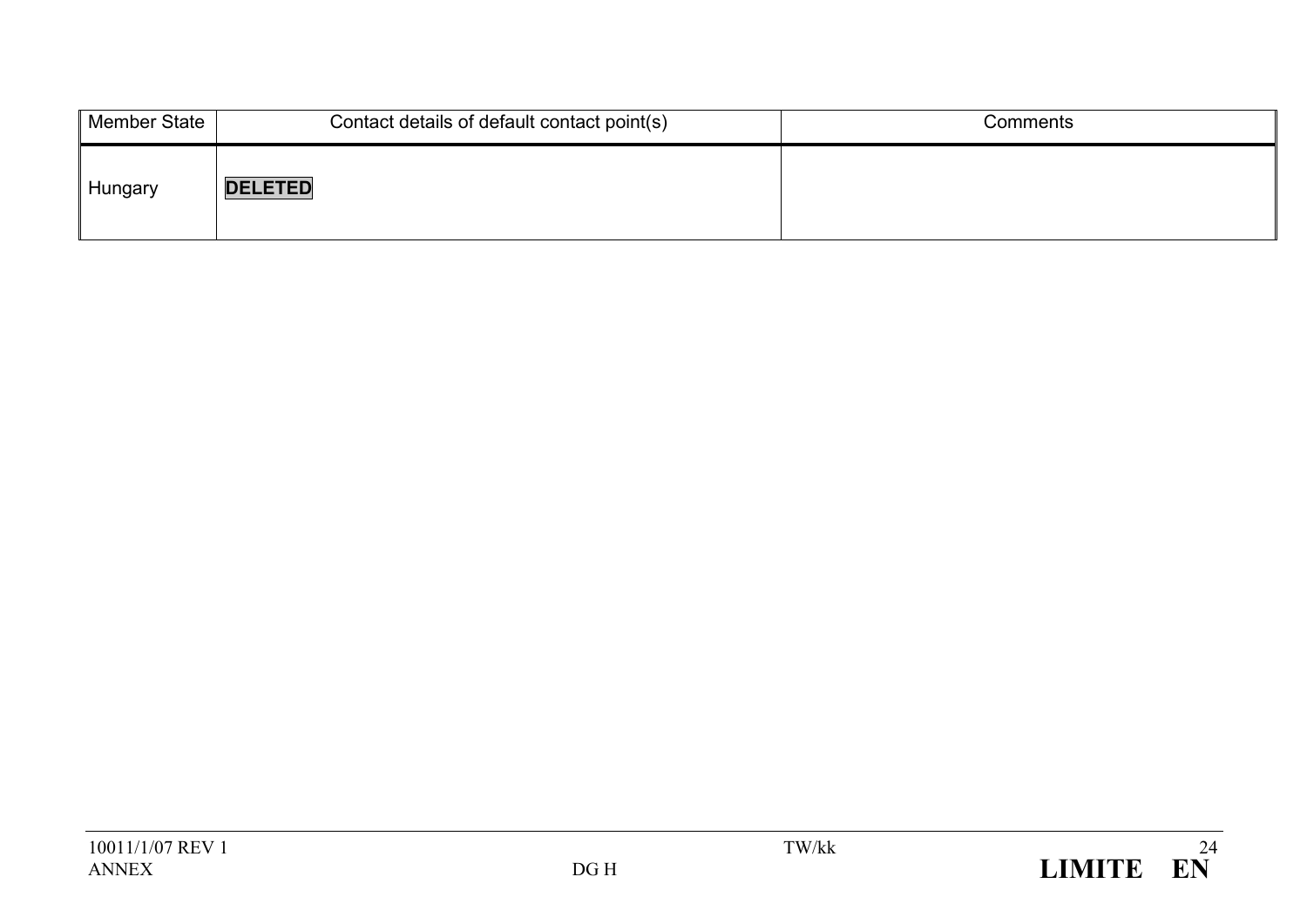| Member State | Contact details of default contact point(s) | Comments |
| --- | --- | --- |
| Hungary | **DELETED** | |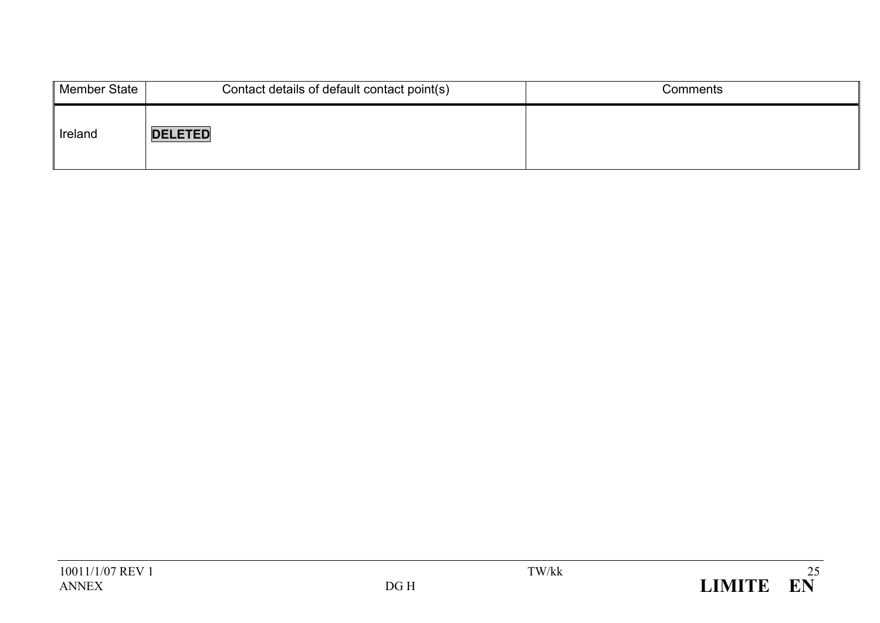| Member State | Contact details of default contact point(s) | Comments |
|---|---|---|
| Ireland | **DELETED** | |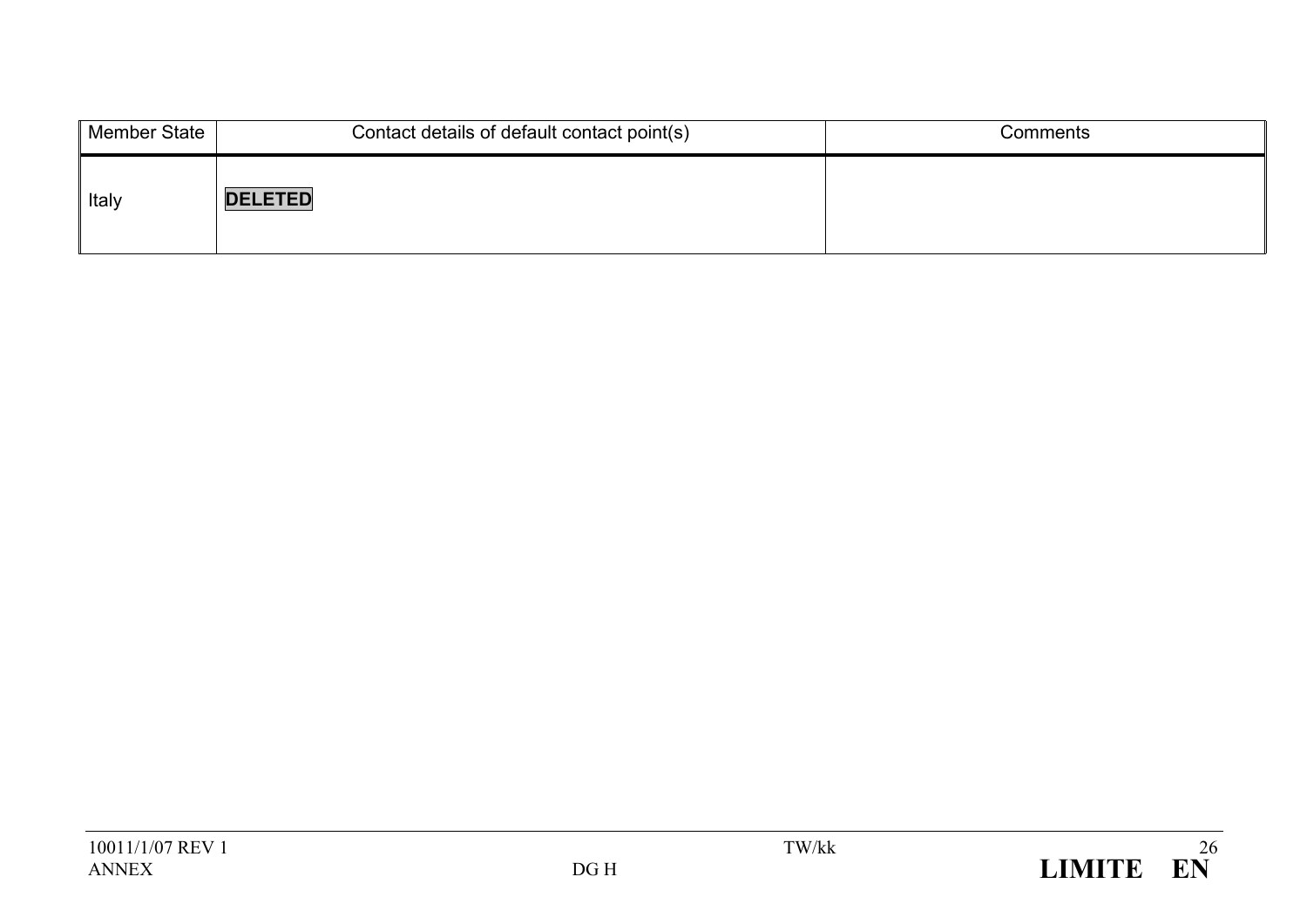| Member State | Contact details of default contact point(s) | Comments |
|---|---|---|
| Italy | **DELETED** | |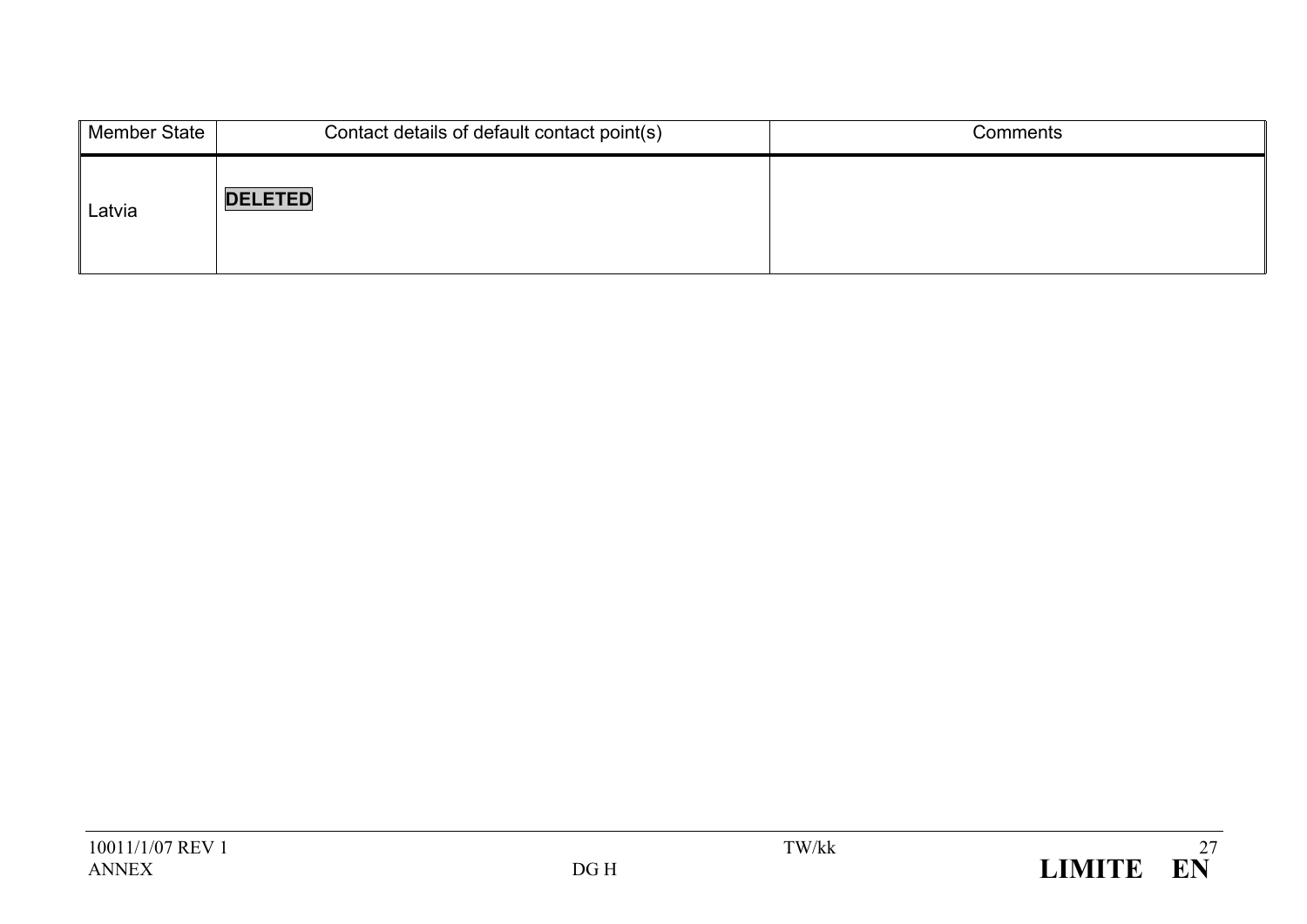| Member State | Contact details of default contact point(s) | Comments |
|---|---|---|
| Latvia | **DELETED** | |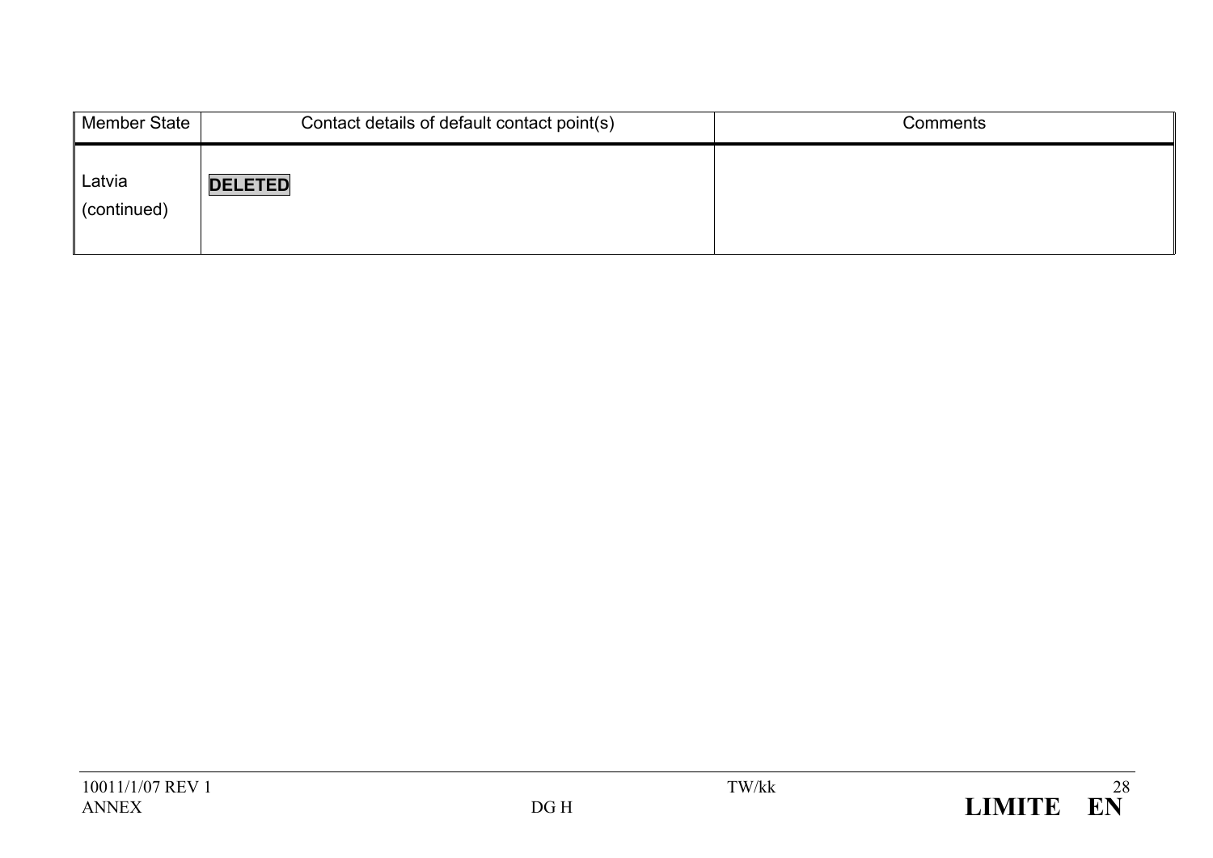| Member State | Contact details of default contact point(s) | Comments |
|---|---|---|
| Latvia (continued) | **DELETED** | |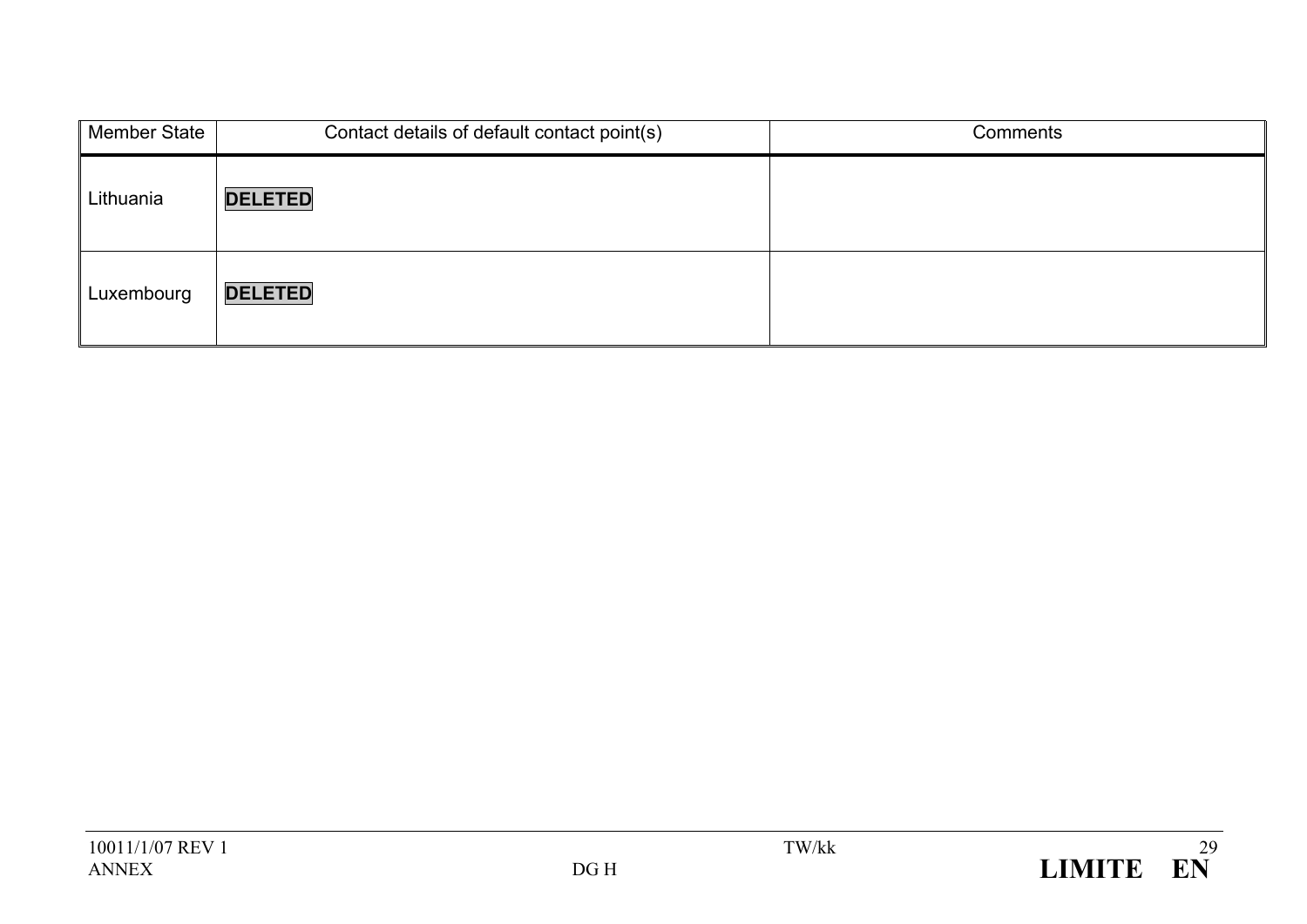| Member State | Contact details of default contact point(s) | Comments |
|---|---|---|
| Lithuania | **DELETED** | |
| Luxembourg | **DELETED** | |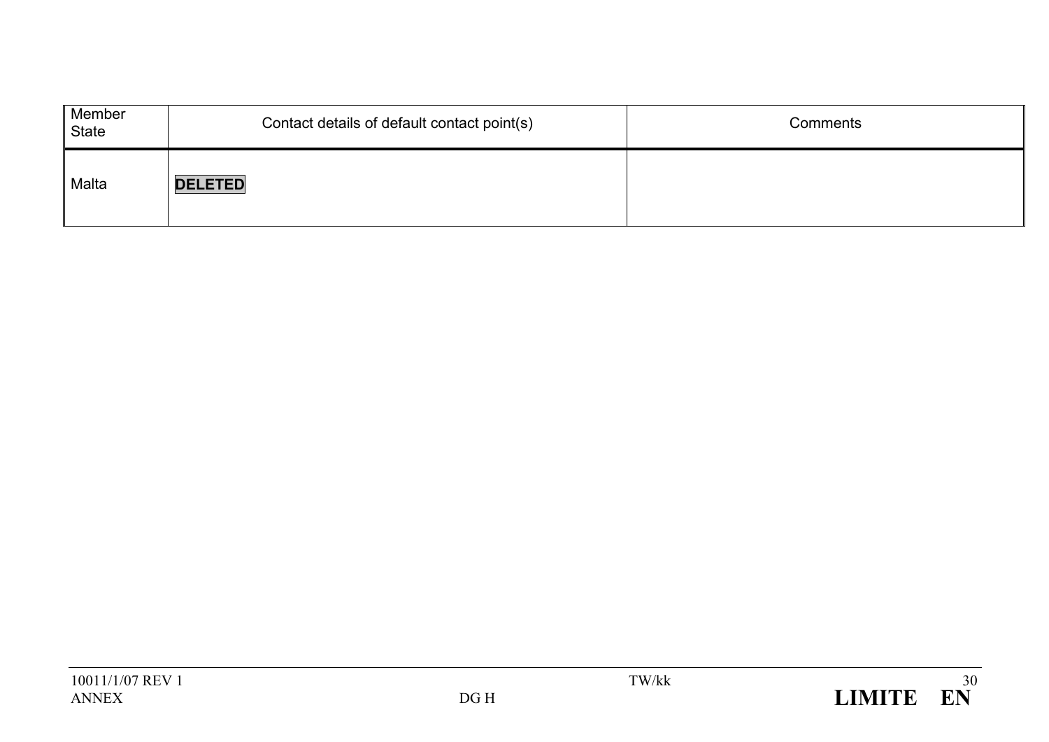| Member State | Contact details of default contact point(s) | Comments |
|---|---|---|
| Malta | **DELETED** | |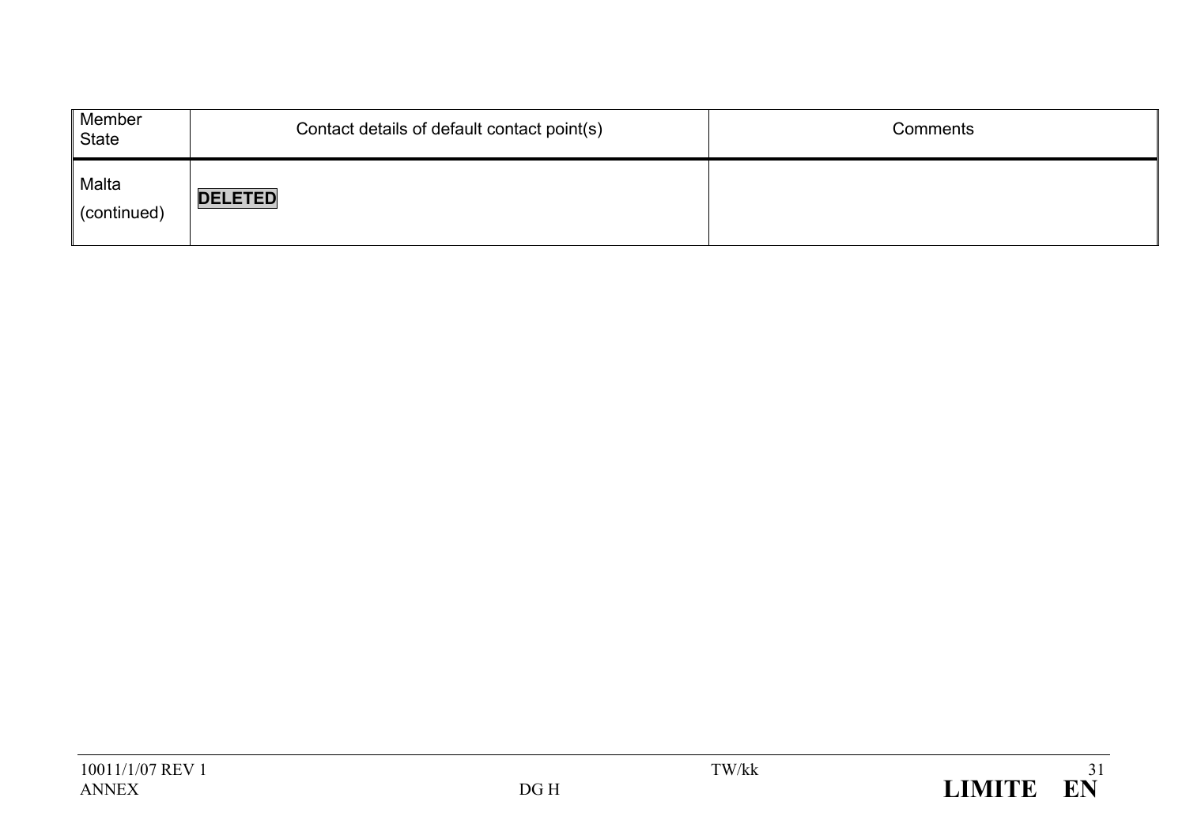| Member State | Contact details of default contact point(s) | Comments |
| --- | --- | --- |
| Malta (continued) | **DELETED** | |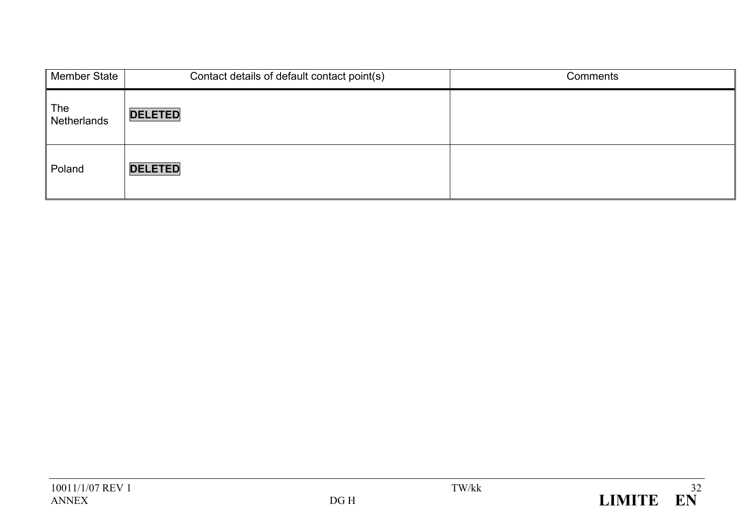| Member State | Contact details of default contact point(s) | Comments |
|---|---|---|
| The Netherlands | **DELETED** | |
| Poland | **DELETED** | |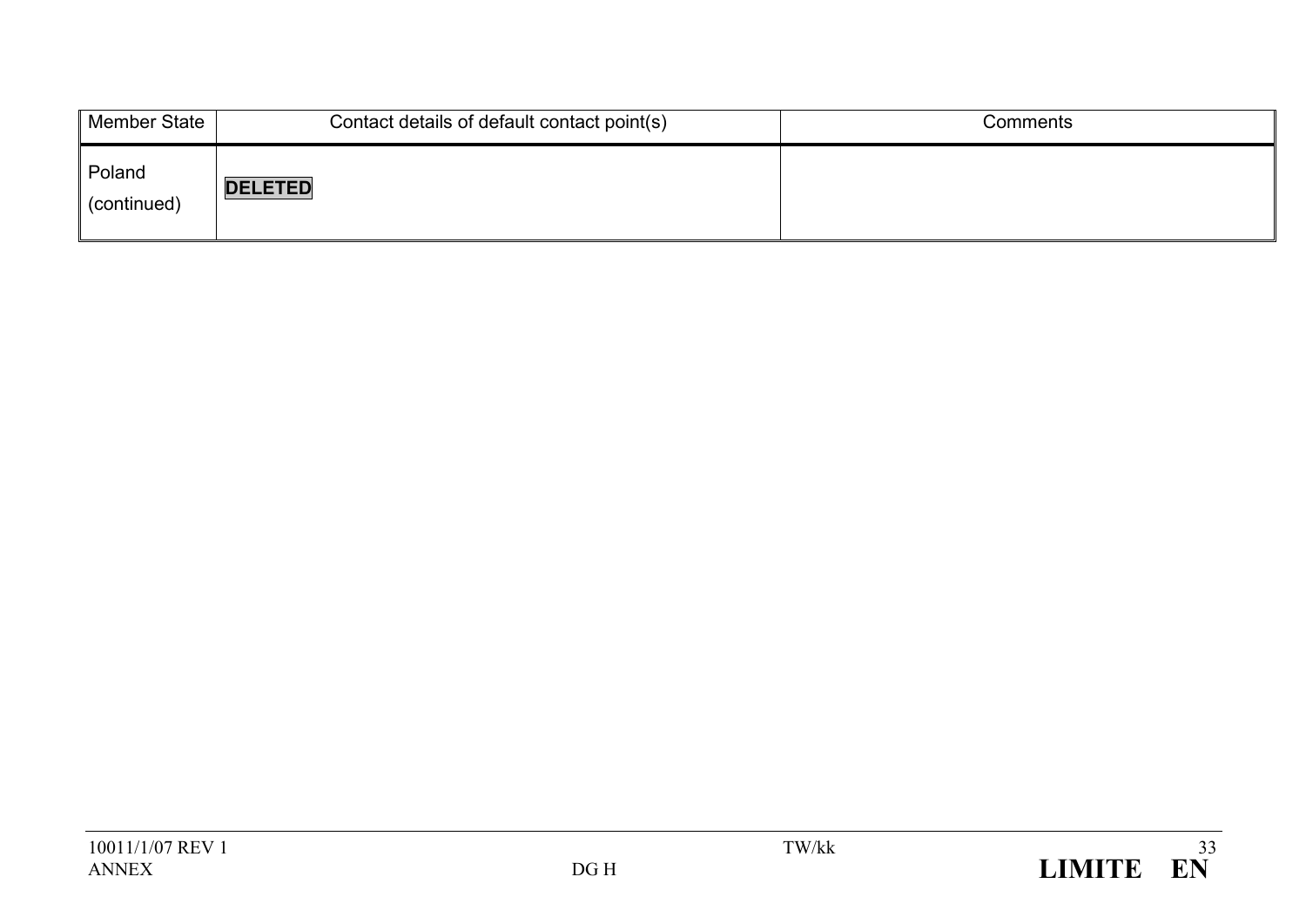| Member State | Contact details of default contact point(s) | Comments |
|---|---|---|
| Poland (continued) | **DELETED** | |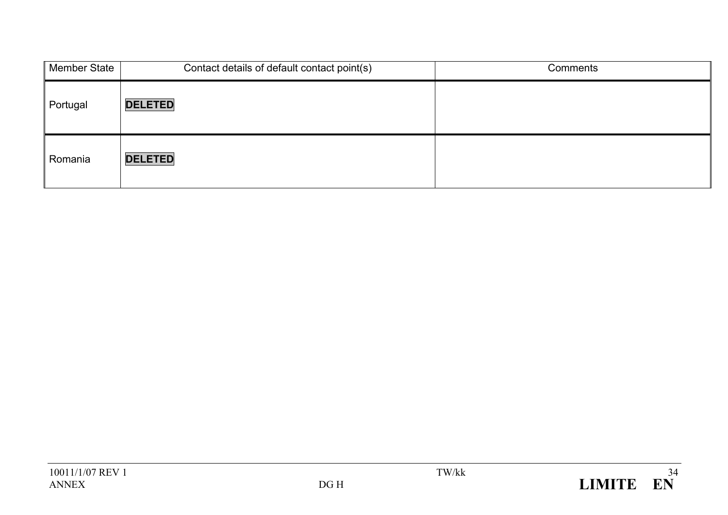| Member State | Contact details of default contact point(s) | Comments |
|---|---|---|
| Portugal | **DELETED** | |
| Romania | **DELETED** | |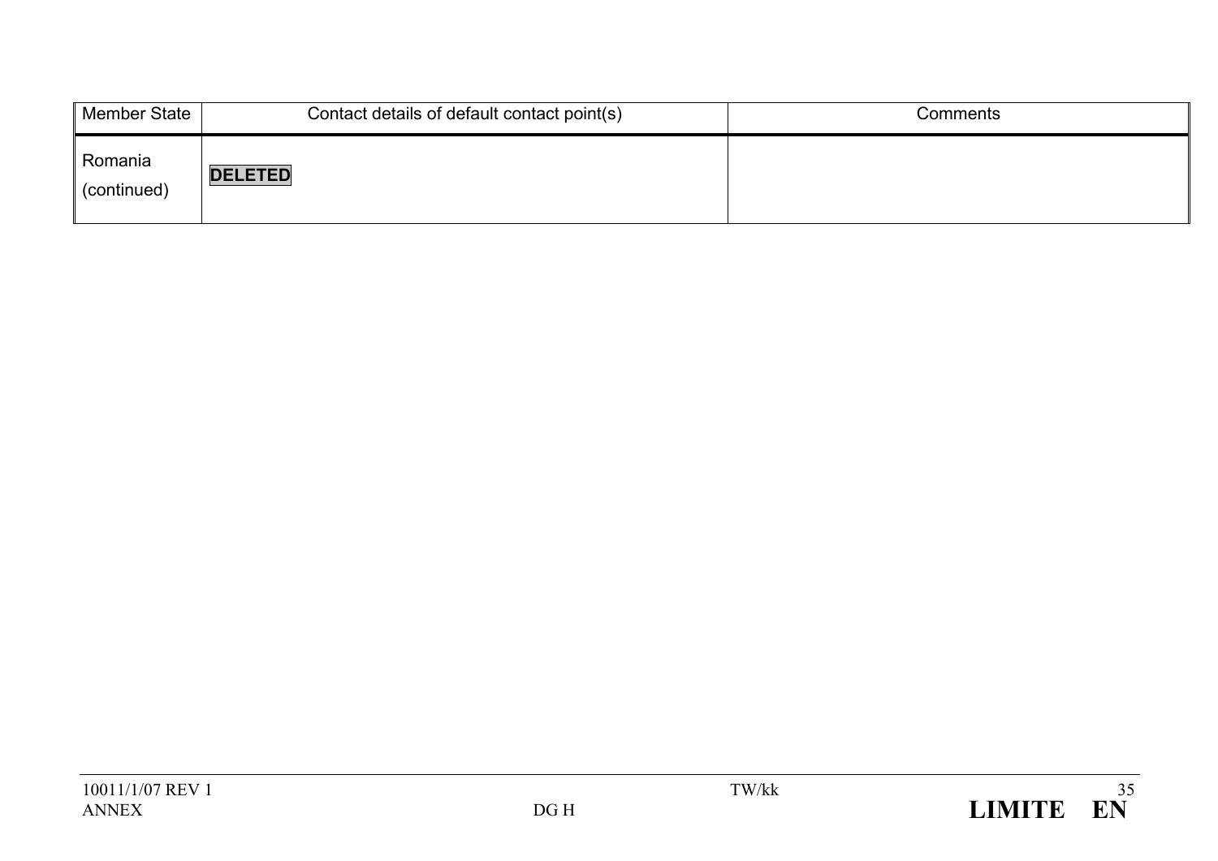| Member State | Contact details of default contact point(s) | Comments |
|---|---|---|
| Romania (continued) | **DELETED** | |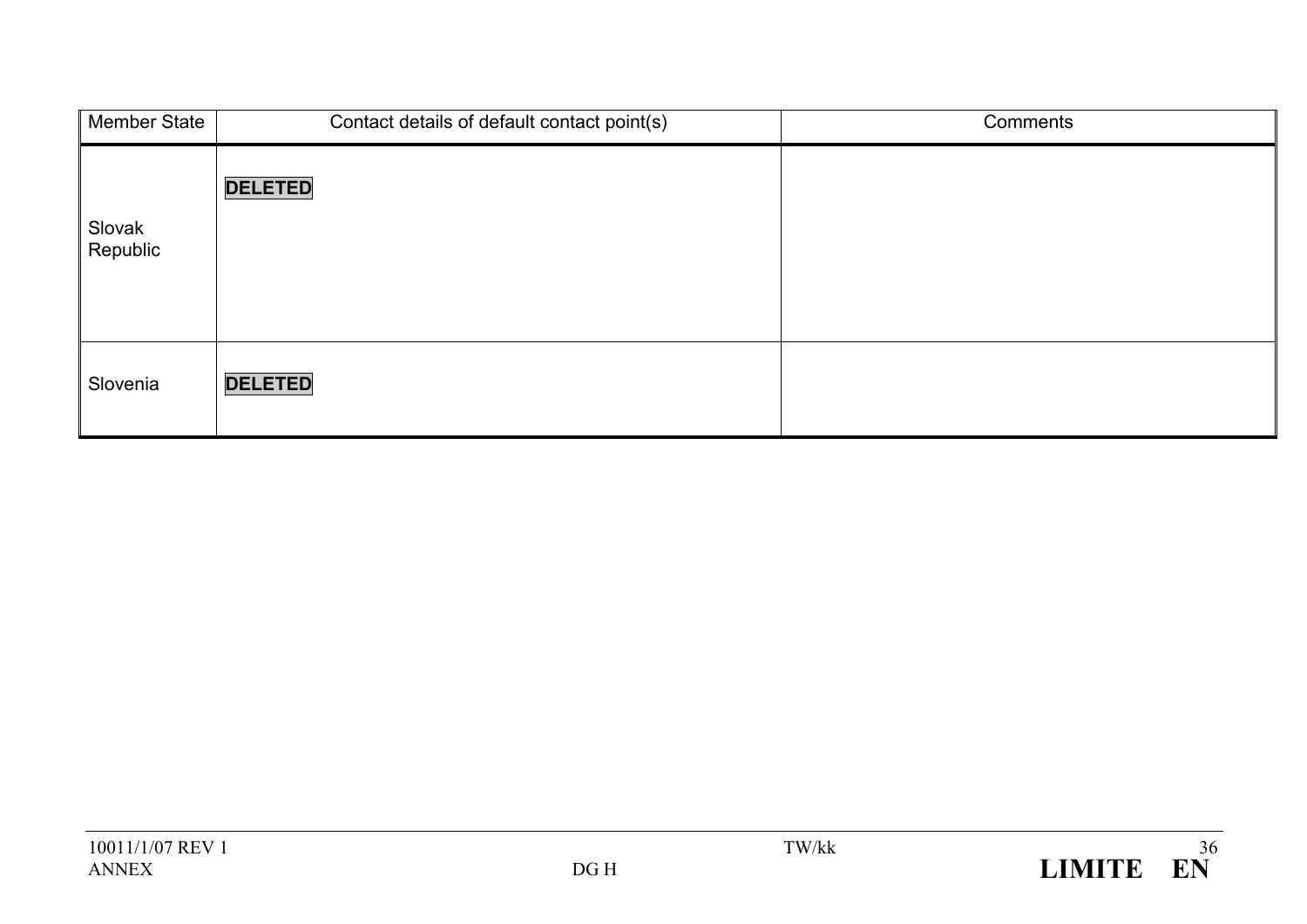| Member State | Contact details of default contact point(s) | Comments |
|---|---|---|
| Slovak Republic | **DELETED** | |
| Slovenia | **DELETED** | |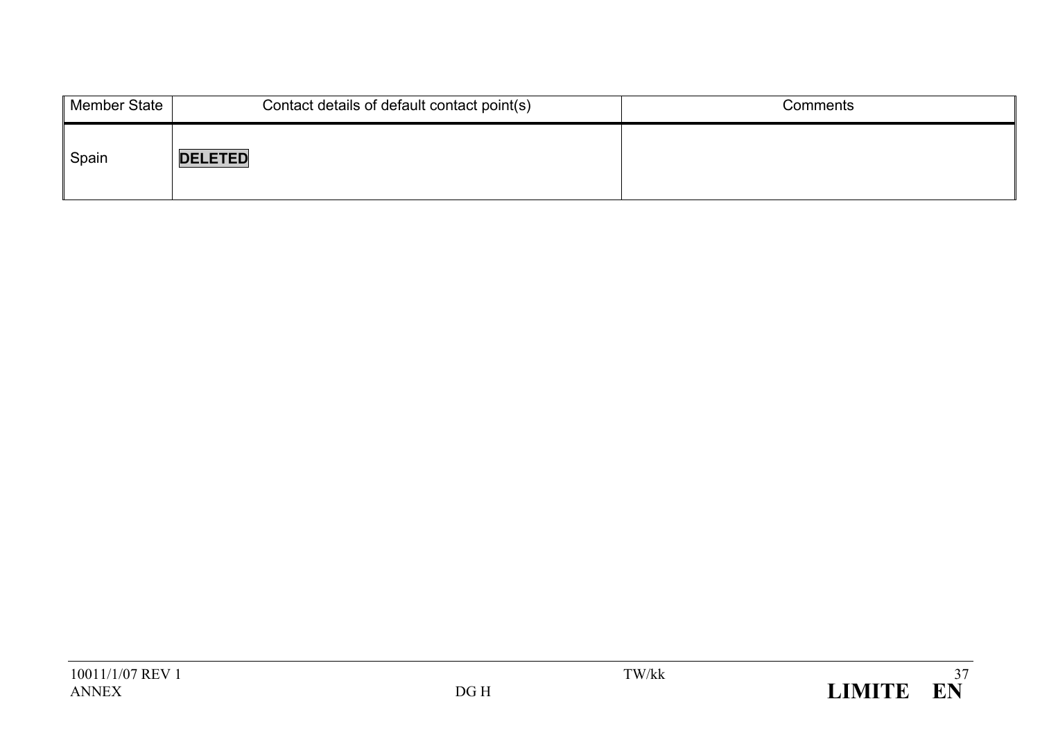| Member State | Contact details of default contact point(s) | Comments |
|---|---|---|
| Spain | **DELETED** | |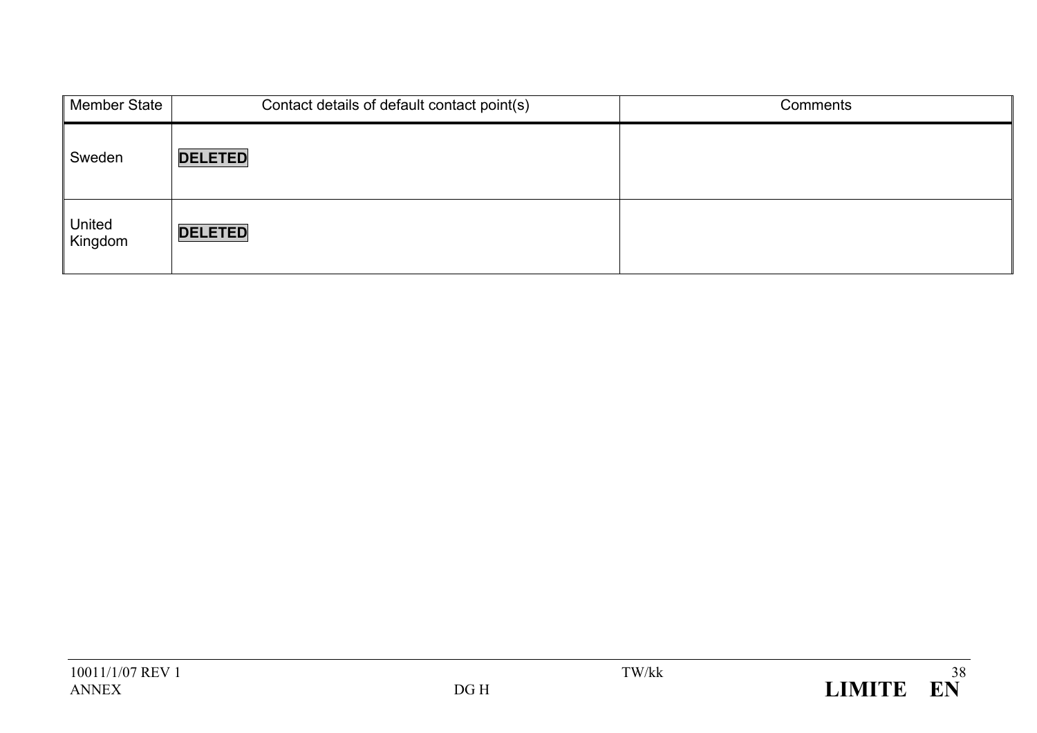| Member State | Contact details of default contact point(s) | Comments |
|---|---|---|
| Sweden | **DELETED** | |
| United Kingdom | **DELETED** | |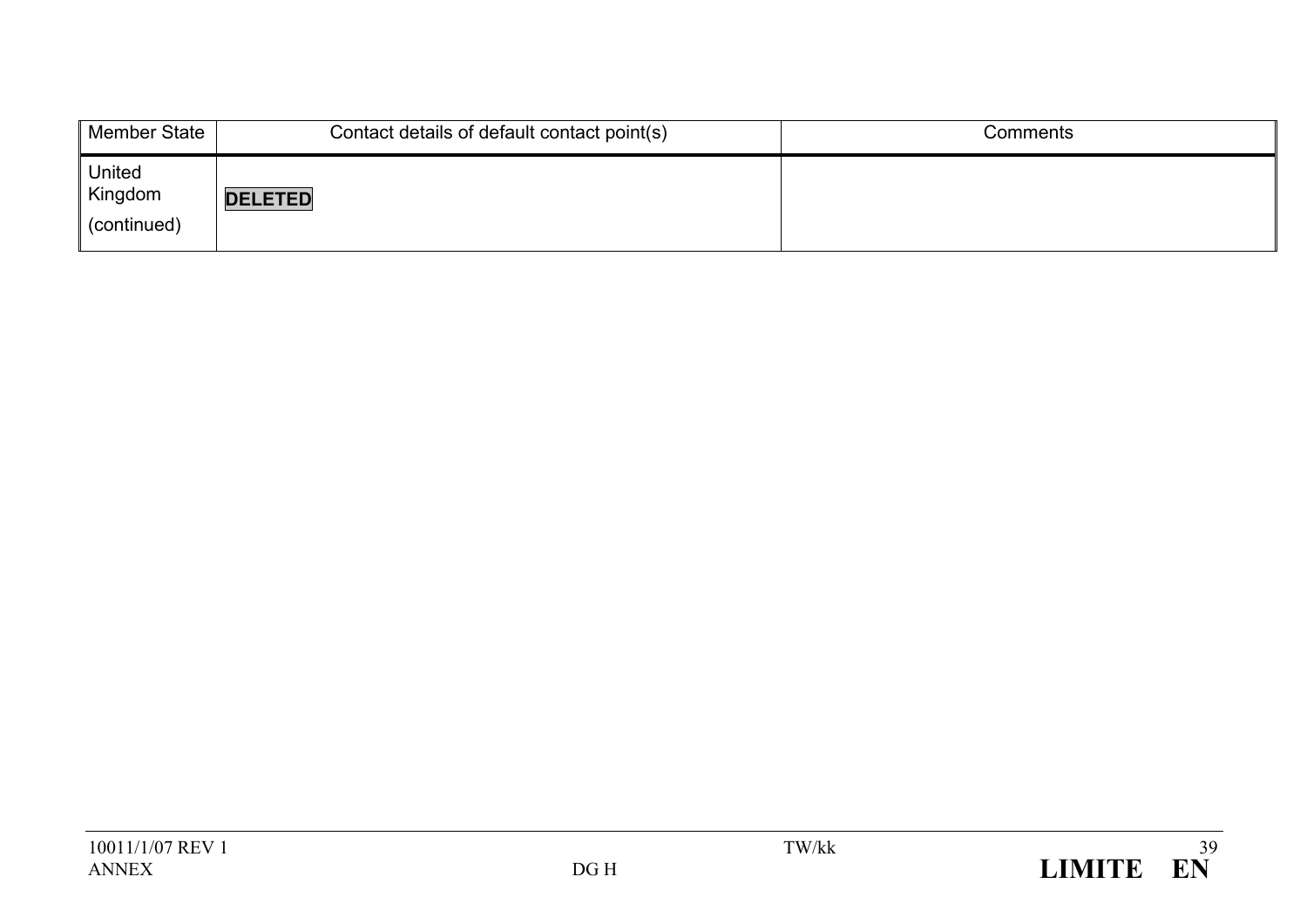| Member State | Contact details of default contact point(s) | Comments |
| --- | --- | --- |
| United Kingdom (continued) | **DELETED** | |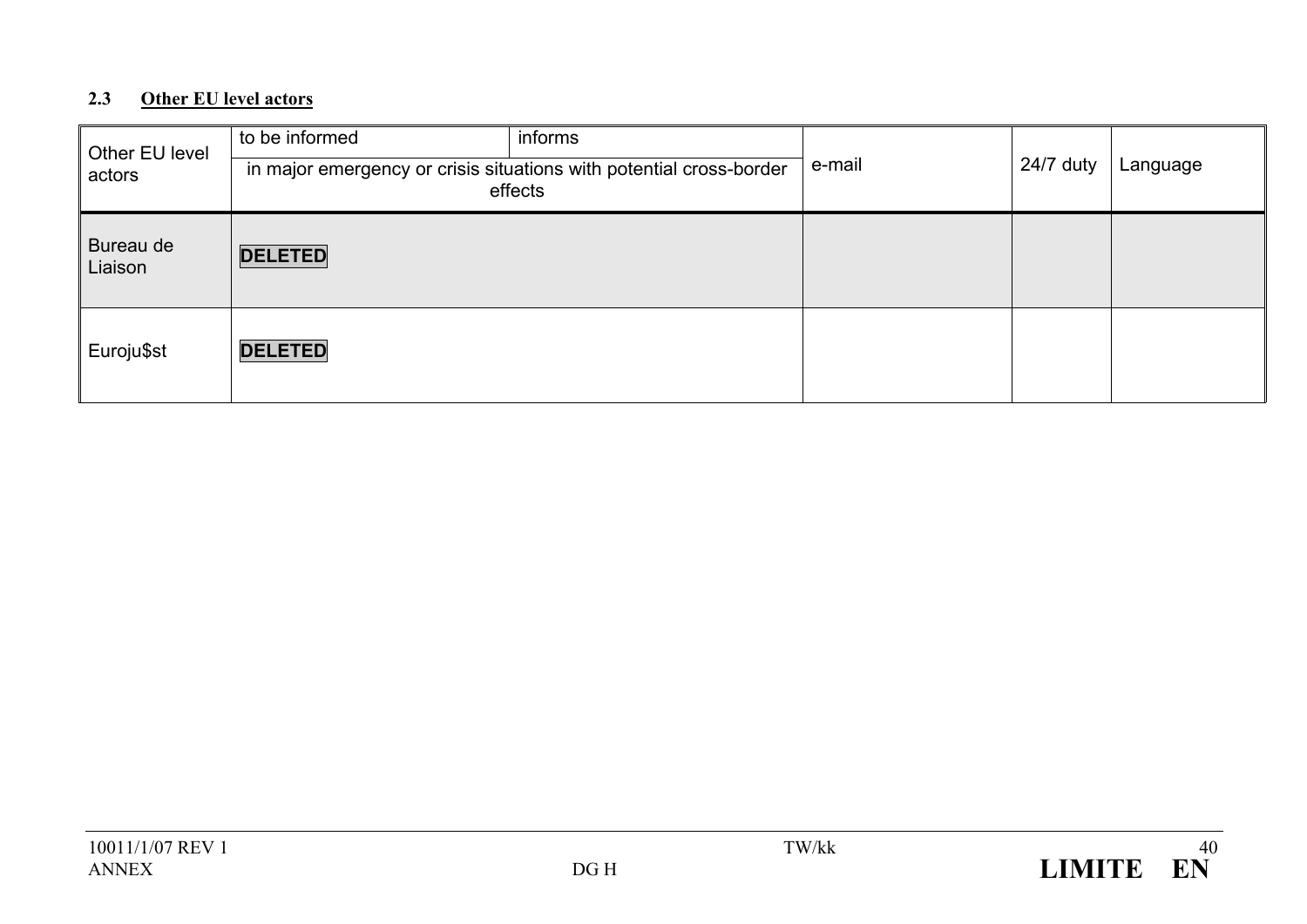### 2.3 **Other EU level actors**

| Other EU level actors | to be informed | informs | e-mail | 24/7 duty | Language |
|---|---|---|---|---|---|
| | in major emergency or crisis situations with potential cross-border effects | | | | |
| Bureau de Liaison | **DELETED** | | | | |
| Euroju$st | **DELETED** | | | | |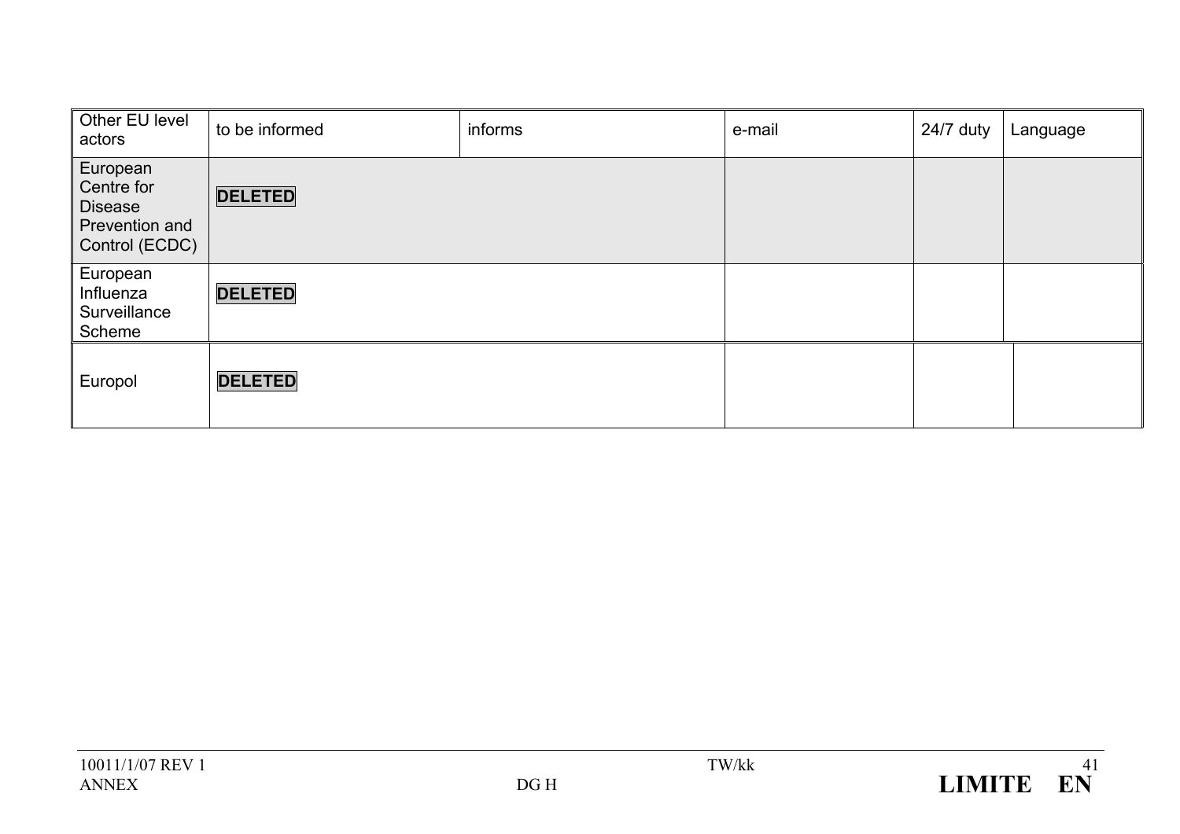| Other EU level actors | to be informed | informs | e-mail | 24/7 duty | Language |
|---|---|---|---|---|---|
| European Centre for Disease Prevention and Control (ECDC) | **DELETED** | | | | |
| European Influenza Surveillance Scheme | **DELETED** | | | | |
| Europol | **DELETED** | | | | |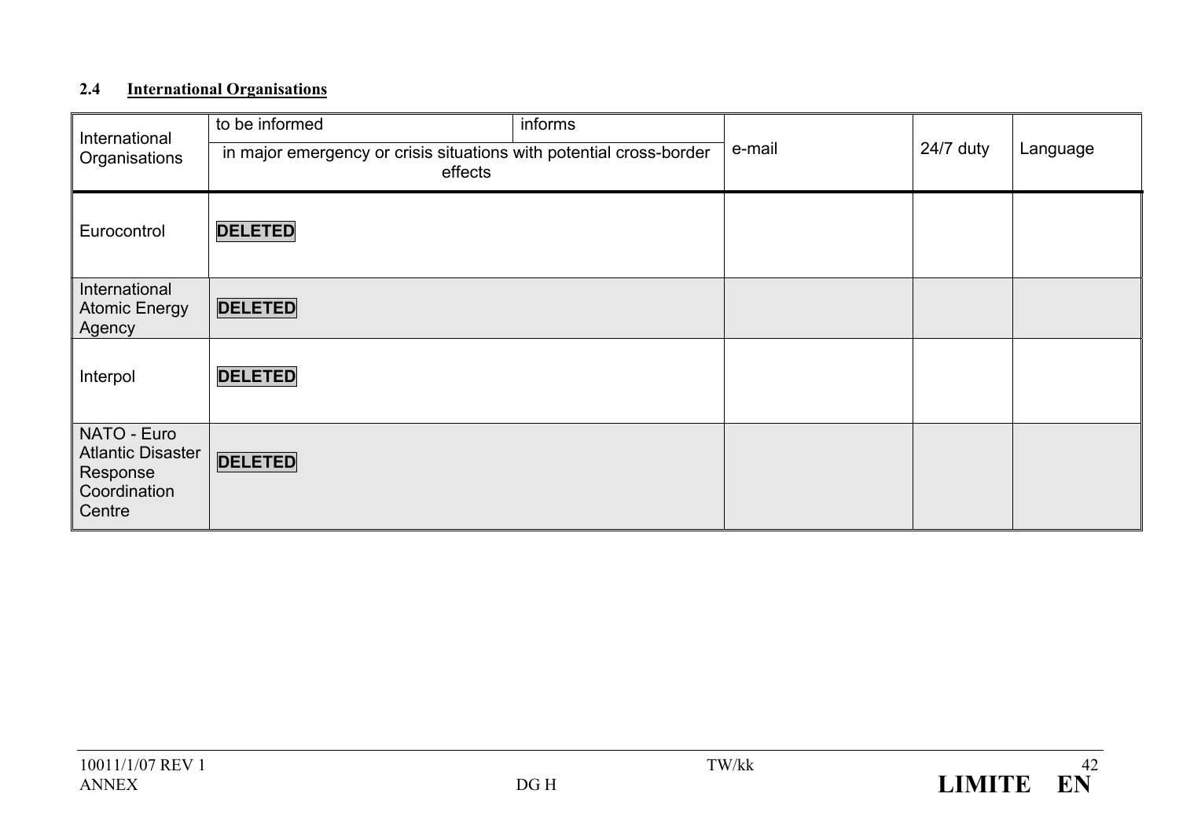### 2.4 International Organisations

| International Organisations | to be informed | informs | e-mail | 24/7 duty | Language |
|---|---|---|---|---|---|
| | in major emergency or crisis situations with potential cross-border effects | | | | |
| Eurocontrol | **DELETED** | | | | |
| International Atomic Energy Agency | **DELETED** | | | | |
| Interpol | **DELETED** | | | | |
| NATO - Euro Atlantic Disaster Response Coordination Centre | **DELETED** | | | | |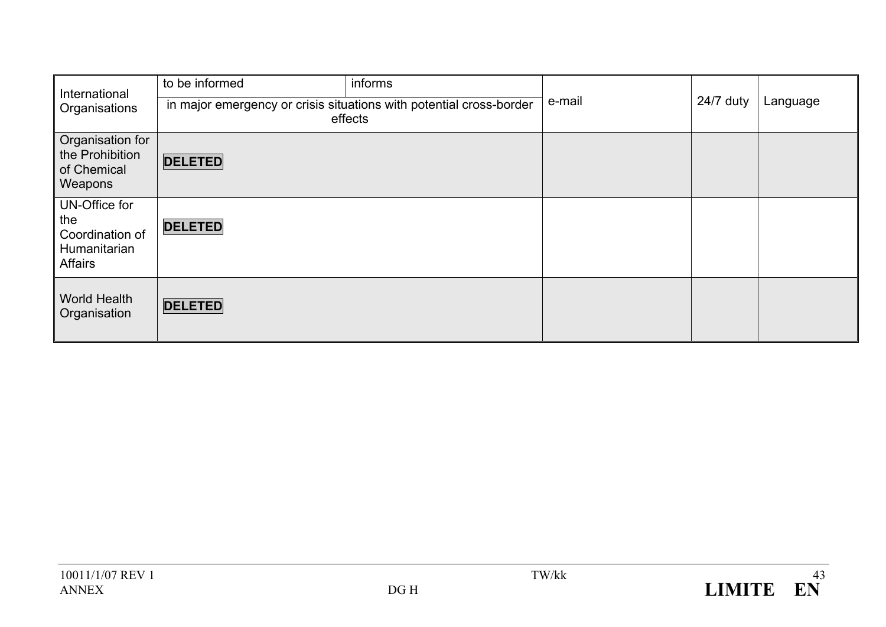| International Organisations | to be informed | informs | e-mail | 24/7 duty | Language |
|---|---|---|---|---|---|
| | in major emergency or crisis situations with potential cross-border effects | | | | |
| Organisation for the Prohibition of Chemical Weapons | **DELETED** | | | | |
| UN-Office for the Coordination of Humanitarian Affairs | **DELETED** | | | | |
| World Health Organisation | **DELETED** | | | | |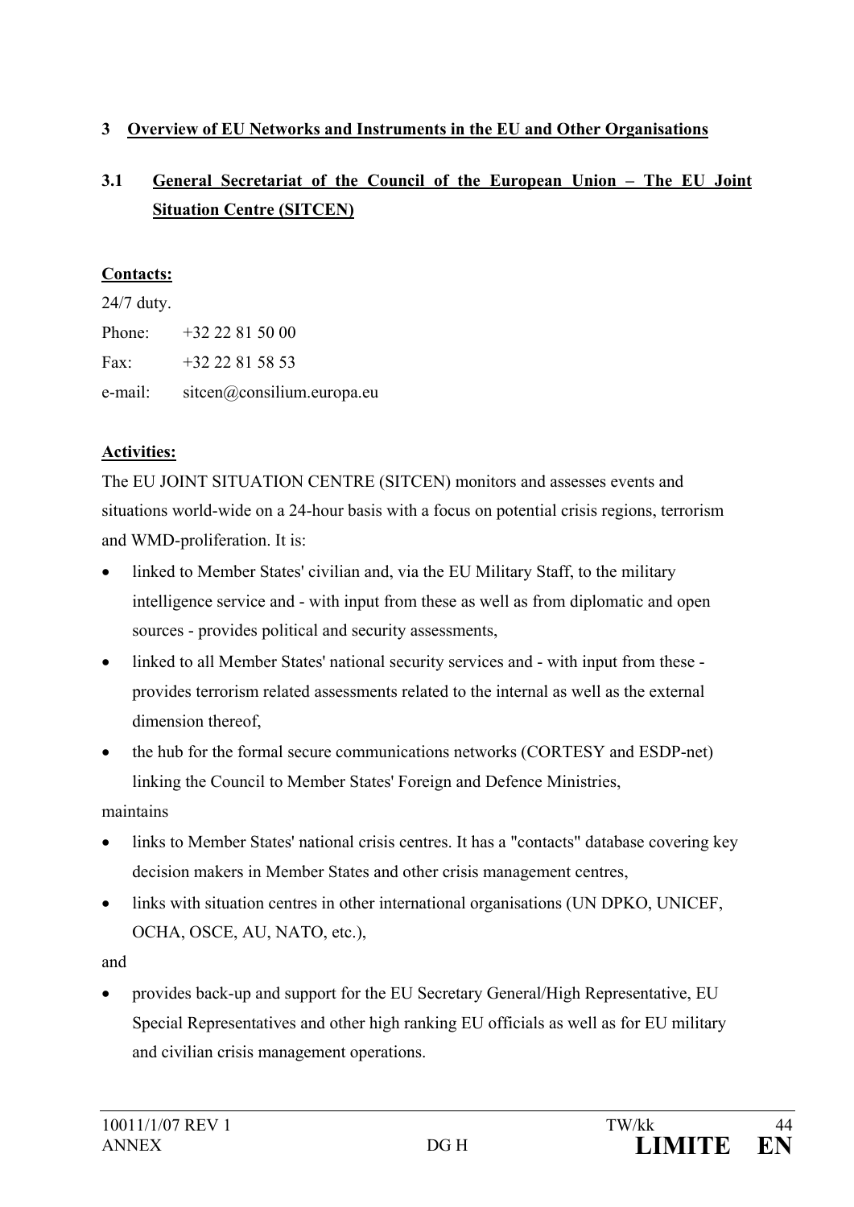## 3 Overview of EU Networks and Instruments in the EU and Other Organisations

### 3.1 General Secretariat of the Council of the European Union – The EU Joint Situation Centre (SITCEN)

**Contacts:**

24/7 duty.

Phone: +32 22 81 50 00

Fax: +32 22 81 58 53

e-mail: sitcen@consilium.europa.eu

**Activities:**

The EU JOINT SITUATION CENTRE (SITCEN) monitors and assesses events and situations world-wide on a 24-hour basis with a focus on potential crisis regions, terrorism and WMD-proliferation. It is:

- linked to Member States' civilian and, via the EU Military Staff, to the military intelligence service and - with input from these as well as from diplomatic and open sources - provides political and security assessments,
- linked to all Member States' national security services and - with input from these - provides terrorism related assessments related to the internal as well as the external dimension thereof,
- the hub for the formal secure communications networks (CORTESY and ESDP-net) linking the Council to Member States' Foreign and Defence Ministries,

maintains

- links to Member States' national crisis centres. It has a "contacts" database covering key decision makers in Member States and other crisis management centres,
- links with situation centres in other international organisations (UN DPKO, UNICEF, OCHA, OSCE, AU, NATO, etc.),

and

- provides back-up and support for the EU Secretary General/High Representative, EU Special Representatives and other high ranking EU officials as well as for EU military and civilian crisis management operations.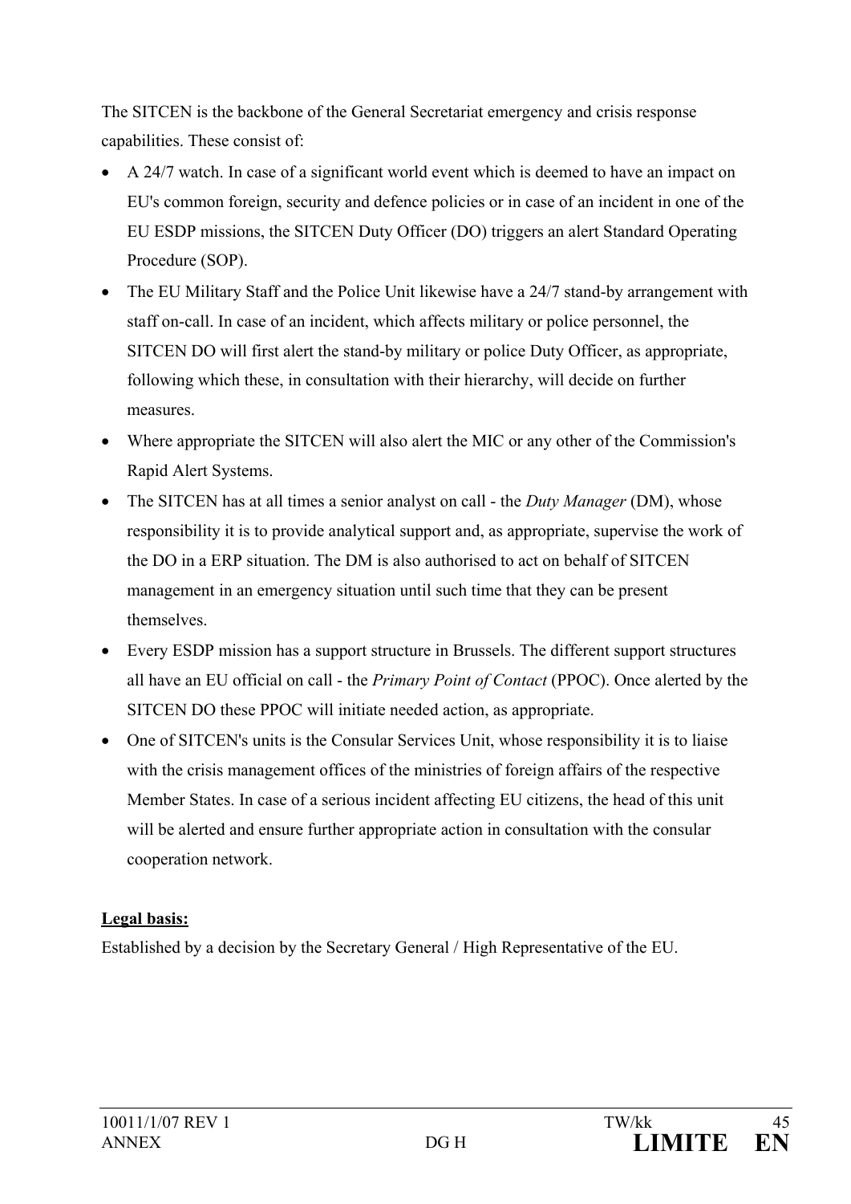The SITCEN is the backbone of the General Secretariat emergency and crisis response capabilities. These consist of:

- A 24/7 watch. In case of a significant world event which is deemed to have an impact on EU's common foreign, security and defence policies or in case of an incident in one of the EU ESDP missions, the SITCEN Duty Officer (DO) triggers an alert Standard Operating Procedure (SOP).
- The EU Military Staff and the Police Unit likewise have a 24/7 stand-by arrangement with staff on-call. In case of an incident, which affects military or police personnel, the SITCEN DO will first alert the stand-by military or police Duty Officer, as appropriate, following which these, in consultation with their hierarchy, will decide on further measures.
- Where appropriate the SITCEN will also alert the MIC or any other of the Commission's Rapid Alert Systems.
- The SITCEN has at all times a senior analyst on call - the *Duty Manager* (DM), whose responsibility it is to provide analytical support and, as appropriate, supervise the work of the DO in a ERP situation. The DM is also authorised to act on behalf of SITCEN management in an emergency situation until such time that they can be present themselves.
- Every ESDP mission has a support structure in Brussels. The different support structures all have an EU official on call - the *Primary Point of Contact* (PPOC). Once alerted by the SITCEN DO these PPOC will initiate needed action, as appropriate.
- One of SITCEN's units is the Consular Services Unit, whose responsibility it is to liaise with the crisis management offices of the ministries of foreign affairs of the respective Member States. In case of a serious incident affecting EU citizens, the head of this unit will be alerted and ensure further appropriate action in consultation with the consular cooperation network.

**Legal basis:**

Established by a decision by the Secretary General / High Representative of the EU.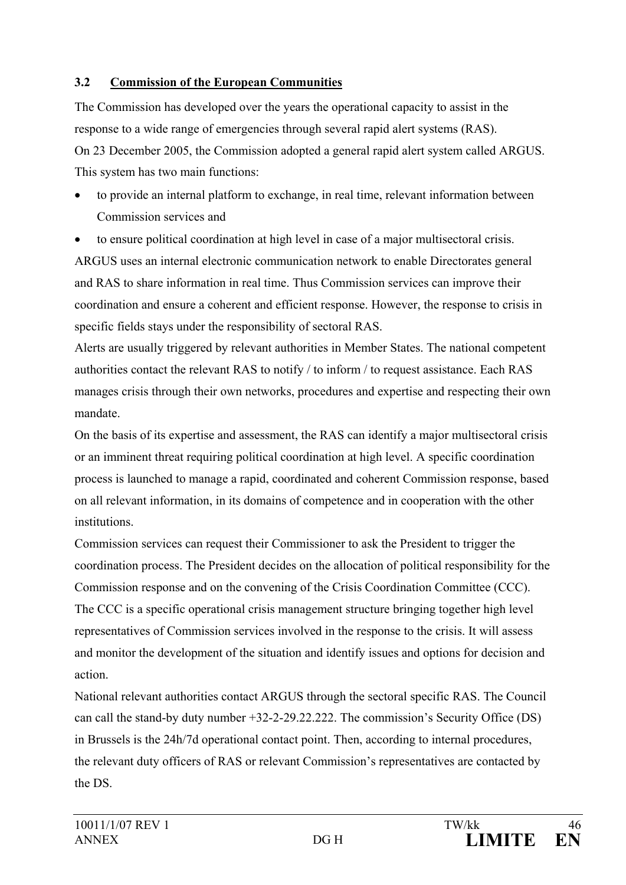### 3.2 Commission of the European Communities

The Commission has developed over the years the operational capacity to assist in the response to a wide range of emergencies through several rapid alert systems (RAS).

On 23 December 2005, the Commission adopted a general rapid alert system called ARGUS. This system has two main functions:

- to provide an internal platform to exchange, in real time, relevant information between Commission services and
- to ensure political coordination at high level in case of a major multisectoral crisis.

ARGUS uses an internal electronic communication network to enable Directorates general and RAS to share information in real time. Thus Commission services can improve their coordination and ensure a coherent and efficient response. However, the response to crisis in specific fields stays under the responsibility of sectoral RAS.

Alerts are usually triggered by relevant authorities in Member States. The national competent authorities contact the relevant RAS to notify / to inform / to request assistance. Each RAS manages crisis through their own networks, procedures and expertise and respecting their own mandate.

On the basis of its expertise and assessment, the RAS can identify a major multisectoral crisis or an imminent threat requiring political coordination at high level. A specific coordination process is launched to manage a rapid, coordinated and coherent Commission response, based on all relevant information, in its domains of competence and in cooperation with the other institutions.

Commission services can request their Commissioner to ask the President to trigger the coordination process. The President decides on the allocation of political responsibility for the Commission response and on the convening of the Crisis Coordination Committee (CCC).

The CCC is a specific operational crisis management structure bringing together high level representatives of Commission services involved in the response to the crisis. It will assess and monitor the development of the situation and identify issues and options for decision and action.

National relevant authorities contact ARGUS through the sectoral specific RAS. The Council can call the stand-by duty number +32-2-29.22.222. The commission's Security Office (DS) in Brussels is the 24h/7d operational contact point. Then, according to internal procedures, the relevant duty officers of RAS or relevant Commission's representatives are contacted by the DS.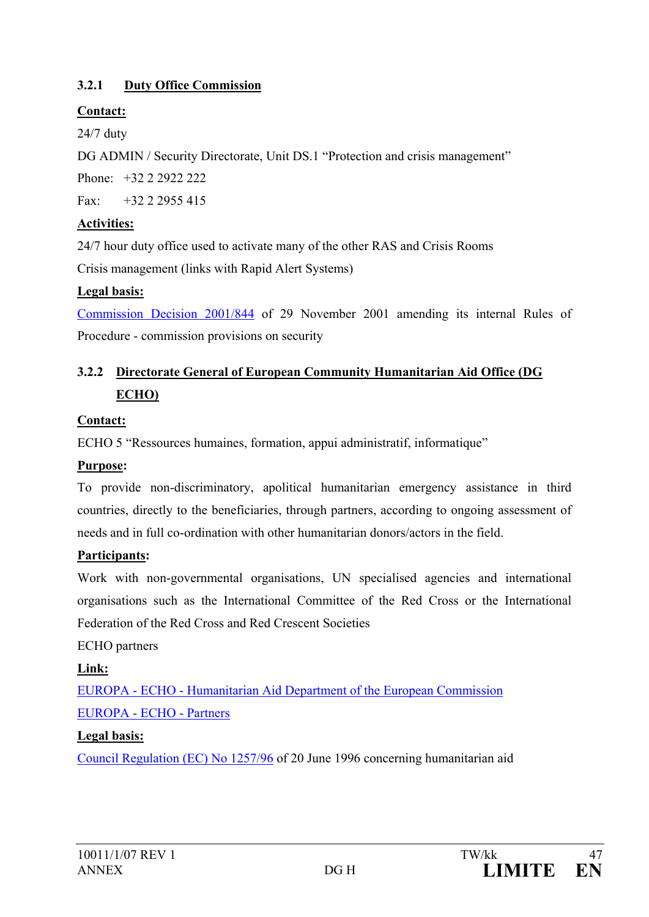### 3.2.1 Duty Office Commission

**Contact:**

24/7 duty

DG ADMIN / Security Directorate, Unit DS.1 "Protection and crisis management"

Phone: +32 2 2922 222

Fax: +32 2 2955 415

**Activities:**

24/7 hour duty office used to activate many of the other RAS and Crisis Rooms

Crisis management (links with Rapid Alert Systems)

**Legal basis:**

Commission Decision 2001/844 of 29 November 2001 amending its internal Rules of Procedure - commission provisions on security

### 3.2.2 Directorate General of European Community Humanitarian Aid Office (DG ECHO)

**Contact:**

ECHO 5 "Ressources humaines, formation, appui administratif, informatique"

**Purpose:**

To provide non-discriminatory, apolitical humanitarian emergency assistance in third countries, directly to the beneficiaries, through partners, according to ongoing assessment of needs and in full co-ordination with other humanitarian donors/actors in the field.

**Participants:**

Work with non-governmental organisations, UN specialised agencies and international organisations such as the International Committee of the Red Cross or the International Federation of the Red Cross and Red Crescent Societies

ECHO partners

**Link:**

EUROPA - ECHO - Humanitarian Aid Department of the European Commission

EUROPA - ECHO - Partners

**Legal basis:**

Council Regulation (EC) No 1257/96 of 20 June 1996 concerning humanitarian aid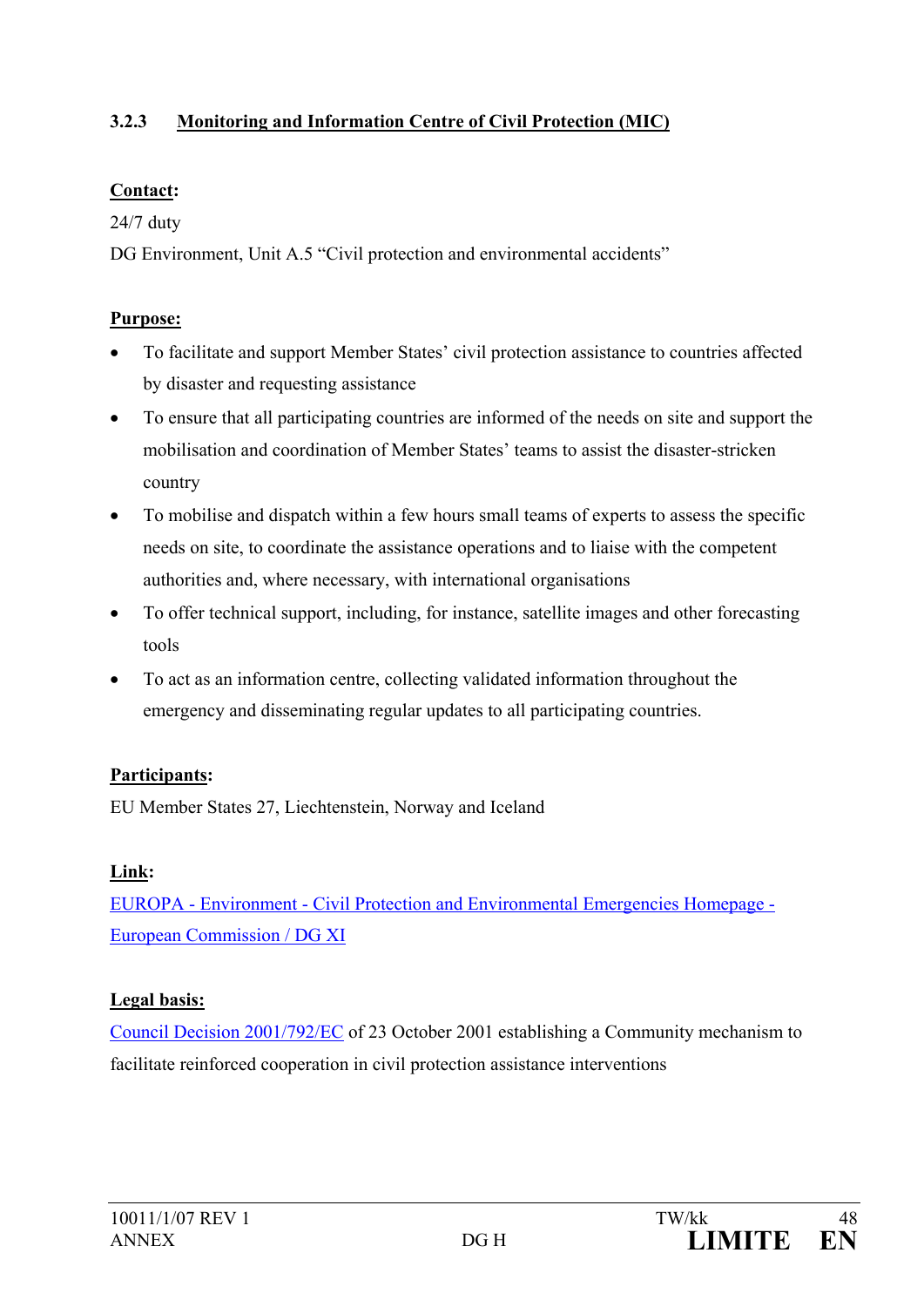### 3.2.3 Monitoring and Information Centre of Civil Protection (MIC)

**Contact:**

24/7 duty

DG Environment, Unit A.5 “Civil protection and environmental accidents”

**Purpose:**

- To facilitate and support Member States’ civil protection assistance to countries affected by disaster and requesting assistance
- To ensure that all participating countries are informed of the needs on site and support the mobilisation and coordination of Member States’ teams to assist the disaster-stricken country
- To mobilise and dispatch within a few hours small teams of experts to assess the specific needs on site, to coordinate the assistance operations and to liaise with the competent authorities and, where necessary, with international organisations
- To offer technical support, including, for instance, satellite images and other forecasting tools
- To act as an information centre, collecting validated information throughout the emergency and disseminating regular updates to all participating countries.

**Participants:**

EU Member States 27, Liechtenstein, Norway and Iceland

**Link:**

EUROPA - Environment - Civil Protection and Environmental Emergencies Homepage - European Commission / DG XI

**Legal basis:**

Council Decision 2001/792/EC of 23 October 2001 establishing a Community mechanism to facilitate reinforced cooperation in civil protection assistance interventions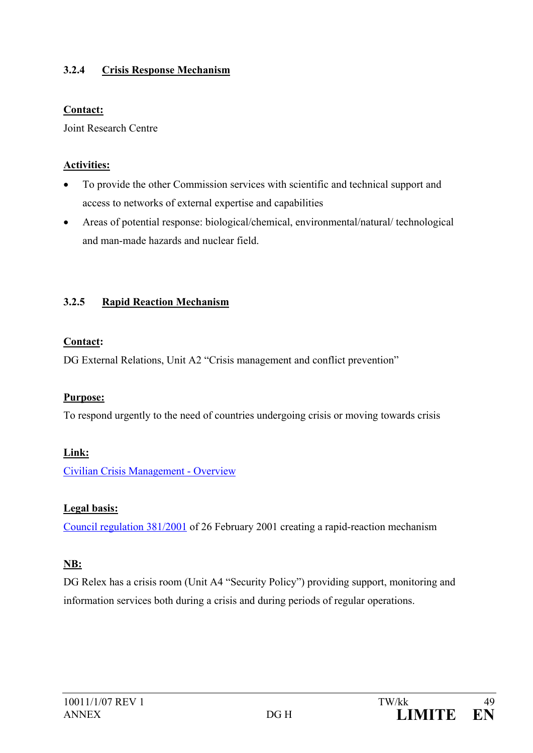### 3.2.4 Crisis Response Mechanism

**Contact:**

Joint Research Centre

**Activities:**

- To provide the other Commission services with scientific and technical support and access to networks of external expertise and capabilities
- Areas of potential response: biological/chemical, environmental/natural/ technological and man-made hazards and nuclear field.

### 3.2.5 Rapid Reaction Mechanism

**Contact:**

DG External Relations, Unit A2 "Crisis management and conflict prevention"

**Purpose:**

To respond urgently to the need of countries undergoing crisis or moving towards crisis

**Link:**

Civilian Crisis Management - Overview

**Legal basis:**

Council regulation 381/2001 of 26 February 2001 creating a rapid-reaction mechanism

**NB:**

DG Relex has a crisis room (Unit A4 "Security Policy") providing support, monitoring and information services both during a crisis and during periods of regular operations.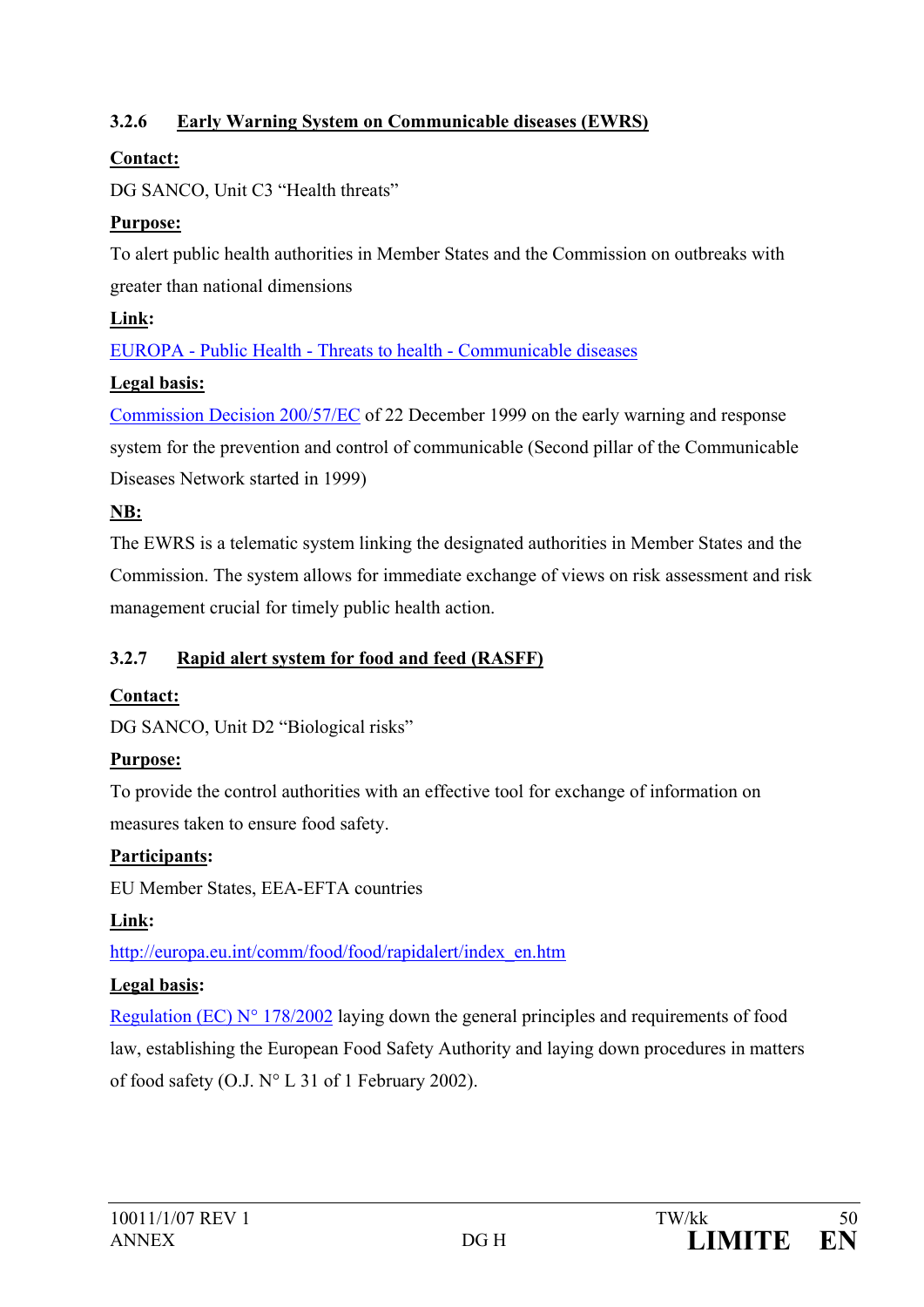### 3.2.6 Early Warning System on Communicable diseases (EWRS)

**Contact:**

DG SANCO, Unit C3 "Health threats"

**Purpose:**

To alert public health authorities in Member States and the Commission on outbreaks with greater than national dimensions

**Link:**

EUROPA - Public Health - Threats to health - Communicable diseases

**Legal basis:**

Commission Decision 200/57/EC of 22 December 1999 on the early warning and response system for the prevention and control of communicable (Second pillar of the Communicable Diseases Network started in 1999)

**NB:**

The EWRS is a telematic system linking the designated authorities in Member States and the Commission. The system allows for immediate exchange of views on risk assessment and risk management crucial for timely public health action.

### 3.2.7 Rapid alert system for food and feed (RASFF)

**Contact:**

DG SANCO, Unit D2 "Biological risks"

**Purpose:**

To provide the control authorities with an effective tool for exchange of information on measures taken to ensure food safety.

**Participants:**

EU Member States, EEA-EFTA countries

**Link:**

http://europa.eu.int/comm/food/food/rapidalert/index_en.htm

**Legal basis:**

Regulation (EC) N° 178/2002 laying down the general principles and requirements of food law, establishing the European Food Safety Authority and laying down procedures in matters of food safety (O.J. N° L 31 of 1 February 2002).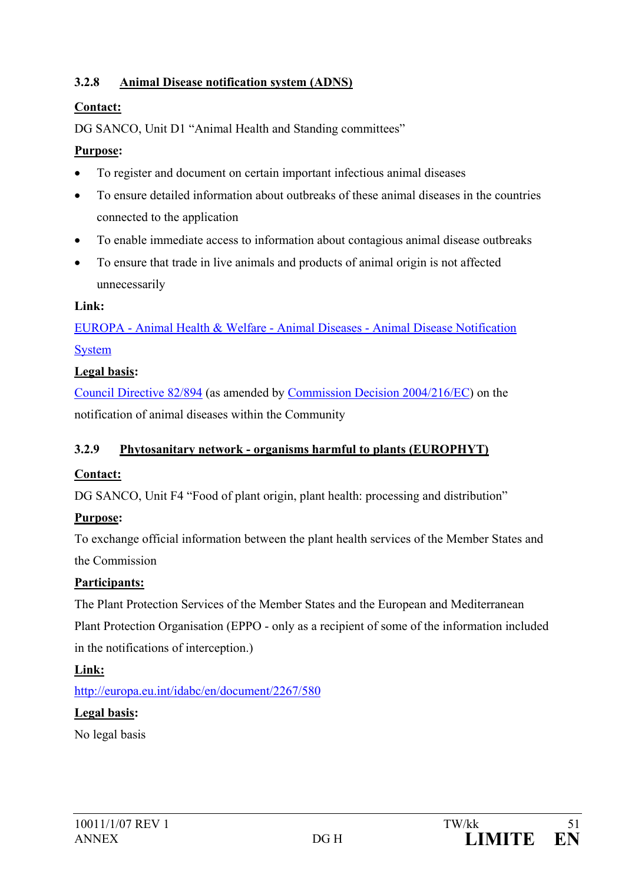### 3.2.8 Animal Disease notification system (ADNS)

**Contact:**

DG SANCO, Unit D1 “Animal Health and Standing committees”

**Purpose:**

- To register and document on certain important infectious animal diseases
- To ensure detailed information about outbreaks of these animal diseases in the countries connected to the application
- To enable immediate access to information about contagious animal disease outbreaks
- To ensure that trade in live animals and products of animal origin is not affected unnecessarily

**Link:**

EUROPA - Animal Health & Welfare - Animal Diseases - Animal Disease Notification System

**Legal basis:**

Council Directive 82/894 (as amended by Commission Decision 2004/216/EC) on the notification of animal diseases within the Community

### 3.2.9 Phytosanitary network - organisms harmful to plants (EUROPHYT)

**Contact:**

DG SANCO, Unit F4 “Food of plant origin, plant health: processing and distribution”

**Purpose:**

To exchange official information between the plant health services of the Member States and the Commission

**Participants:**

The Plant Protection Services of the Member States and the European and Mediterranean Plant Protection Organisation (EPPO - only as a recipient of some of the information included in the notifications of interception.)

**Link:**

http://europa.eu.int/idabc/en/document/2267/580

**Legal basis:**

No legal basis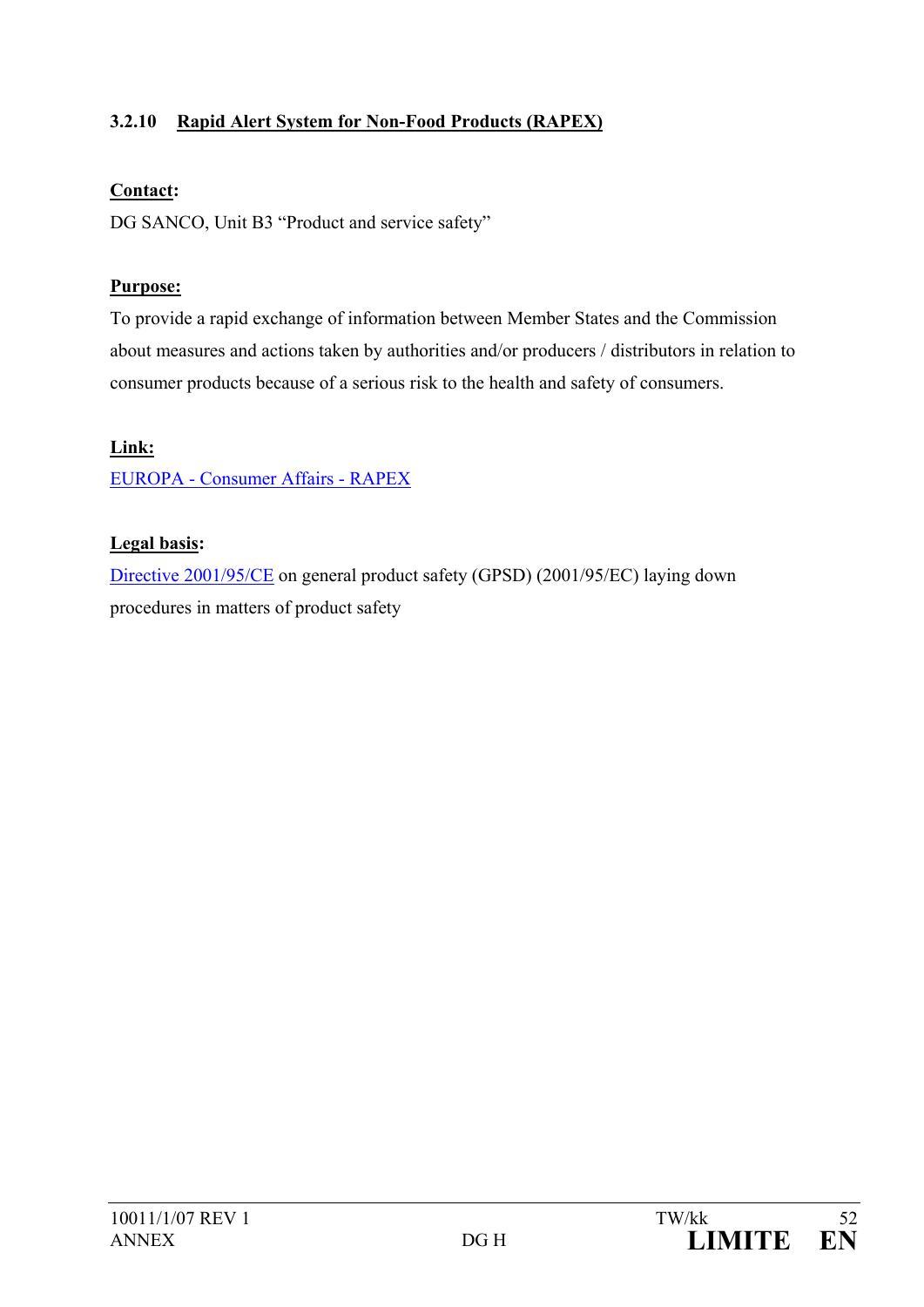### 3.2.10 Rapid Alert System for Non-Food Products (RAPEX)

**Contact:**

DG SANCO, Unit B3 “Product and service safety”

**Purpose:**

To provide a rapid exchange of information between Member States and the Commission about measures and actions taken by authorities and/or producers / distributors in relation to consumer products because of a serious risk to the health and safety of consumers.

**Link:**

EUROPA - Consumer Affairs - RAPEX

**Legal basis:**

Directive 2001/95/CE on general product safety (GPSD) (2001/95/EC) laying down procedures in matters of product safety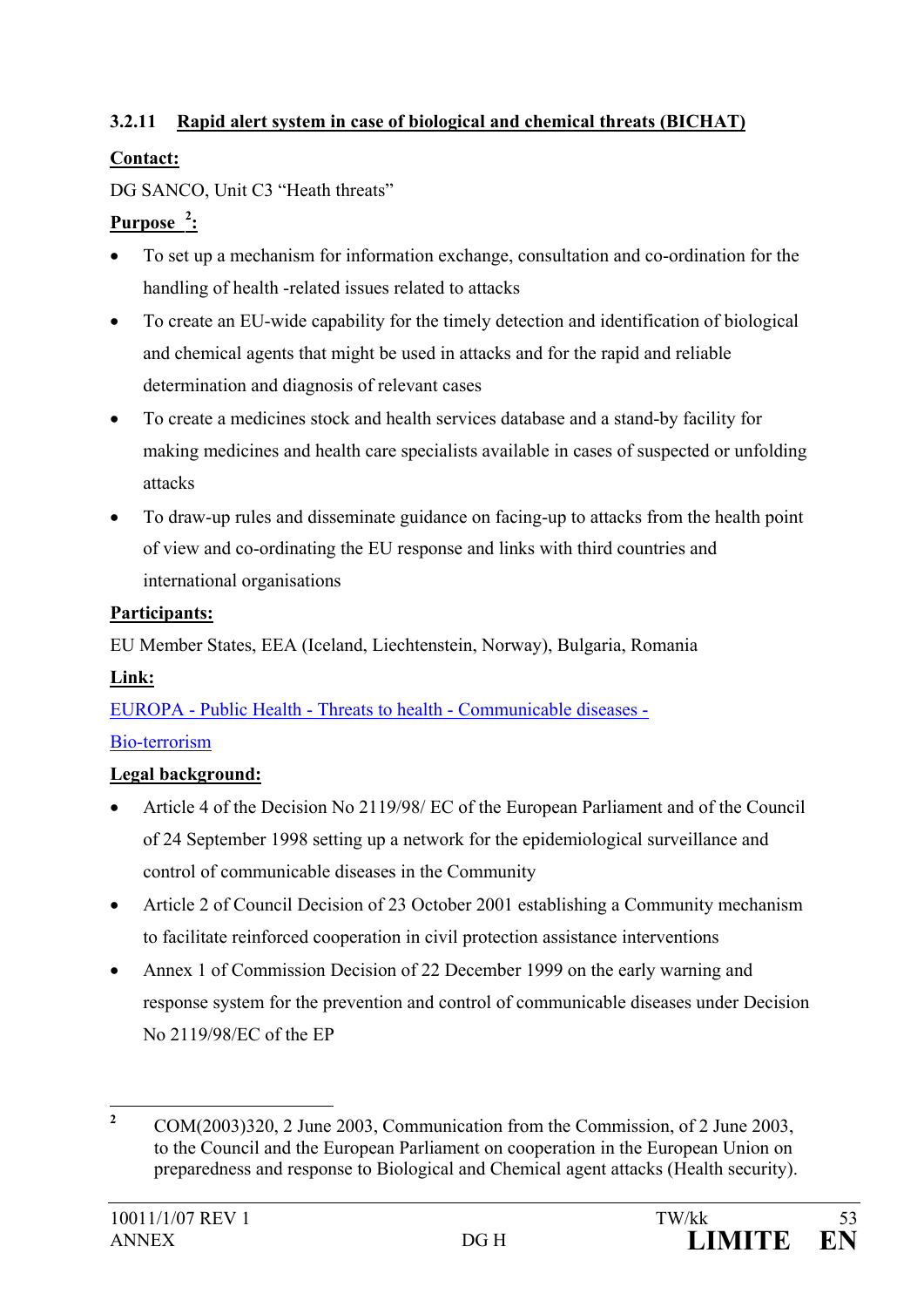### 3.2.11 Rapid alert system in case of biological and chemical threats (BICHAT)

**Contact:**

DG SANCO, Unit C3 "Heath threats"

**Purpose [2]:**

- To set up a mechanism for information exchange, consultation and co-ordination for the handling of health -related issues related to attacks
- To create an EU-wide capability for the timely detection and identification of biological and chemical agents that might be used in attacks and for the rapid and reliable determination and diagnosis of relevant cases
- To create a medicines stock and health services database and a stand-by facility for making medicines and health care specialists available in cases of suspected or unfolding attacks
- To draw-up rules and disseminate guidance on facing-up to attacks from the health point of view and co-ordinating the EU response and links with third countries and international organisations

**Participants:**

EU Member States, EEA (Iceland, Liechtenstein, Norway), Bulgaria, Romania

**Link:**

EUROPA - Public Health - Threats to health - Communicable diseases - Bio-terrorism

**Legal background:**

- Article 4 of the Decision No 2119/98/ EC of the European Parliament and of the Council of 24 September 1998 setting up a network for the epidemiological surveillance and control of communicable diseases in the Community
- Article 2 of Council Decision of 23 October 2001 establishing a Community mechanism to facilitate reinforced cooperation in civil protection assistance interventions
- Annex 1 of Commission Decision of 22 December 1999 on the early warning and response system for the prevention and control of communicable diseases under Decision No 2119/98/EC of the EP

---

[2] COM(2003)320, 2 June 2003, Communication from the Commission, of 2 June 2003, to the Council and the European Parliament on cooperation in the European Union on preparedness and response to Biological and Chemical agent attacks (Health security).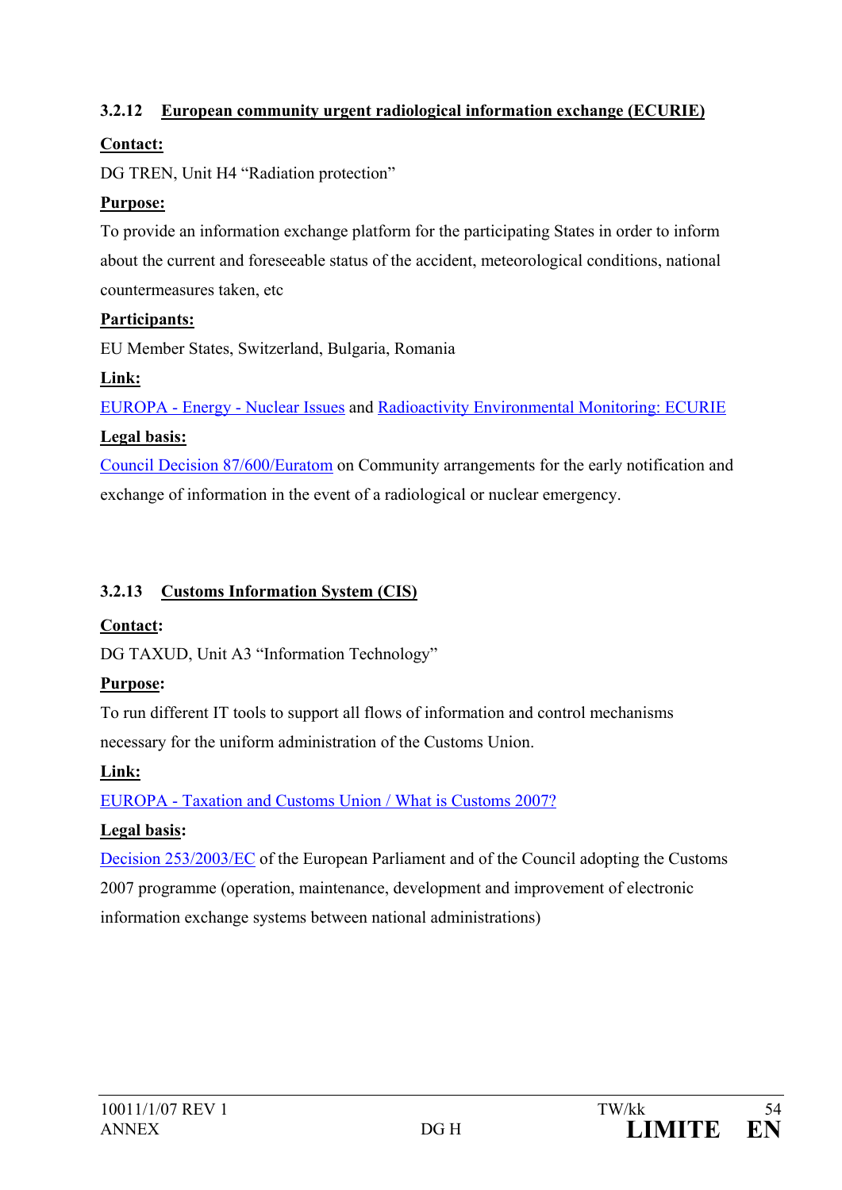### 3.2.12 European community urgent radiological information exchange (ECURIE)

**Contact:**

DG TREN, Unit H4 "Radiation protection"

**Purpose:**

To provide an information exchange platform for the participating States in order to inform about the current and foreseeable status of the accident, meteorological conditions, national countermeasures taken, etc

**Participants:**

EU Member States, Switzerland, Bulgaria, Romania

**Link:**

EUROPA - Energy - Nuclear Issues and Radioactivity Environmental Monitoring: ECURIE

**Legal basis:**

Council Decision 87/600/Euratom on Community arrangements for the early notification and exchange of information in the event of a radiological or nuclear emergency.

### 3.2.13 Customs Information System (CIS)

**Contact:**

DG TAXUD, Unit A3 "Information Technology"

**Purpose:**

To run different IT tools to support all flows of information and control mechanisms necessary for the uniform administration of the Customs Union.

**Link:**

EUROPA - Taxation and Customs Union / What is Customs 2007?

**Legal basis:**

Decision 253/2003/EC of the European Parliament and of the Council adopting the Customs 2007 programme (operation, maintenance, development and improvement of electronic information exchange systems between national administrations)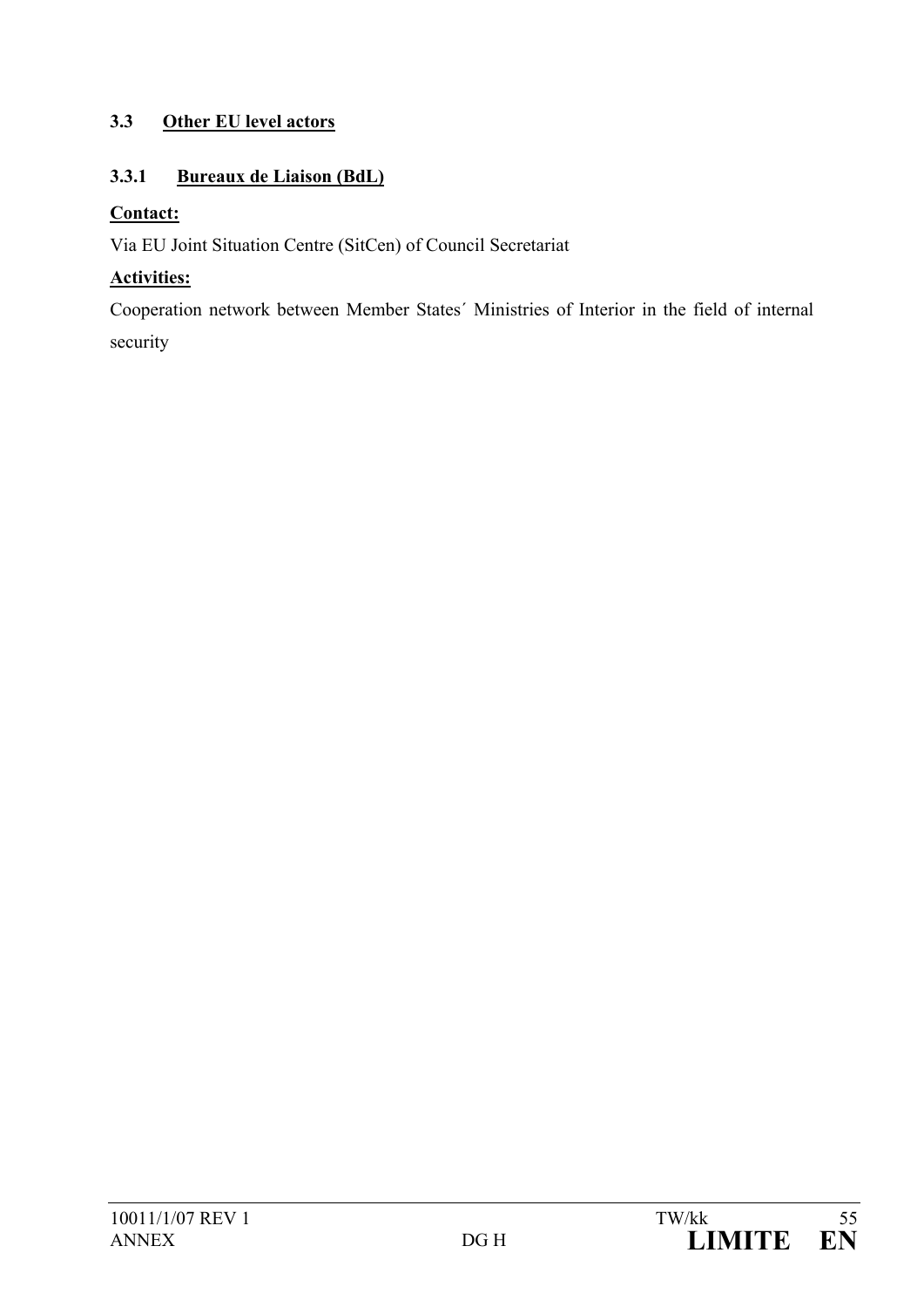### 3.3 Other EU level actors

#### 3.3.1 Bureaux de Liaison (BdL)

**Contact:**

Via EU Joint Situation Centre (SitCen) of Council Secretariat

**Activities:**

Cooperation network between Member States´ Ministries of Interior in the field of internal security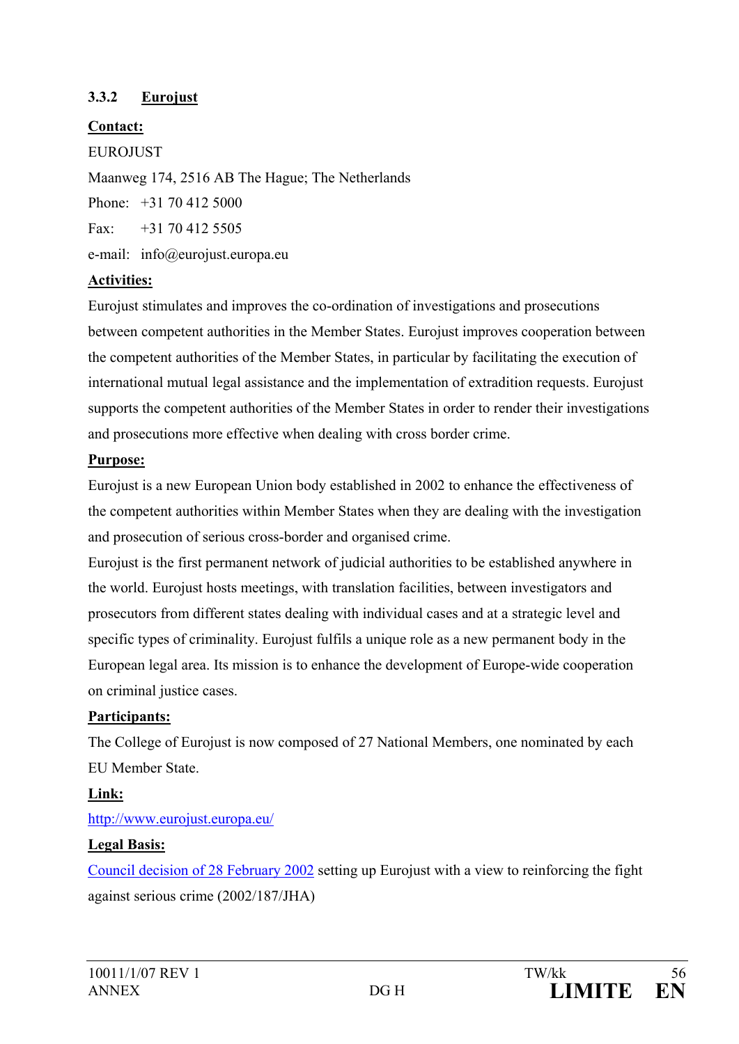### 3.3.2 Eurojust

**Contact:**

EUROJUST

Maanweg 174, 2516 AB The Hague; The Netherlands

Phone: +31 70 412 5000

Fax: +31 70 412 5505

e-mail: info@eurojust.europa.eu

**Activities:**

Eurojust stimulates and improves the co-ordination of investigations and prosecutions between competent authorities in the Member States. Eurojust improves cooperation between the competent authorities of the Member States, in particular by facilitating the execution of international mutual legal assistance and the implementation of extradition requests. Eurojust supports the competent authorities of the Member States in order to render their investigations and prosecutions more effective when dealing with cross border crime.

**Purpose:**

Eurojust is a new European Union body established in 2002 to enhance the effectiveness of the competent authorities within Member States when they are dealing with the investigation and prosecution of serious cross-border and organised crime.

Eurojust is the first permanent network of judicial authorities to be established anywhere in the world. Eurojust hosts meetings, with translation facilities, between investigators and prosecutors from different states dealing with individual cases and at a strategic level and specific types of criminality. Eurojust fulfils a unique role as a new permanent body in the European legal area. Its mission is to enhance the development of Europe-wide cooperation on criminal justice cases.

**Participants:**

The College of Eurojust is now composed of 27 National Members, one nominated by each EU Member State.

**Link:**

http://www.eurojust.europa.eu/

**Legal Basis:**

Council decision of 28 February 2002 setting up Eurojust with a view to reinforcing the fight against serious crime (2002/187/JHA)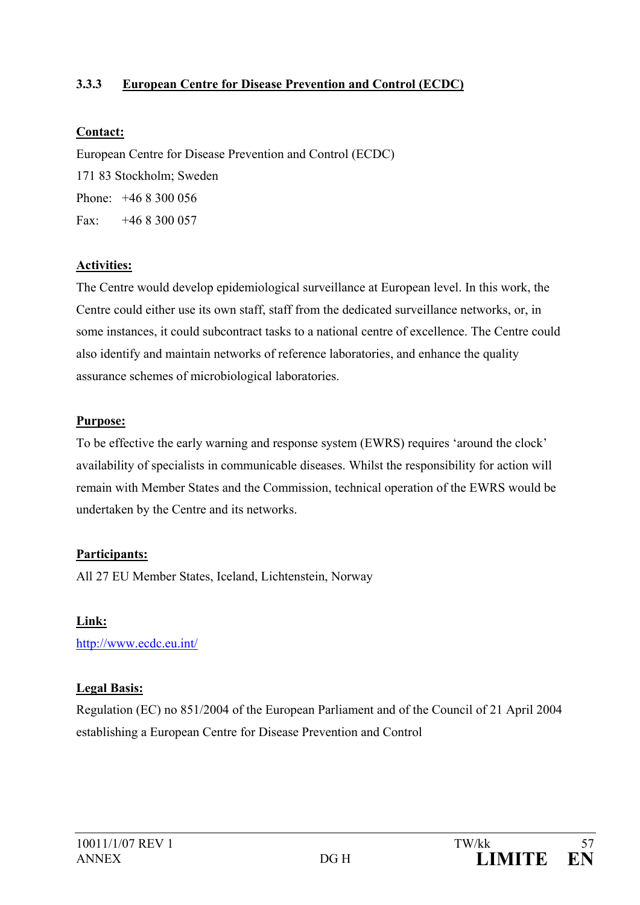### 3.3.3 European Centre for Disease Prevention and Control (ECDC)

**Contact:**

European Centre for Disease Prevention and Control (ECDC)
171 83 Stockholm; Sweden
Phone: +46 8 300 056
Fax: +46 8 300 057

**Activities:**

The Centre would develop epidemiological surveillance at European level. In this work, the Centre could either use its own staff, staff from the dedicated surveillance networks, or, in some instances, it could subcontract tasks to a national centre of excellence. The Centre could also identify and maintain networks of reference laboratories, and enhance the quality assurance schemes of microbiological laboratories.

**Purpose:**

To be effective the early warning and response system (EWRS) requires 'around the clock' availability of specialists in communicable diseases. Whilst the responsibility for action will remain with Member States and the Commission, technical operation of the EWRS would be undertaken by the Centre and its networks.

**Participants:**

All 27 EU Member States, Iceland, Lichtenstein, Norway

**Link:**

http://www.ecdc.eu.int/

**Legal Basis:**

Regulation (EC) no 851/2004 of the European Parliament and of the Council of 21 April 2004 establishing a European Centre for Disease Prevention and Control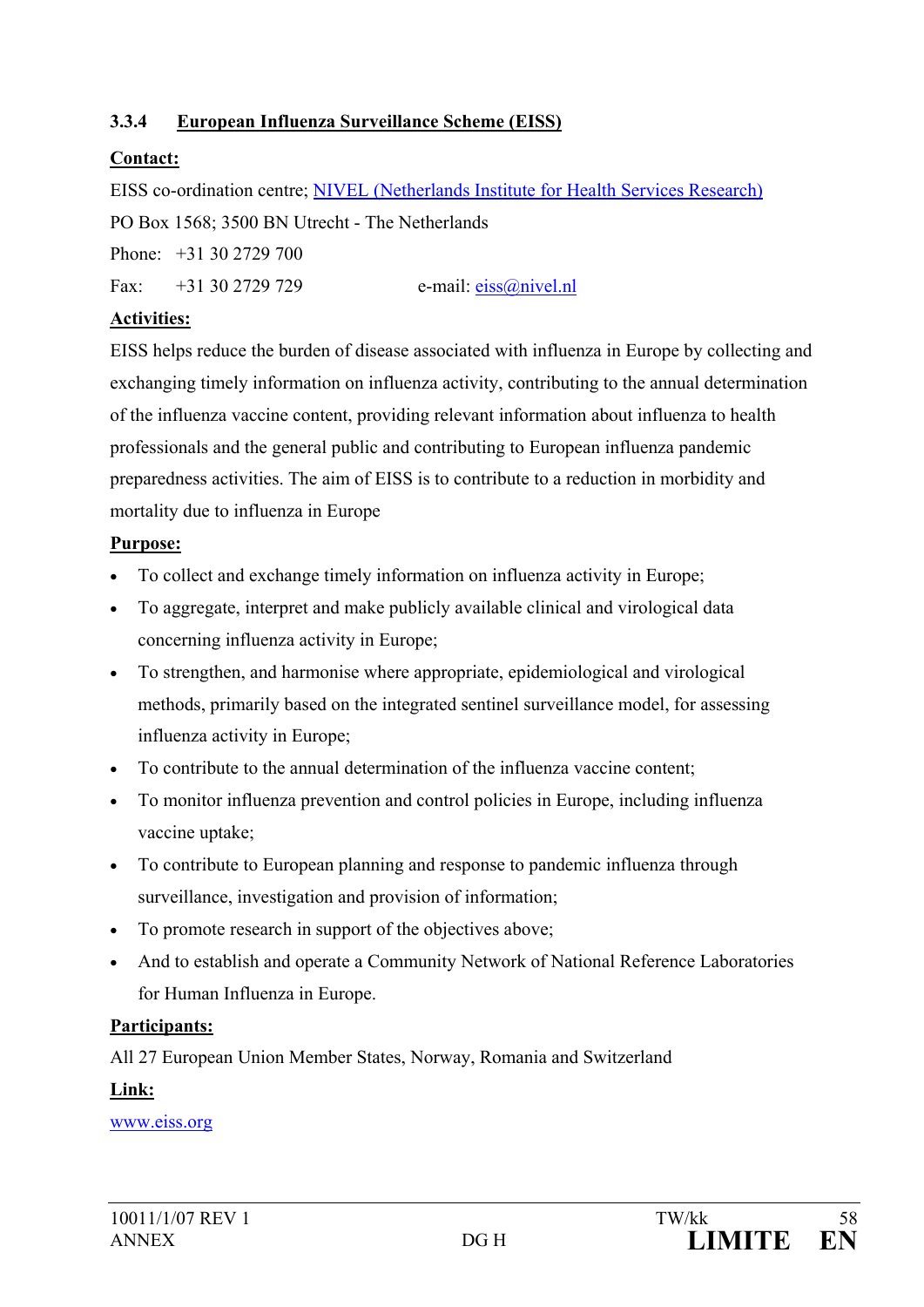### 3.3.4 European Influenza Surveillance Scheme (EISS)

**Contact:**

EISS co-ordination centre; NIVEL (Netherlands Institute for Health Services Research)

PO Box 1568; 3500 BN Utrecht - The Netherlands

Phone: +31 30 2729 700

Fax: +31 30 2729 729 e-mail: eiss@nivel.nl

**Activities:**

EISS helps reduce the burden of disease associated with influenza in Europe by collecting and exchanging timely information on influenza activity, contributing to the annual determination of the influenza vaccine content, providing relevant information about influenza to health professionals and the general public and contributing to European influenza pandemic preparedness activities. The aim of EISS is to contribute to a reduction in morbidity and mortality due to influenza in Europe

**Purpose:**

- To collect and exchange timely information on influenza activity in Europe;
- To aggregate, interpret and make publicly available clinical and virological data concerning influenza activity in Europe;
- To strengthen, and harmonise where appropriate, epidemiological and virological methods, primarily based on the integrated sentinel surveillance model, for assessing influenza activity in Europe;
- To contribute to the annual determination of the influenza vaccine content;
- To monitor influenza prevention and control policies in Europe, including influenza vaccine uptake;
- To contribute to European planning and response to pandemic influenza through surveillance, investigation and provision of information;
- To promote research in support of the objectives above;
- And to establish and operate a Community Network of National Reference Laboratories for Human Influenza in Europe.

**Participants:**

All 27 European Union Member States, Norway, Romania and Switzerland

**Link:**

www.eiss.org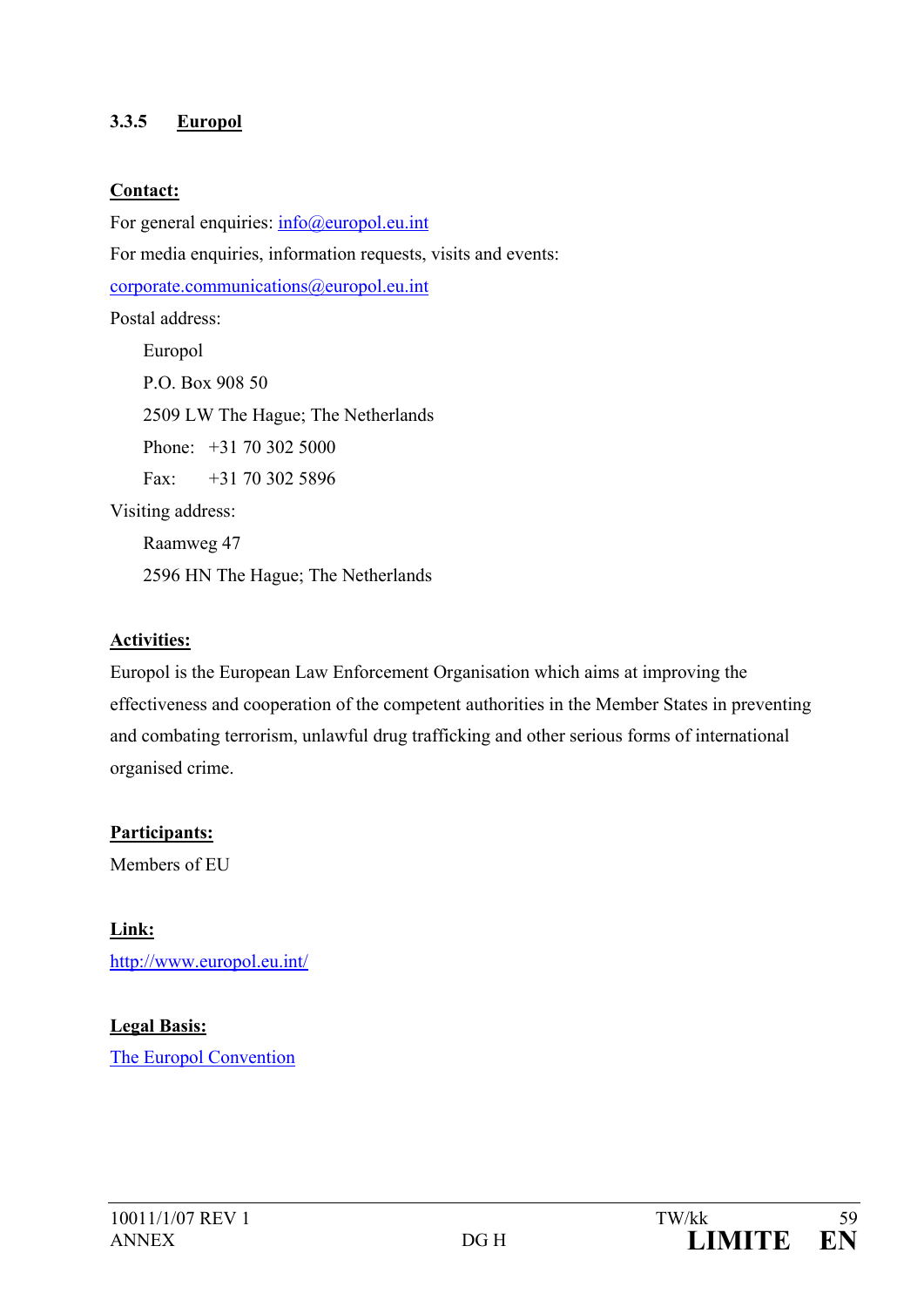### 3.3.5 Europol

**Contact:**

For general enquiries: info@europol.eu.int

For media enquiries, information requests, visits and events:

corporate.communications@europol.eu.int

Postal address:

Europol
P.O. Box 908 50
2509 LW The Hague; The Netherlands
Phone: +31 70 302 5000
Fax: +31 70 302 5896

Visiting address:

Raamweg 47
2596 HN The Hague; The Netherlands

**Activities:**

Europol is the European Law Enforcement Organisation which aims at improving the effectiveness and cooperation of the competent authorities in the Member States in preventing and combating terrorism, unlawful drug trafficking and other serious forms of international organised crime.

**Participants:**

Members of EU

**Link:**

http://www.europol.eu.int/

**Legal Basis:**

The Europol Convention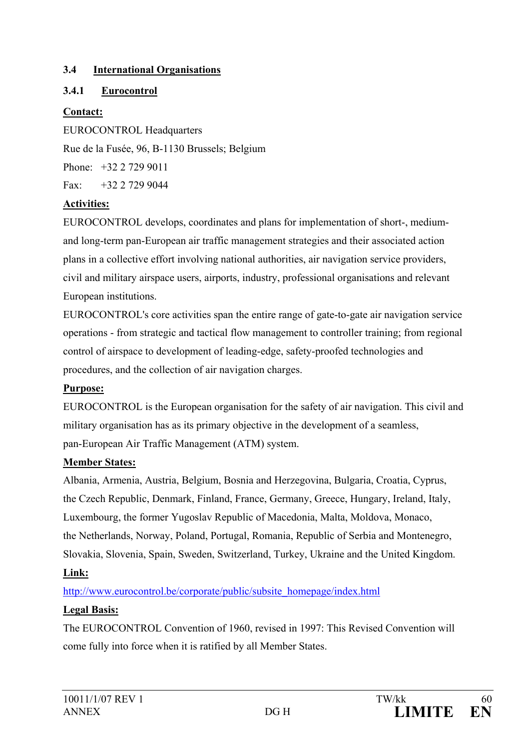## 3.4 International Organisations

### 3.4.1 Eurocontrol

**Contact:**

EUROCONTROL Headquarters

Rue de la Fusée, 96, B-1130 Brussels; Belgium

Phone: +32 2 729 9011

Fax: +32 2 729 9044

**Activities:**

EUROCONTROL develops, coordinates and plans for implementation of short-, medium- and long-term pan-European air traffic management strategies and their associated action plans in a collective effort involving national authorities, air navigation service providers, civil and military airspace users, airports, industry, professional organisations and relevant European institutions.

EUROCONTROL's core activities span the entire range of gate-to-gate air navigation service operations - from strategic and tactical flow management to controller training; from regional control of airspace to development of leading-edge, safety-proofed technologies and procedures, and the collection of air navigation charges.

**Purpose:**

EUROCONTROL is the European organisation for the safety of air navigation. This civil and military organisation has as its primary objective in the development of a seamless, pan-European Air Traffic Management (ATM) system.

**Member States:**

Albania, Armenia, Austria, Belgium, Bosnia and Herzegovina, Bulgaria, Croatia, Cyprus, the Czech Republic, Denmark, Finland, France, Germany, Greece, Hungary, Ireland, Italy, Luxembourg, the former Yugoslav Republic of Macedonia, Malta, Moldova, Monaco, the Netherlands, Norway, Poland, Portugal, Romania, Republic of Serbia and Montenegro, Slovakia, Slovenia, Spain, Sweden, Switzerland, Turkey, Ukraine and the United Kingdom.

**Link:**

http://www.eurocontrol.be/corporate/public/subsite_homepage/index.html

**Legal Basis:**

The EUROCONTROL Convention of 1960, revised in 1997: This Revised Convention will come fully into force when it is ratified by all Member States.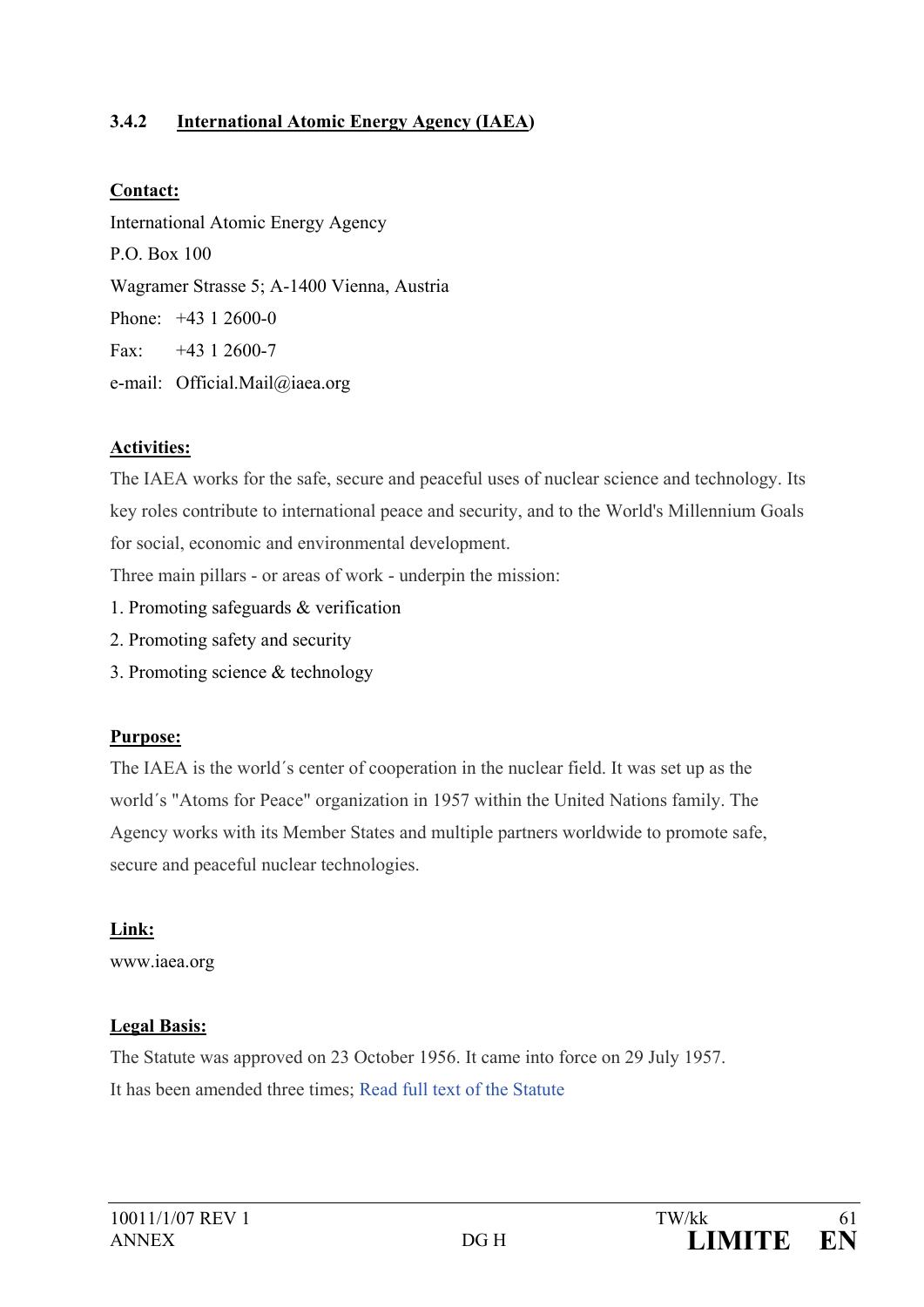### 3.4.2 International Atomic Energy Agency (IAEA)

**Contact:**

International Atomic Energy Agency

P.O. Box 100

Wagramer Strasse 5; A-1400 Vienna, Austria

Phone: +43 1 2600-0

Fax: +43 1 2600-7

e-mail: Official.Mail@iaea.org

**Activities:**

The IAEA works for the safe, secure and peaceful uses of nuclear science and technology. Its key roles contribute to international peace and security, and to the World's Millennium Goals for social, economic and environmental development.

Three main pillars - or areas of work - underpin the mission:

1. Promoting safeguards & verification
2. Promoting safety and security
3. Promoting science & technology

**Purpose:**

The IAEA is the world´s center of cooperation in the nuclear field. It was set up as the world´s "Atoms for Peace" organization in 1957 within the United Nations family. The Agency works with its Member States and multiple partners worldwide to promote safe, secure and peaceful nuclear technologies.

**Link:**

www.iaea.org

**Legal Basis:**

The Statute was approved on 23 October 1956. It came into force on 29 July 1957.

It has been amended three times; Read full text of the Statute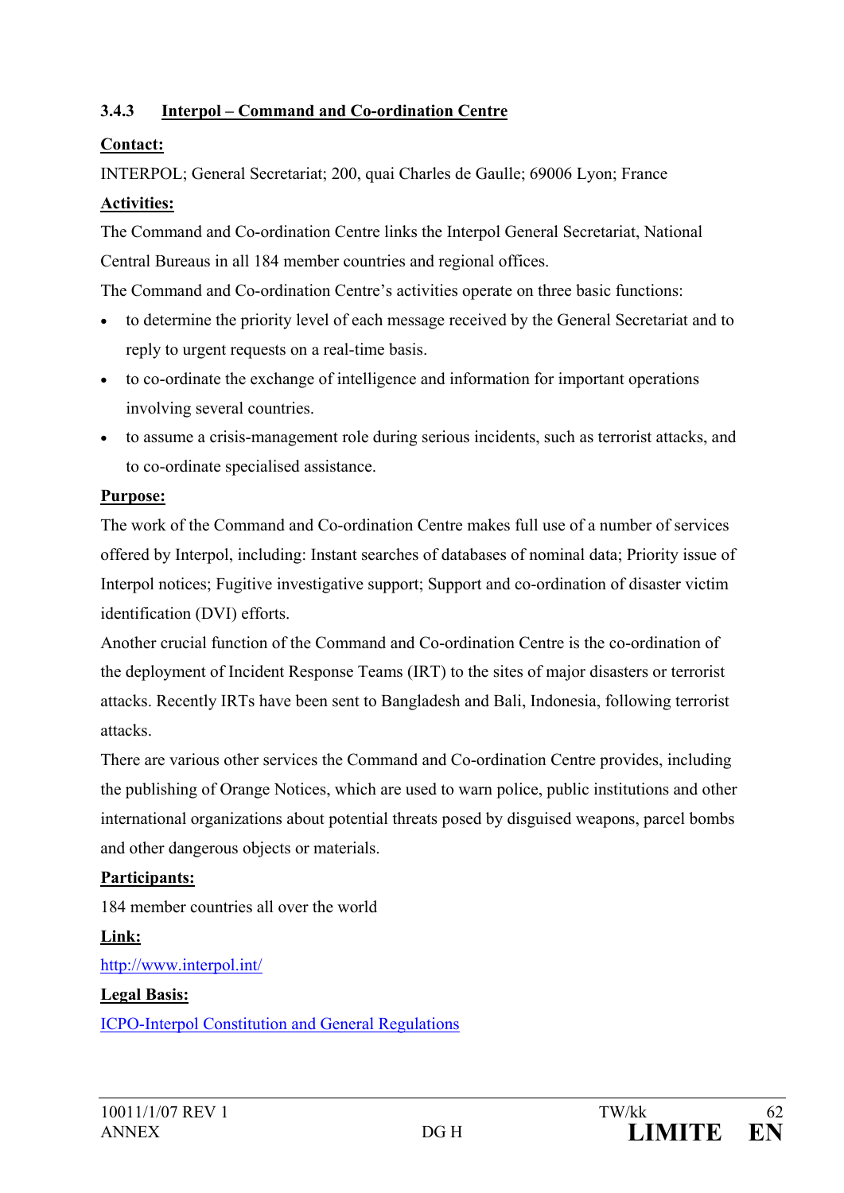### 3.4.3 Interpol – Command and Co-ordination Centre

**Contact:**

INTERPOL; General Secretariat; 200, quai Charles de Gaulle; 69006 Lyon; France

**Activities:**

The Command and Co-ordination Centre links the Interpol General Secretariat, National Central Bureaus in all 184 member countries and regional offices.

The Command and Co-ordination Centre's activities operate on three basic functions:

- to determine the priority level of each message received by the General Secretariat and to reply to urgent requests on a real-time basis.
- to co-ordinate the exchange of intelligence and information for important operations involving several countries.
- to assume a crisis-management role during serious incidents, such as terrorist attacks, and to co-ordinate specialised assistance.

**Purpose:**

The work of the Command and Co-ordination Centre makes full use of a number of services offered by Interpol, including: Instant searches of databases of nominal data; Priority issue of Interpol notices; Fugitive investigative support; Support and co-ordination of disaster victim identification (DVI) efforts.

Another crucial function of the Command and Co-ordination Centre is the co-ordination of the deployment of Incident Response Teams (IRT) to the sites of major disasters or terrorist attacks. Recently IRTs have been sent to Bangladesh and Bali, Indonesia, following terrorist attacks.

There are various other services the Command and Co-ordination Centre provides, including the publishing of Orange Notices, which are used to warn police, public institutions and other international organizations about potential threats posed by disguised weapons, parcel bombs and other dangerous objects or materials.

**Participants:**

184 member countries all over the world

**Link:**

http://www.interpol.int/

**Legal Basis:**

ICPO-Interpol Constitution and General Regulations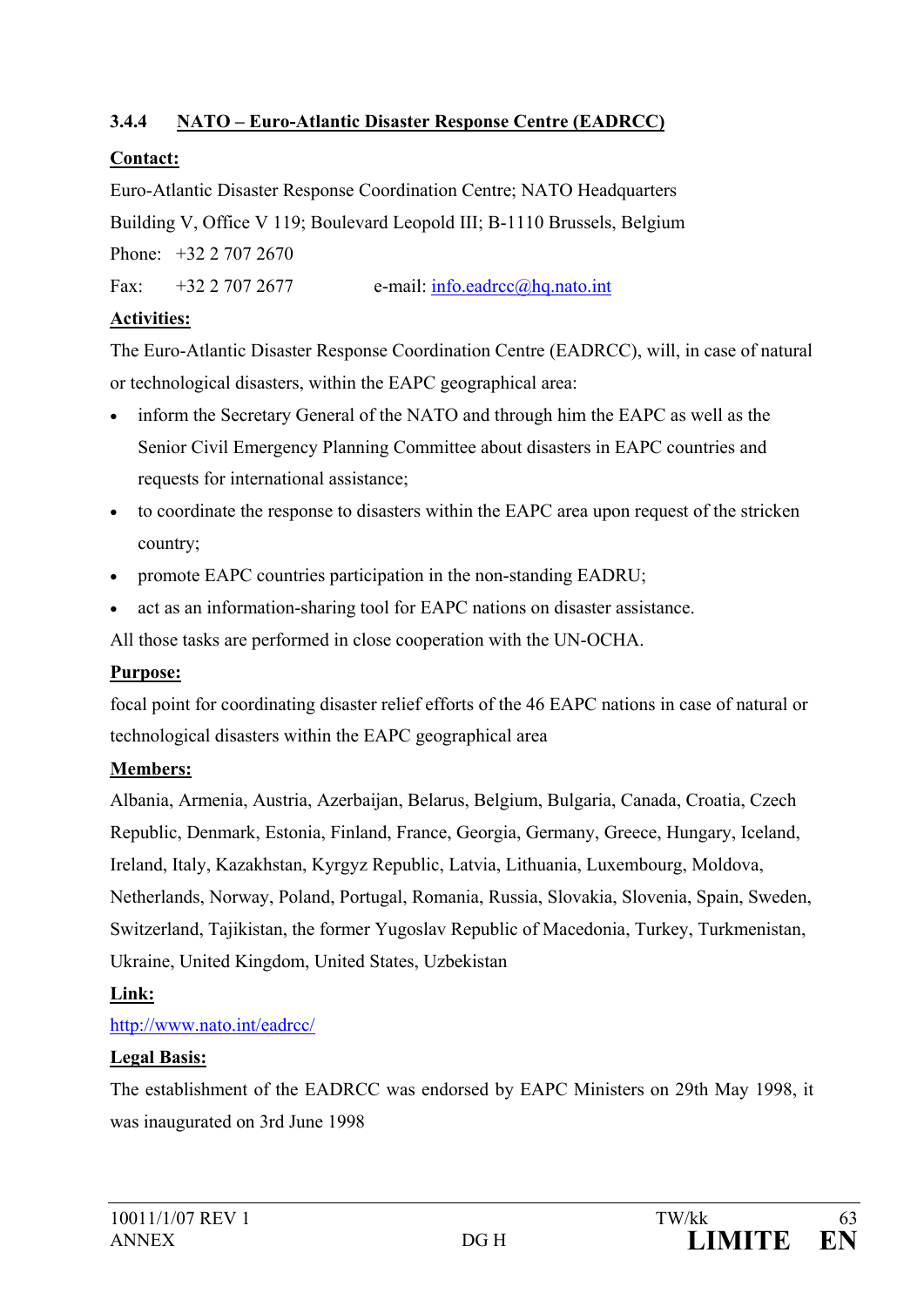### 3.4.4 NATO – Euro-Atlantic Disaster Response Centre (EADRCC)

**Contact:**

Euro-Atlantic Disaster Response Coordination Centre; NATO Headquarters

Building V, Office V 119; Boulevard Leopold III; B-1110 Brussels, Belgium

Phone: +32 2 707 2670

Fax: +32 2 707 2677 e-mail: info.eadrcc@hq.nato.int

**Activities:**

The Euro-Atlantic Disaster Response Coordination Centre (EADRCC), will, in case of natural or technological disasters, within the EAPC geographical area:

- inform the Secretary General of the NATO and through him the EAPC as well as the Senior Civil Emergency Planning Committee about disasters in EAPC countries and requests for international assistance;
- to coordinate the response to disasters within the EAPC area upon request of the stricken country;
- promote EAPC countries participation in the non-standing EADRU;
- act as an information-sharing tool for EAPC nations on disaster assistance.

All those tasks are performed in close cooperation with the UN-OCHA.

**Purpose:**

focal point for coordinating disaster relief efforts of the 46 EAPC nations in case of natural or technological disasters within the EAPC geographical area

**Members:**

Albania, Armenia, Austria, Azerbaijan, Belarus, Belgium, Bulgaria, Canada, Croatia, Czech Republic, Denmark, Estonia, Finland, France, Georgia, Germany, Greece, Hungary, Iceland, Ireland, Italy, Kazakhstan, Kyrgyz Republic, Latvia, Lithuania, Luxembourg, Moldova, Netherlands, Norway, Poland, Portugal, Romania, Russia, Slovakia, Slovenia, Spain, Sweden, Switzerland, Tajikistan, the former Yugoslav Republic of Macedonia, Turkey, Turkmenistan, Ukraine, United Kingdom, United States, Uzbekistan

**Link:**

http://www.nato.int/eadrcc/

**Legal Basis:**

The establishment of the EADRCC was endorsed by EAPC Ministers on 29th May 1998, it was inaugurated on 3rd June 1998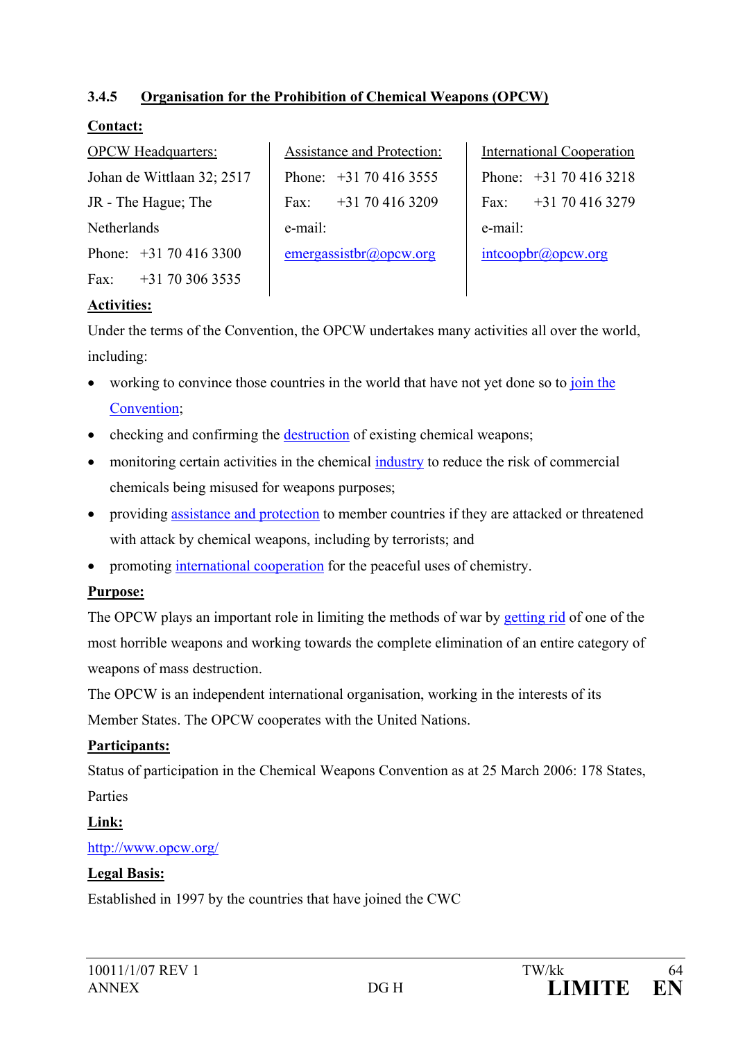### 3.4.5 Organisation for the Prohibition of Chemical Weapons (OPCW)

**Contact:**

| OPCW Headquarters: | Assistance and Protection: | International Cooperation |
|---|---|---|
| Johan de Wittlaan 32; 2517 JR - The Hague; The Netherlands | Phone: +31 70 416 3555 | Phone: +31 70 416 3218 |
| Phone: +31 70 416 3300 | Fax: +31 70 416 3209 | Fax: +31 70 416 3279 |
| Fax: +31 70 306 3535 | e-mail: emergassistbr@opcw.org | e-mail: intcoopbr@opcw.org |

**Activities:**

Under the terms of the Convention, the OPCW undertakes many activities all over the world, including:

- working to convince those countries in the world that have not yet done so to join the Convention;
- checking and confirming the destruction of existing chemical weapons;
- monitoring certain activities in the chemical industry to reduce the risk of commercial chemicals being misused for weapons purposes;
- providing assistance and protection to member countries if they are attacked or threatened with attack by chemical weapons, including by terrorists; and
- promoting international cooperation for the peaceful uses of chemistry.

**Purpose:**

The OPCW plays an important role in limiting the methods of war by getting rid of one of the most horrible weapons and working towards the complete elimination of an entire category of weapons of mass destruction.

The OPCW is an independent international organisation, working in the interests of its Member States. The OPCW cooperates with the United Nations.

**Participants:**

Status of participation in the Chemical Weapons Convention as at 25 March 2006: 178 States, Parties

**Link:**

http://www.opcw.org/

**Legal Basis:**

Established in 1997 by the countries that have joined the CWC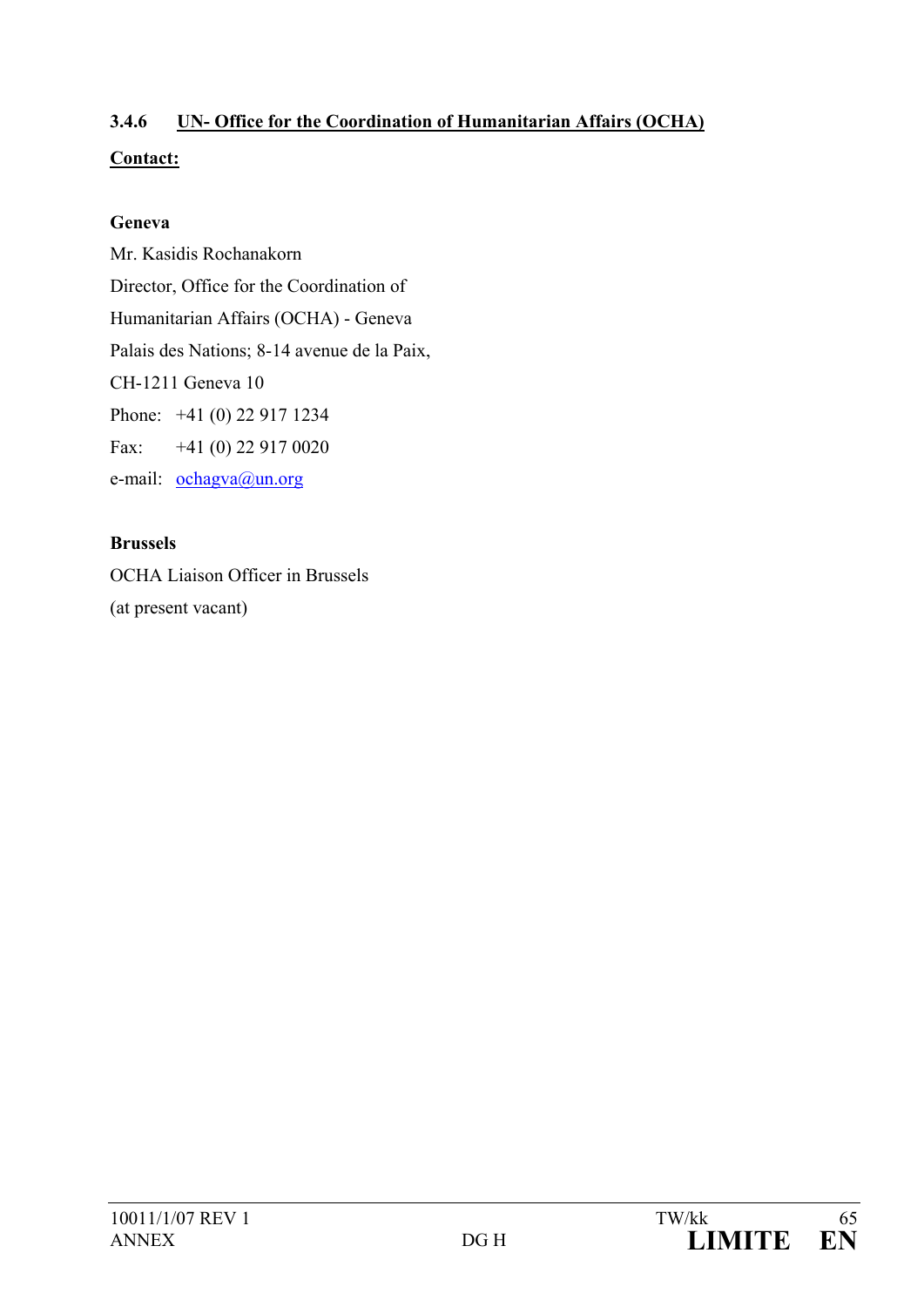### 3.4.6 UN- Office for the Coordination of Humanitarian Affairs (OCHA)

**Contact:**

**Geneva**

Mr. Kasidis Rochanakorn

Director, Office for the Coordination of

Humanitarian Affairs (OCHA) - Geneva

Palais des Nations; 8-14 avenue de la Paix,

CH-1211 Geneva 10

Phone: +41 (0) 22 917 1234

Fax: +41 (0) 22 917 0020

e-mail: ochagva@un.org

**Brussels**

OCHA Liaison Officer in Brussels

(at present vacant)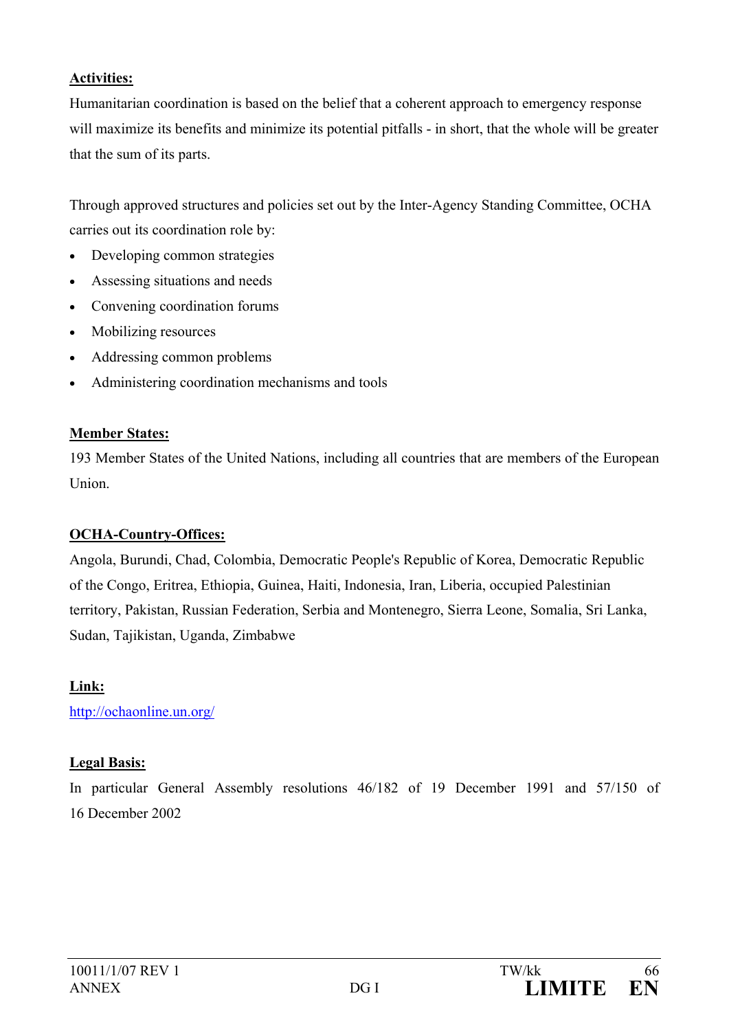**Activities:**

Humanitarian coordination is based on the belief that a coherent approach to emergency response will maximize its benefits and minimize its potential pitfalls - in short, that the whole will be greater that the sum of its parts.

Through approved structures and policies set out by the Inter-Agency Standing Committee, OCHA carries out its coordination role by:

- Developing common strategies
- Assessing situations and needs
- Convening coordination forums
- Mobilizing resources
- Addressing common problems
- Administering coordination mechanisms and tools

**Member States:**

193 Member States of the United Nations, including all countries that are members of the European Union.

**OCHA-Country-Offices:**

Angola, Burundi, Chad, Colombia, Democratic People's Republic of Korea, Democratic Republic of the Congo, Eritrea, Ethiopia, Guinea, Haiti, Indonesia, Iran, Liberia, occupied Palestinian territory, Pakistan, Russian Federation, Serbia and Montenegro, Sierra Leone, Somalia, Sri Lanka, Sudan, Tajikistan, Uganda, Zimbabwe

**Link:**

http://ochaonline.un.org/

**Legal Basis:**

In particular General Assembly resolutions 46/182 of 19 December 1991 and 57/150 of 16 December 2002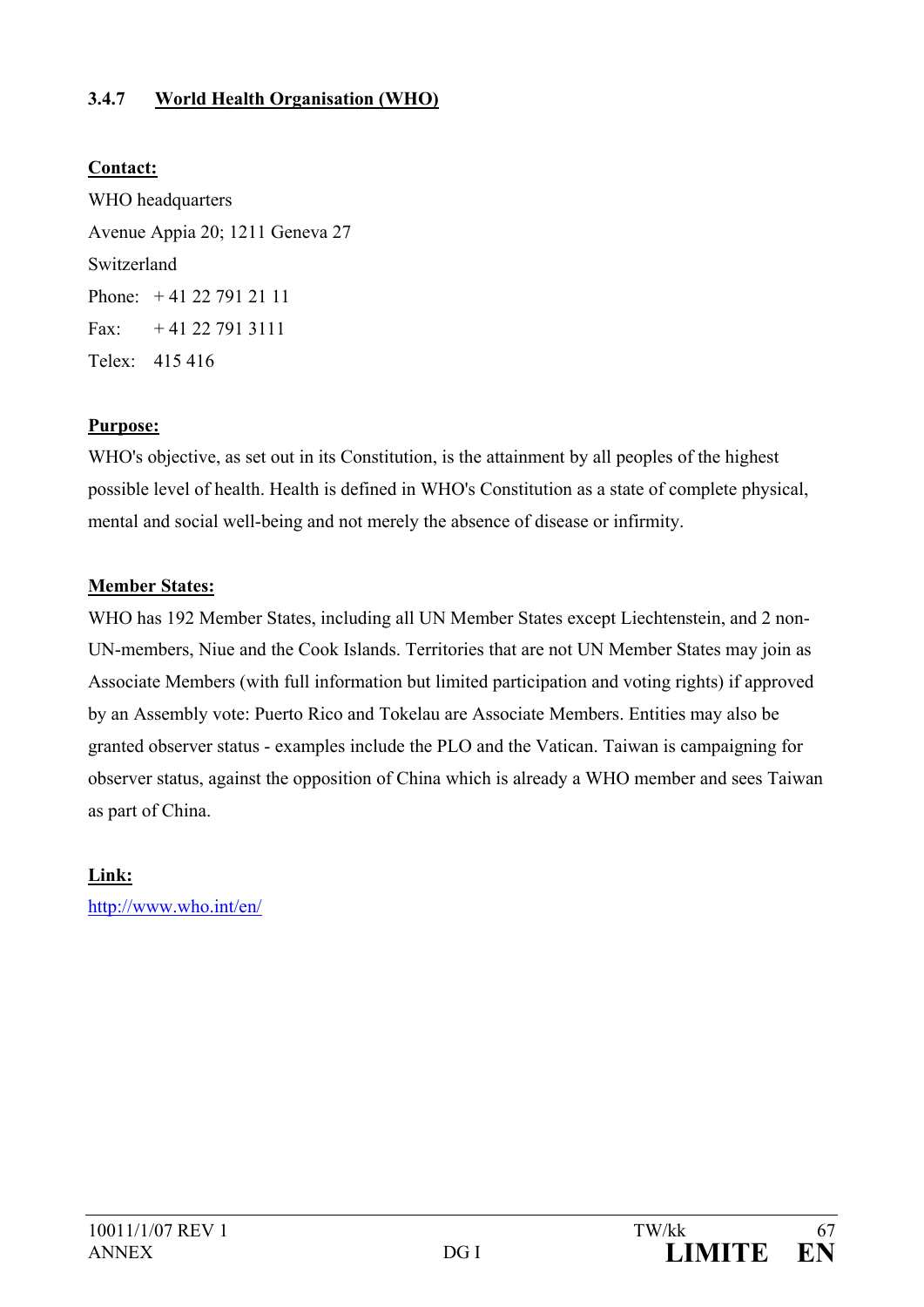### 3.4.7 World Health Organisation (WHO)

**Contact:**

WHO headquarters
Avenue Appia 20; 1211 Geneva 27
Switzerland
Phone: + 41 22 791 21 11
Fax: + 41 22 791 3111
Telex: 415 416

**Purpose:**

WHO's objective, as set out in its Constitution, is the attainment by all peoples of the highest possible level of health. Health is defined in WHO's Constitution as a state of complete physical, mental and social well-being and not merely the absence of disease or infirmity.

**Member States:**

WHO has 192 Member States, including all UN Member States except Liechtenstein, and 2 non-UN-members, Niue and the Cook Islands. Territories that are not UN Member States may join as Associate Members (with full information but limited participation and voting rights) if approved by an Assembly vote: Puerto Rico and Tokelau are Associate Members. Entities may also be granted observer status - examples include the PLO and the Vatican. Taiwan is campaigning for observer status, against the opposition of China which is already a WHO member and sees Taiwan as part of China.

**Link:**

http://www.who.int/en/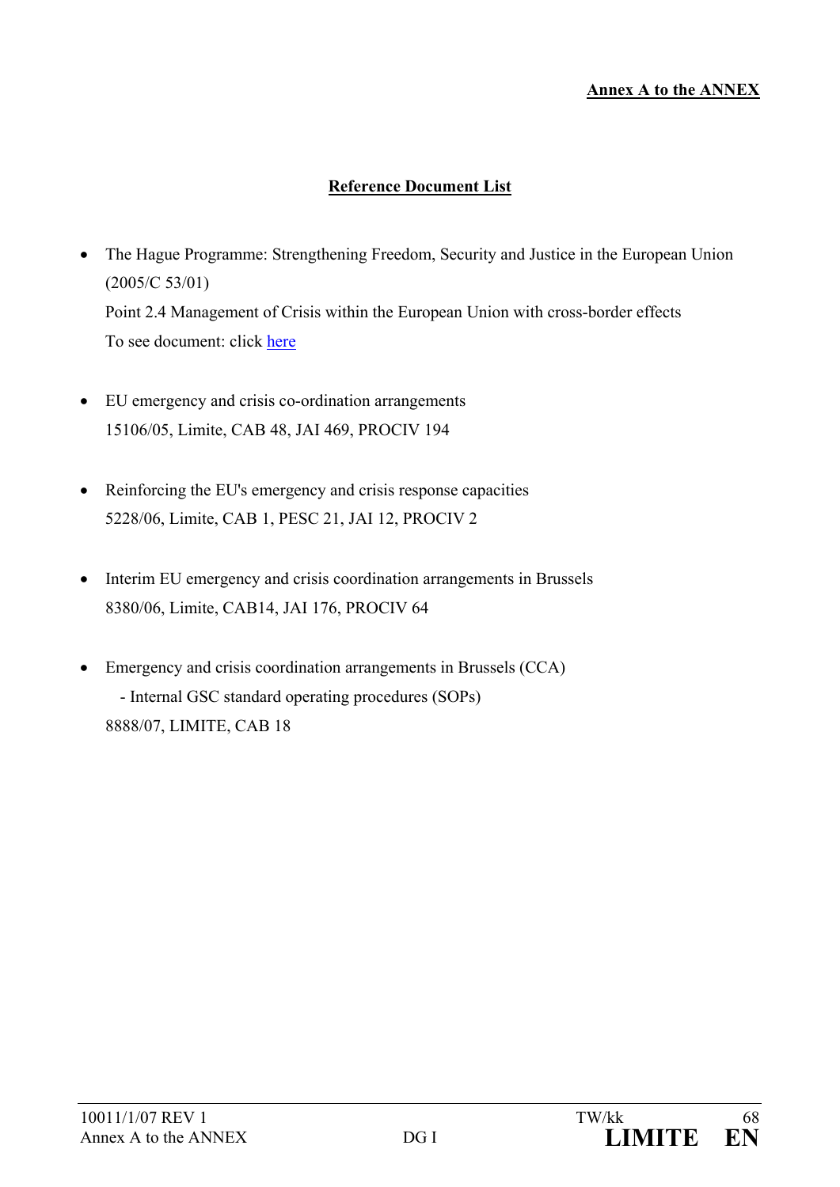**Annex A to the ANNEX**

## Reference Document List

- The Hague Programme: Strengthening Freedom, Security and Justice in the European Union (2005/C 53/01)
  Point 2.4 Management of Crisis within the European Union with cross-border effects
  To see document: click here

- EU emergency and crisis co-ordination arrangements
  15106/05, Limite, CAB 48, JAI 469, PROCIV 194

- Reinforcing the EU's emergency and crisis response capacities
  5228/06, Limite, CAB 1, PESC 21, JAI 12, PROCIV 2

- Interim EU emergency and crisis coordination arrangements in Brussels
  8380/06, Limite, CAB14, JAI 176, PROCIV 64

- Emergency and crisis coordination arrangements in Brussels (CCA)
  - Internal GSC standard operating procedures (SOPs)

  8888/07, LIMITE, CAB 18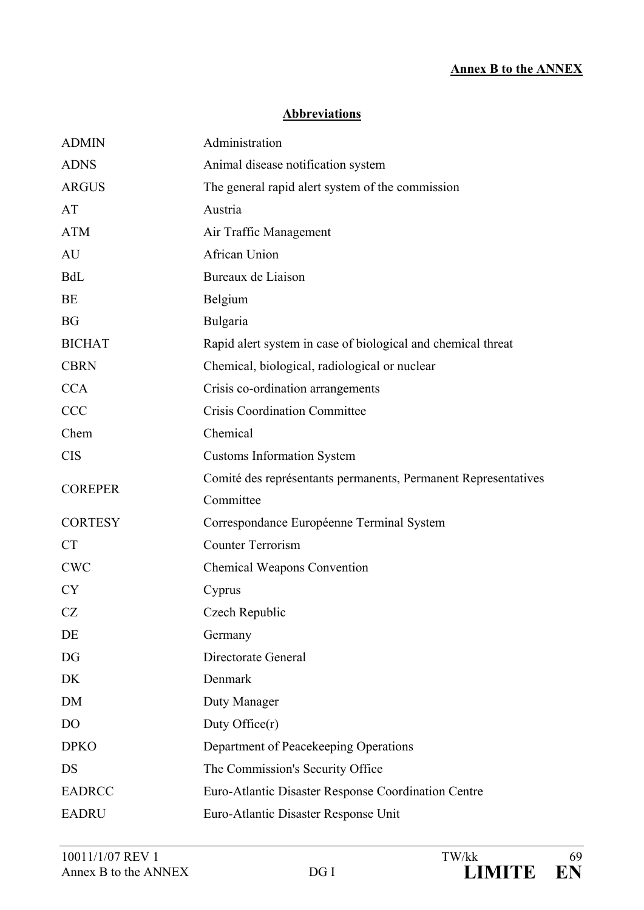**Annex B to the ANNEX**

## Abbreviations

| | |
|---|---|
| ADMIN | Administration |
| ADNS | Animal disease notification system |
| ARGUS | The general rapid alert system of the commission |
| AT | Austria |
| ATM | Air Traffic Management |
| AU | African Union |
| BdL | Bureaux de Liaison |
| BE | Belgium |
| BG | Bulgaria |
| BICHAT | Rapid alert system in case of biological and chemical threat |
| CBRN | Chemical, biological, radiological or nuclear |
| CCA | Crisis co-ordination arrangements |
| CCC | Crisis Coordination Committee |
| Chem | Chemical |
| CIS | Customs Information System |
| COREPER | Comité des représentants permanents, Permanent Representatives Committee |
| CORTESY | Correspondance Européenne Terminal System |
| CT | Counter Terrorism |
| CWC | Chemical Weapons Convention |
| CY | Cyprus |
| CZ | Czech Republic |
| DE | Germany |
| DG | Directorate General |
| DK | Denmark |
| DM | Duty Manager |
| DO | Duty Office(r) |
| DPKO | Department of Peacekeeping Operations |
| DS | The Commission's Security Office |
| EADRCC | Euro-Atlantic Disaster Response Coordination Centre |
| EADRU | Euro-Atlantic Disaster Response Unit |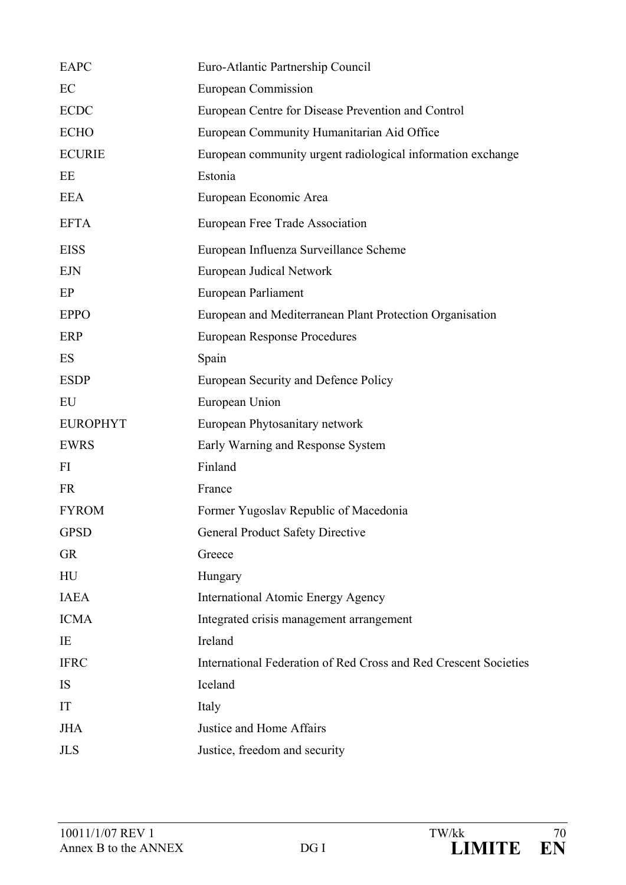| | |
|---|---|
| EAPC | Euro-Atlantic Partnership Council |
| EC | European Commission |
| ECDC | European Centre for Disease Prevention and Control |
| ECHO | European Community Humanitarian Aid Office |
| ECURIE | European community urgent radiological information exchange |
| EE | Estonia |
| EEA | European Economic Area |
| EFTA | European Free Trade Association |
| EISS | European Influenza Surveillance Scheme |
| EJN | European Judical Network |
| EP | European Parliament |
| EPPO | European and Mediterranean Plant Protection Organisation |
| ERP | European Response Procedures |
| ES | Spain |
| ESDP | European Security and Defence Policy |
| EU | European Union |
| EUROPHYT | European Phytosanitary network |
| EWRS | Early Warning and Response System |
| FI | Finland |
| FR | France |
| FYROM | Former Yugoslav Republic of Macedonia |
| GPSD | General Product Safety Directive |
| GR | Greece |
| HU | Hungary |
| IAEA | International Atomic Energy Agency |
| ICMA | Integrated crisis management arrangement |
| IE | Ireland |
| IFRC | International Federation of Red Cross and Red Crescent Societies |
| IS | Iceland |
| IT | Italy |
| JHA | Justice and Home Affairs |
| JLS | Justice, freedom and security |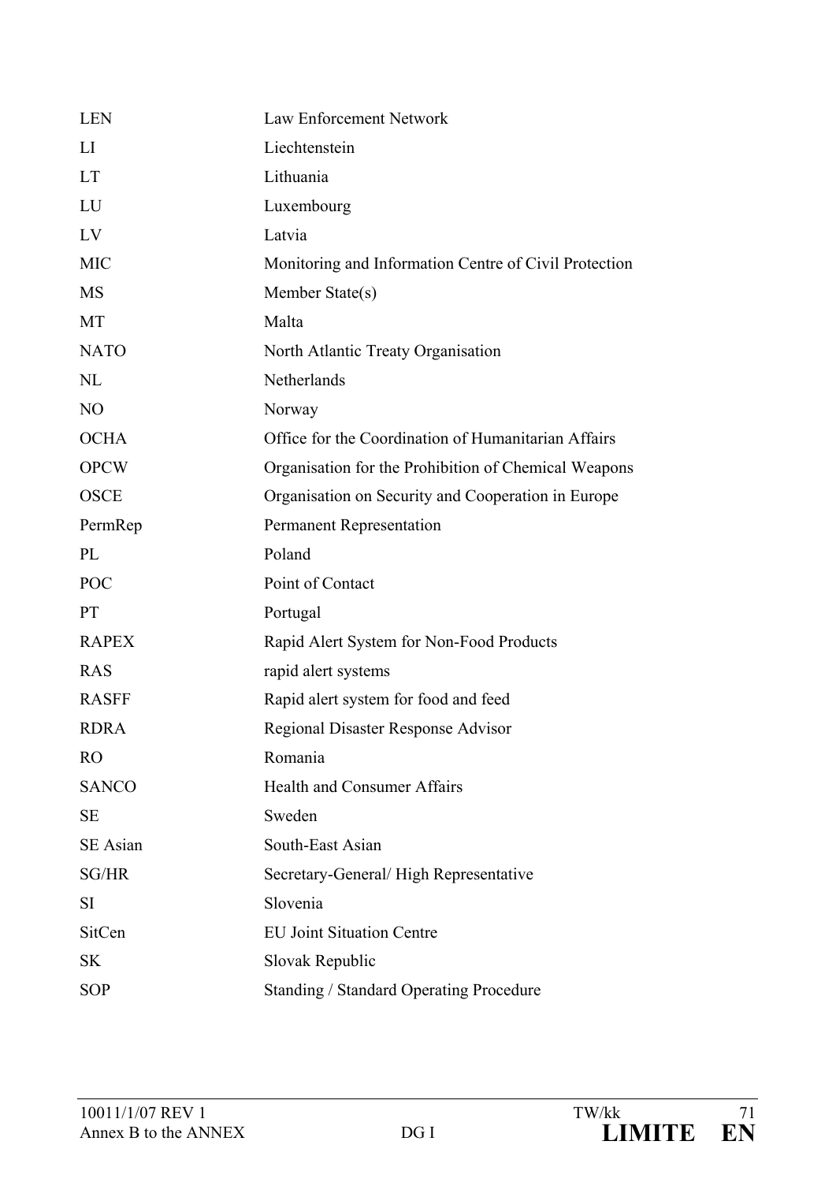| | |
|---|---|
| LEN | Law Enforcement Network |
| LI | Liechtenstein |
| LT | Lithuania |
| LU | Luxembourg |
| LV | Latvia |
| MIC | Monitoring and Information Centre of Civil Protection |
| MS | Member State(s) |
| MT | Malta |
| NATO | North Atlantic Treaty Organisation |
| NL | Netherlands |
| NO | Norway |
| OCHA | Office for the Coordination of Humanitarian Affairs |
| OPCW | Organisation for the Prohibition of Chemical Weapons |
| OSCE | Organisation on Security and Cooperation in Europe |
| PermRep | Permanent Representation |
| PL | Poland |
| POC | Point of Contact |
| PT | Portugal |
| RAPEX | Rapid Alert System for Non-Food Products |
| RAS | rapid alert systems |
| RASFF | Rapid alert system for food and feed |
| RDRA | Regional Disaster Response Advisor |
| RO | Romania |
| SANCO | Health and Consumer Affairs |
| SE | Sweden |
| SE Asian | South-East Asian |
| SG/HR | Secretary-General/ High Representative |
| SI | Slovenia |
| SitCen | EU Joint Situation Centre |
| SK | Slovak Republic |
| SOP | Standing / Standard Operating Procedure |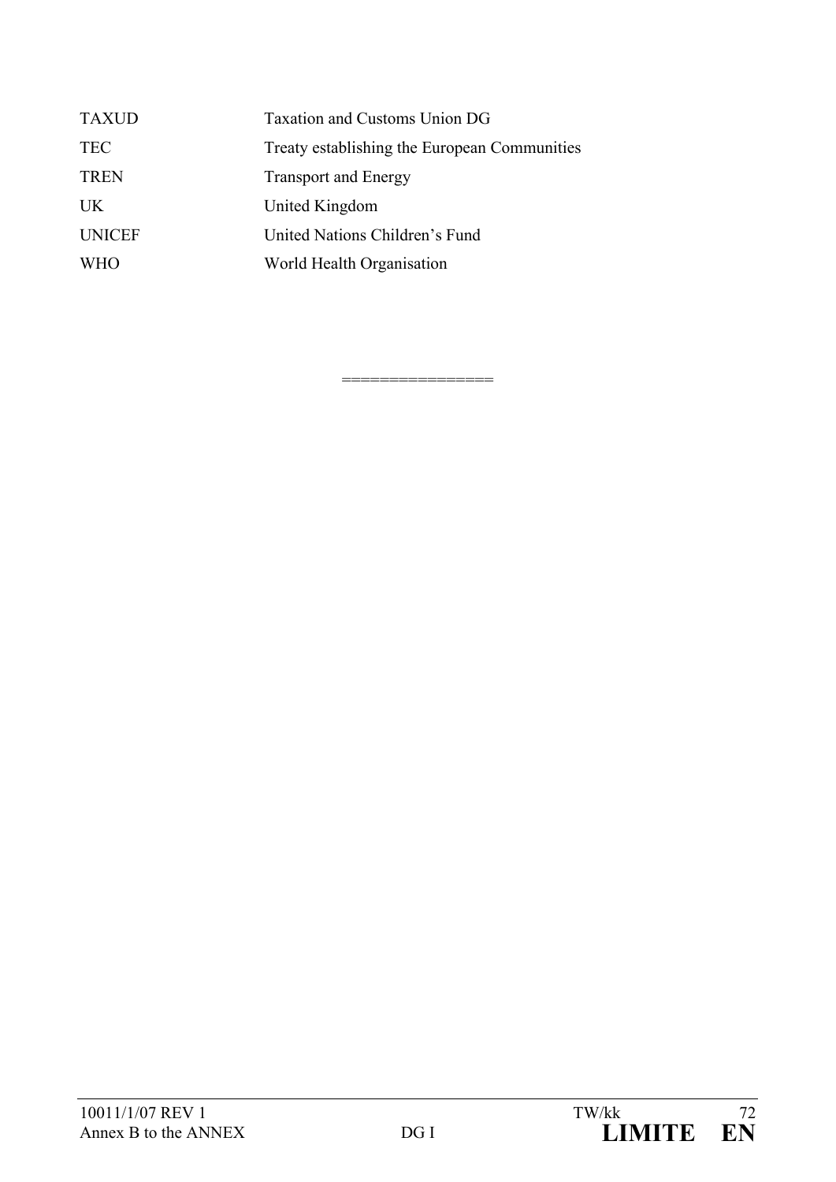| | |
|---|---|
| TAXUD | Taxation and Customs Union DG |
| TEC | Treaty establishing the European Communities |
| TREN | Transport and Energy |
| UK | United Kingdom |
| UNICEF | United Nations Children's Fund |
| WHO | World Health Organisation |

================